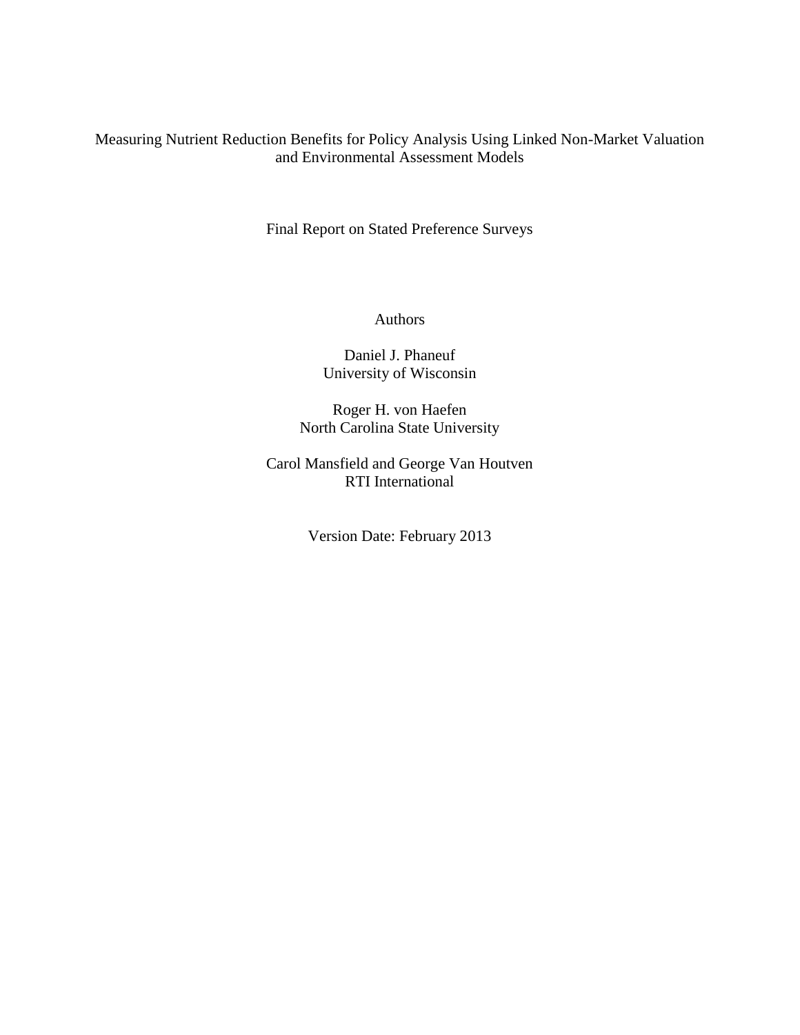# Measuring Nutrient Reduction Benefits for Policy Analysis Using Linked Non-Market Valuation and Environmental Assessment Models

Final Report on Stated Preference Surveys

Authors

Daniel J. Phaneuf
University of Wisconsin

Roger H. von Haefen
North Carolina State University

Carol Mansfield and George Van Houtven
RTI International

Version Date: February 2013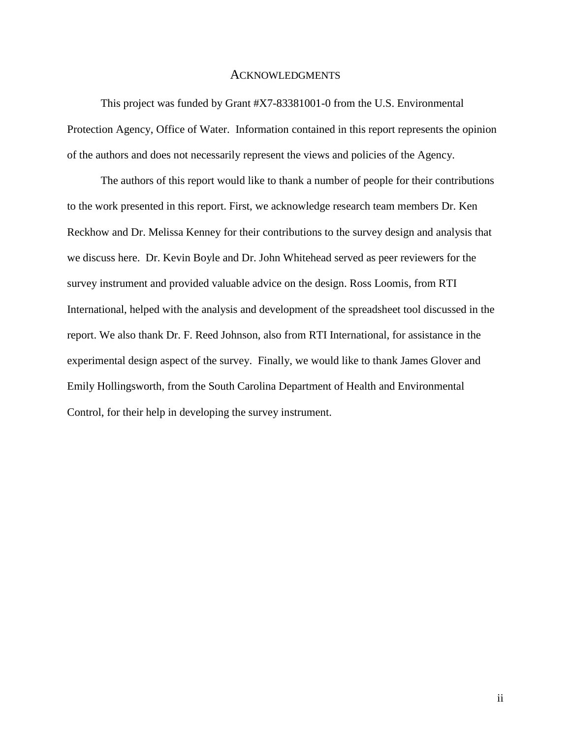# Acknowledgments

This project was funded by Grant #X7-83381001-0 from the U.S. Environmental Protection Agency, Office of Water. Information contained in this report represents the opinion of the authors and does not necessarily represent the views and policies of the Agency.

The authors of this report would like to thank a number of people for their contributions to the work presented in this report. First, we acknowledge research team members Dr. Ken Reckhow and Dr. Melissa Kenney for their contributions to the survey design and analysis that we discuss here. Dr. Kevin Boyle and Dr. John Whitehead served as peer reviewers for the survey instrument and provided valuable advice on the design. Ross Loomis, from RTI International, helped with the analysis and development of the spreadsheet tool discussed in the report. We also thank Dr. F. Reed Johnson, also from RTI International, for assistance in the experimental design aspect of the survey. Finally, we would like to thank James Glover and Emily Hollingsworth, from the South Carolina Department of Health and Environmental Control, for their help in developing the survey instrument.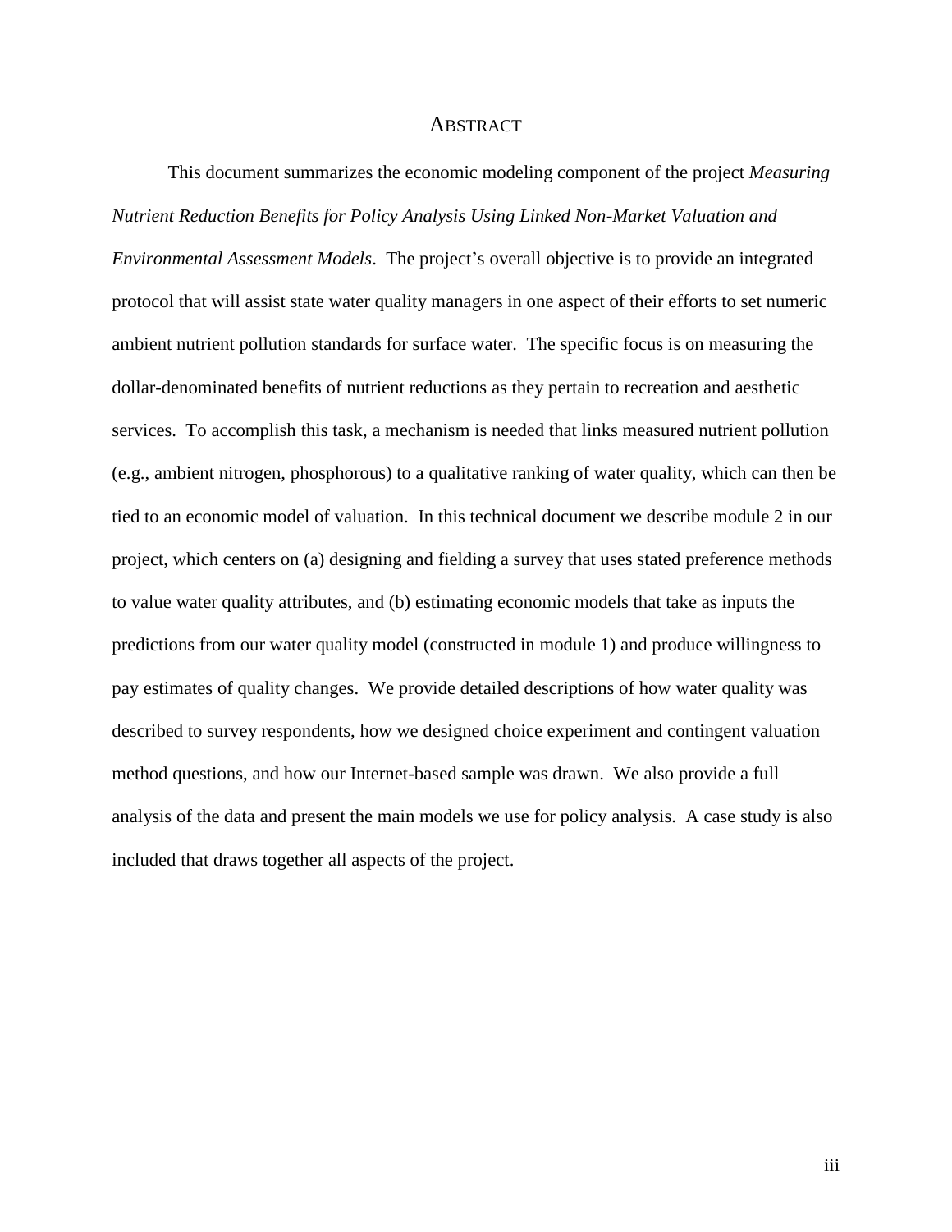# Abstract

This document summarizes the economic modeling component of the project *Measuring Nutrient Reduction Benefits for Policy Analysis Using Linked Non-Market Valuation and Environmental Assessment Models*. The project's overall objective is to provide an integrated protocol that will assist state water quality managers in one aspect of their efforts to set numeric ambient nutrient pollution standards for surface water. The specific focus is on measuring the dollar-denominated benefits of nutrient reductions as they pertain to recreation and aesthetic services. To accomplish this task, a mechanism is needed that links measured nutrient pollution (e.g., ambient nitrogen, phosphorous) to a qualitative ranking of water quality, which can then be tied to an economic model of valuation. In this technical document we describe module 2 in our project, which centers on (a) designing and fielding a survey that uses stated preference methods to value water quality attributes, and (b) estimating economic models that take as inputs the predictions from our water quality model (constructed in module 1) and produce willingness to pay estimates of quality changes. We provide detailed descriptions of how water quality was described to survey respondents, how we designed choice experiment and contingent valuation method questions, and how our Internet-based sample was drawn. We also provide a full analysis of the data and present the main models we use for policy analysis. A case study is also included that draws together all aspects of the project.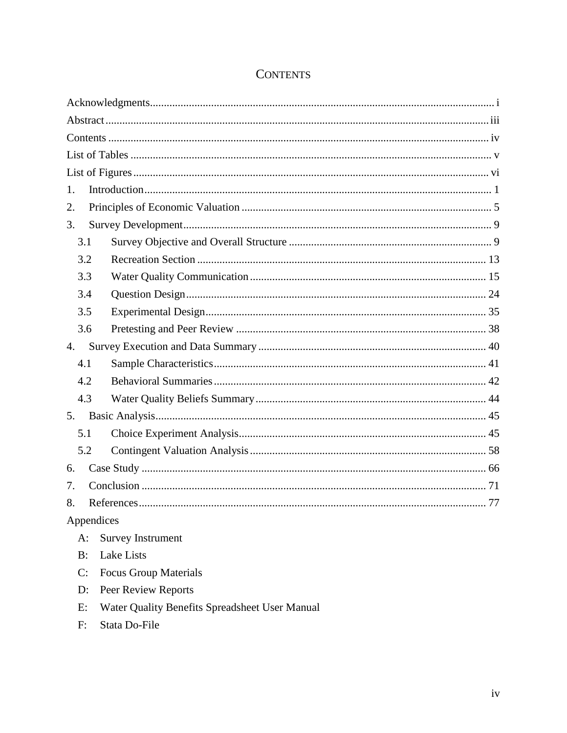# Contents

Acknowledgments ........ i
Abstract ........ iii
Contents ........ iv
List of Tables ........ v
List of Figures ........ vi

1. Introduction ........ 1
2. Principles of Economic Valuation ........ 5
3. Survey Development ........ 9
   - 3.1 Survey Objective and Overall Structure ........ 9
   - 3.2 Recreation Section ........ 13
   - 3.3 Water Quality Communication ........ 15
   - 3.4 Question Design ........ 24
   - 3.5 Experimental Design ........ 35
   - 3.6 Pretesting and Peer Review ........ 38
4. Survey Execution and Data Summary ........ 40
   - 4.1 Sample Characteristics ........ 41
   - 4.2 Behavioral Summaries ........ 42
   - 4.3 Water Quality Beliefs Summary ........ 44
5. Basic Analysis ........ 45
   - 5.1 Choice Experiment Analysis ........ 45
   - 5.2 Contingent Valuation Analysis ........ 58
6. Case Study ........ 66
7. Conclusion ........ 71
8. References ........ 77

Appendices

- A: Survey Instrument
- B: Lake Lists
- C: Focus Group Materials
- D: Peer Review Reports
- E: Water Quality Benefits Spreadsheet User Manual
- F: Stata Do-File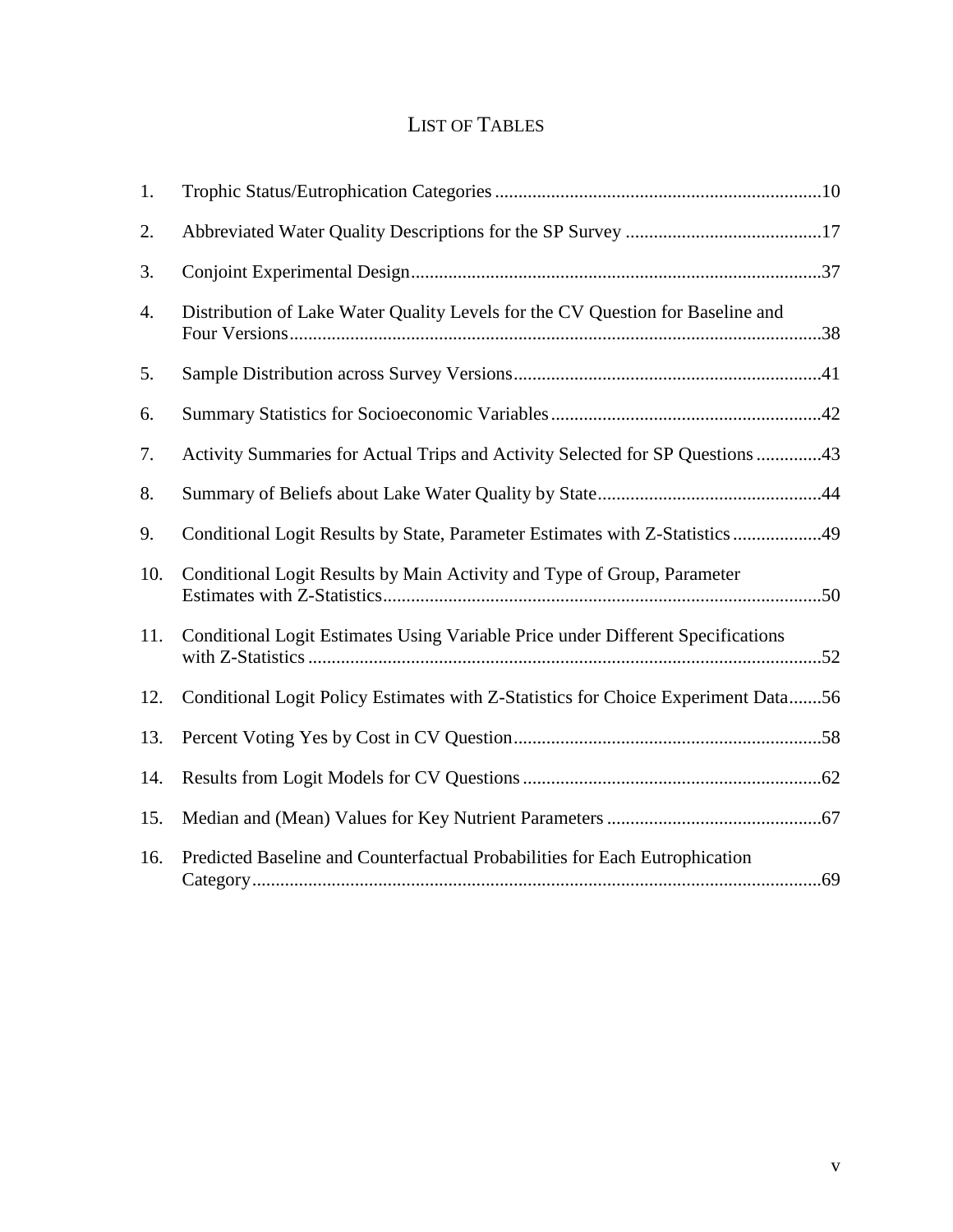# LIST OF TABLES

1. Trophic Status/Eutrophication Categories ....................................................................10
2. Abbreviated Water Quality Descriptions for the SP Survey ..........................................17
3. Conjoint Experimental Design.......................................................................................37
4. Distribution of Lake Water Quality Levels for the CV Question for Baseline and Four Versions.................................................................................................................38
5. Sample Distribution across Survey Versions.................................................................41
6. Summary Statistics for Socioeconomic Variables.........................................................42
7. Activity Summaries for Actual Trips and Activity Selected for SP Questions .............43
8. Summary of Beliefs about Lake Water Quality by State...............................................44
9. Conditional Logit Results by State, Parameter Estimates with Z-Statistics ..................49
10. Conditional Logit Results by Main Activity and Type of Group, Parameter Estimates with Z-Statistics.............................................................................................50
11. Conditional Logit Estimates Using Variable Price under Different Specifications with Z-Statistics ............................................................................................................52
12. Conditional Logit Policy Estimates with Z-Statistics for Choice Experiment Data.......56
13. Percent Voting Yes by Cost in CV Question.................................................................58
14. Results from Logit Models for CV Questions ...............................................................62
15. Median and (Mean) Values for Key Nutrient Parameters .............................................67
16. Predicted Baseline and Counterfactual Probabilities for Each Eutrophication Category.........................................................................................................................69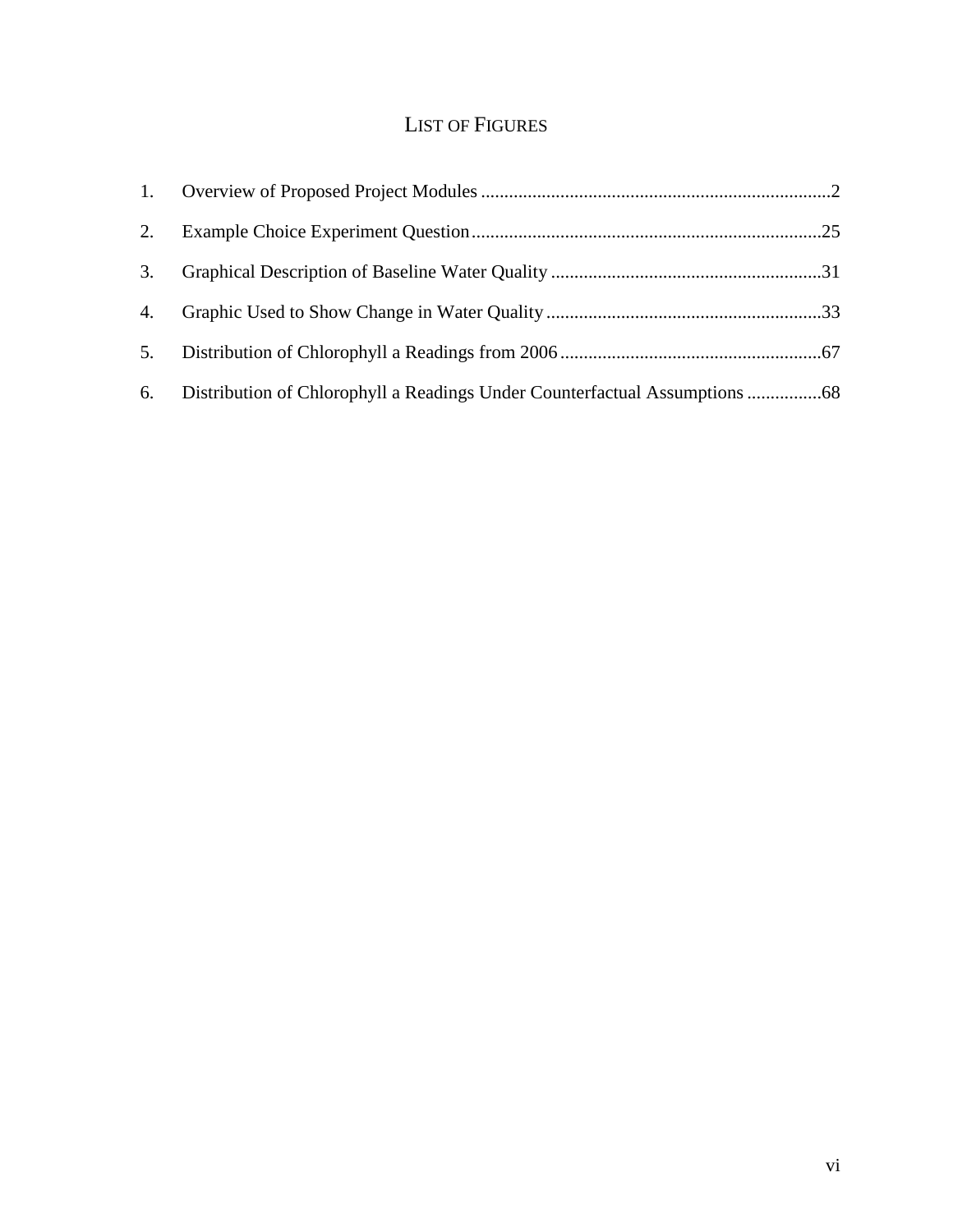# LIST OF FIGURES

1. Overview of Proposed Project Modules ....................................................................2
2. Example Choice Experiment Question....................................................................25
3. Graphical Description of Baseline Water Quality ....................................................31
4. Graphic Used to Show Change in Water Quality......................................................33
5. Distribution of Chlorophyll a Readings from 2006....................................................67
6. Distribution of Chlorophyll a Readings Under Counterfactual Assumptions ................68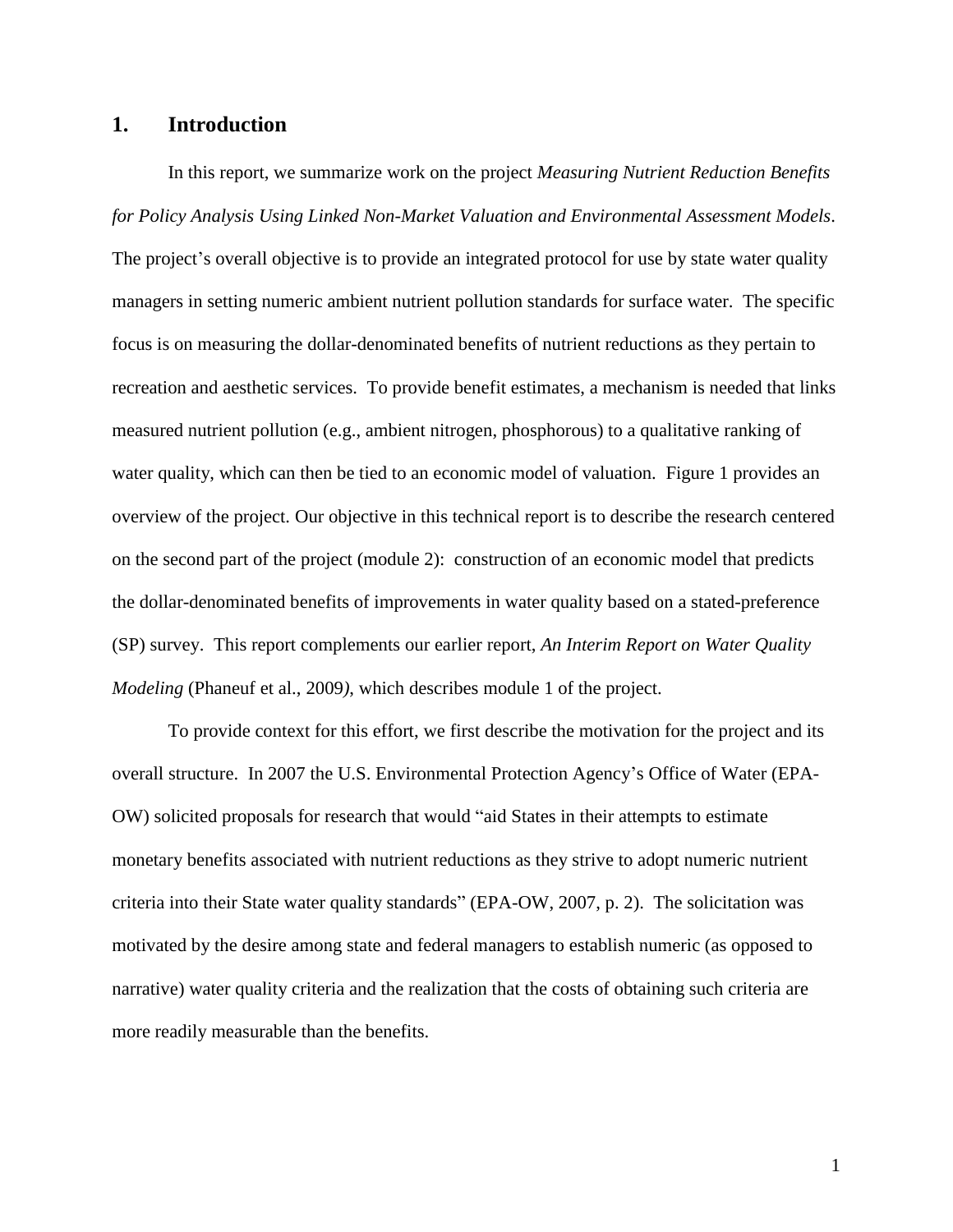# 1. Introduction

In this report, we summarize work on the project *Measuring Nutrient Reduction Benefits for Policy Analysis Using Linked Non-Market Valuation and Environmental Assessment Models*. The project's overall objective is to provide an integrated protocol for use by state water quality managers in setting numeric ambient nutrient pollution standards for surface water. The specific focus is on measuring the dollar-denominated benefits of nutrient reductions as they pertain to recreation and aesthetic services. To provide benefit estimates, a mechanism is needed that links measured nutrient pollution (e.g., ambient nitrogen, phosphorous) to a qualitative ranking of water quality, which can then be tied to an economic model of valuation. Figure 1 provides an overview of the project. Our objective in this technical report is to describe the research centered on the second part of the project (module 2): construction of an economic model that predicts the dollar-denominated benefits of improvements in water quality based on a stated-preference (SP) survey. This report complements our earlier report, *An Interim Report on Water Quality Modeling* (Phaneuf et al., 2009*)*, which describes module 1 of the project.

To provide context for this effort, we first describe the motivation for the project and its overall structure. In 2007 the U.S. Environmental Protection Agency's Office of Water (EPA-OW) solicited proposals for research that would "aid States in their attempts to estimate monetary benefits associated with nutrient reductions as they strive to adopt numeric nutrient criteria into their State water quality standards" (EPA-OW, 2007, p. 2). The solicitation was motivated by the desire among state and federal managers to establish numeric (as opposed to narrative) water quality criteria and the realization that the costs of obtaining such criteria are more readily measurable than the benefits.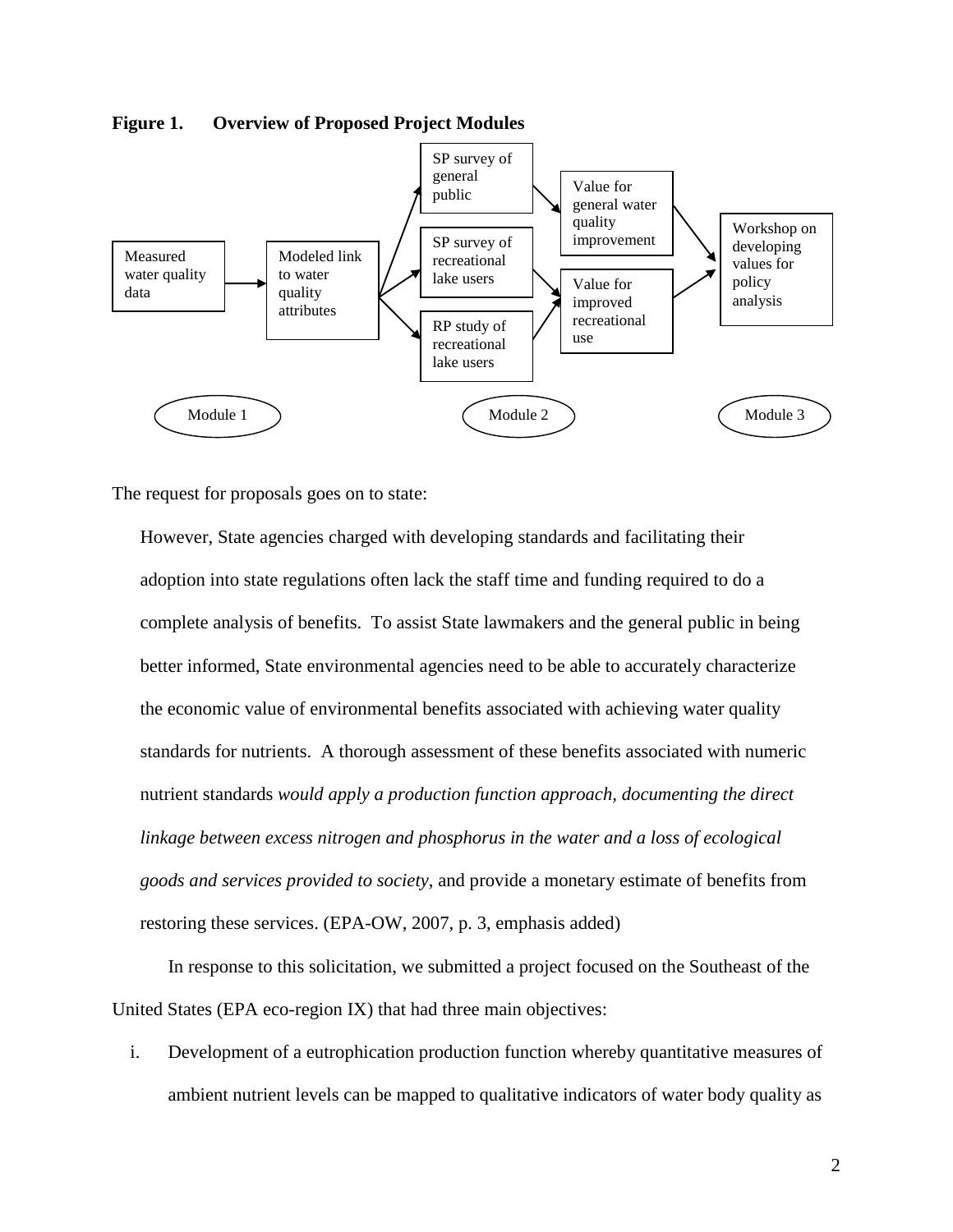**Figure 1. Overview of Proposed Project Modules**

The request for proposals goes on to state:

> However, State agencies charged with developing standards and facilitating their adoption into state regulations often lack the staff time and funding required to do a complete analysis of benefits. To assist State lawmakers and the general public in being better informed, State environmental agencies need to be able to accurately characterize the economic value of environmental benefits associated with achieving water quality standards for nutrients. A thorough assessment of these benefits associated with numeric nutrient standards *would apply a production function approach, documenting the direct linkage between excess nitrogen and phosphorus in the water and a loss of ecological goods and services provided to society*, and provide a monetary estimate of benefits from restoring these services. (EPA-OW, 2007, p. 3, emphasis added)

In response to this solicitation, we submitted a project focused on the Southeast of the United States (EPA eco-region IX) that had three main objectives:

i. Development of a eutrophication production function whereby quantitative measures of ambient nutrient levels can be mapped to qualitative indicators of water body quality as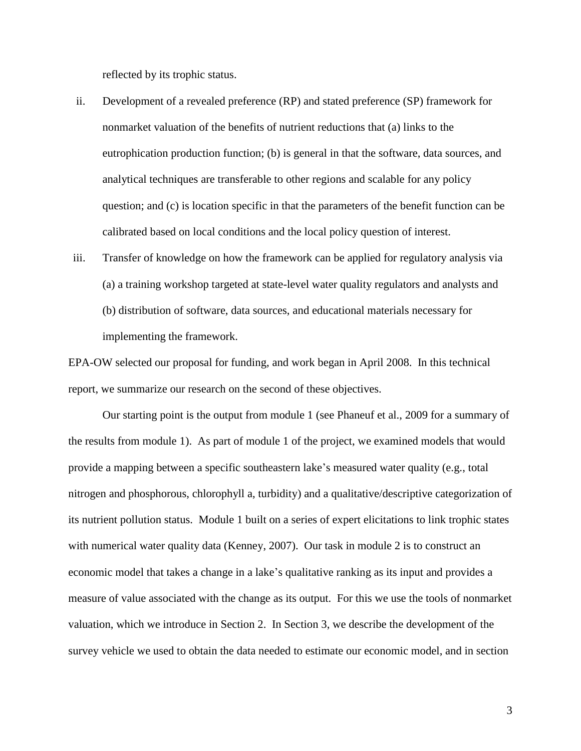reflected by its trophic status.

ii. Development of a revealed preference (RP) and stated preference (SP) framework for nonmarket valuation of the benefits of nutrient reductions that (a) links to the eutrophication production function; (b) is general in that the software, data sources, and analytical techniques are transferable to other regions and scalable for any policy question; and (c) is location specific in that the parameters of the benefit function can be calibrated based on local conditions and the local policy question of interest.

iii. Transfer of knowledge on how the framework can be applied for regulatory analysis via (a) a training workshop targeted at state-level water quality regulators and analysts and (b) distribution of software, data sources, and educational materials necessary for implementing the framework.

EPA-OW selected our proposal for funding, and work began in April 2008. In this technical report, we summarize our research on the second of these objectives.

Our starting point is the output from module 1 (see Phaneuf et al., 2009 for a summary of the results from module 1). As part of module 1 of the project, we examined models that would provide a mapping between a specific southeastern lake's measured water quality (e.g., total nitrogen and phosphorous, chlorophyll a, turbidity) and a qualitative/descriptive categorization of its nutrient pollution status. Module 1 built on a series of expert elicitations to link trophic states with numerical water quality data (Kenney, 2007). Our task in module 2 is to construct an economic model that takes a change in a lake's qualitative ranking as its input and provides a measure of value associated with the change as its output. For this we use the tools of nonmarket valuation, which we introduce in Section 2. In Section 3, we describe the development of the survey vehicle we used to obtain the data needed to estimate our economic model, and in section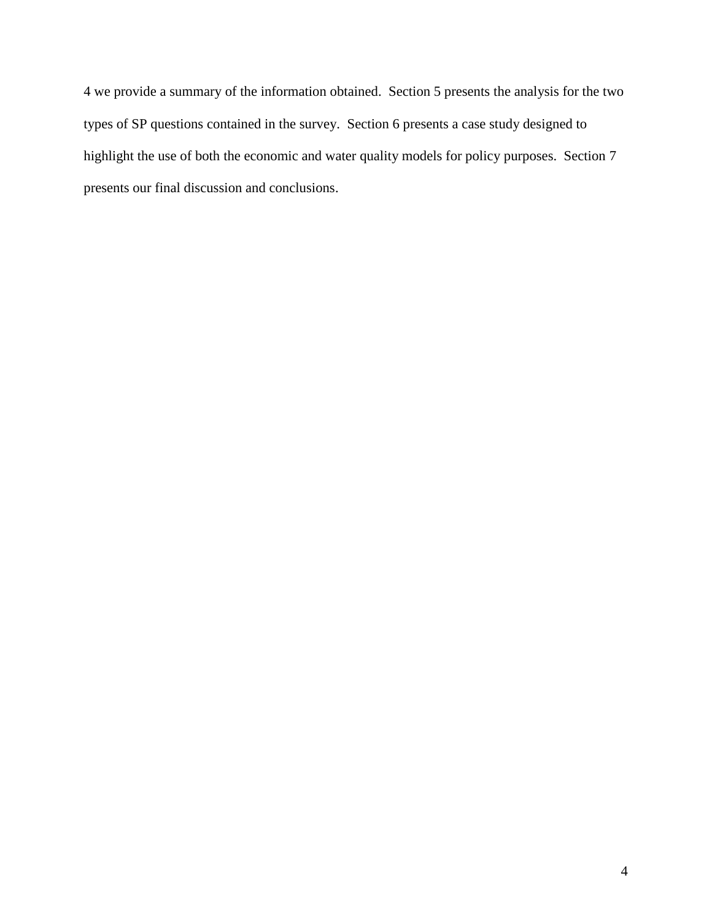4 we provide a summary of the information obtained. Section 5 presents the analysis for the two types of SP questions contained in the survey. Section 6 presents a case study designed to highlight the use of both the economic and water quality models for policy purposes. Section 7 presents our final discussion and conclusions.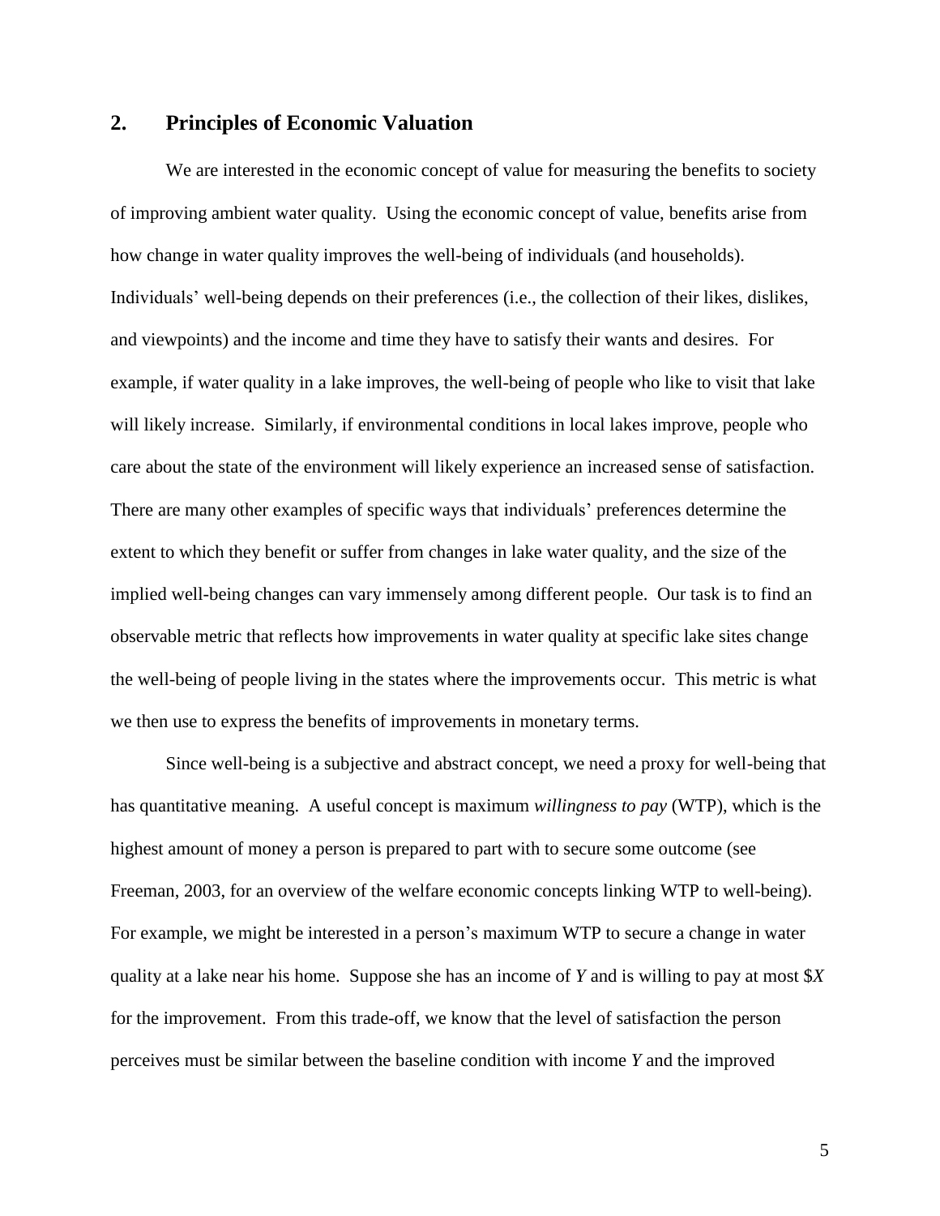## 2. Principles of Economic Valuation

We are interested in the economic concept of value for measuring the benefits to society of improving ambient water quality. Using the economic concept of value, benefits arise from how change in water quality improves the well-being of individuals (and households). Individuals' well-being depends on their preferences (i.e., the collection of their likes, dislikes, and viewpoints) and the income and time they have to satisfy their wants and desires. For example, if water quality in a lake improves, the well-being of people who like to visit that lake will likely increase. Similarly, if environmental conditions in local lakes improve, people who care about the state of the environment will likely experience an increased sense of satisfaction. There are many other examples of specific ways that individuals' preferences determine the extent to which they benefit or suffer from changes in lake water quality, and the size of the implied well-being changes can vary immensely among different people. Our task is to find an observable metric that reflects how improvements in water quality at specific lake sites change the well-being of people living in the states where the improvements occur. This metric is what we then use to express the benefits of improvements in monetary terms.

Since well-being is a subjective and abstract concept, we need a proxy for well-being that has quantitative meaning. A useful concept is maximum *willingness to pay* (WTP), which is the highest amount of money a person is prepared to part with to secure some outcome (see Freeman, 2003, for an overview of the welfare economic concepts linking WTP to well-being). For example, we might be interested in a person's maximum WTP to secure a change in water quality at a lake near his home. Suppose she has an income of $Y$ and is willing to pay at most $\$X$ for the improvement. From this trade-off, we know that the level of satisfaction the person perceives must be similar between the baseline condition with income $Y$ and the improved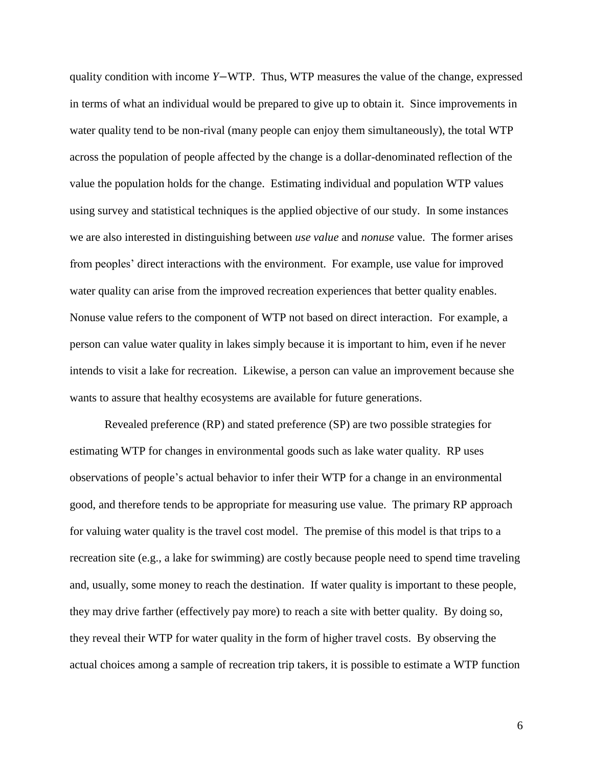quality condition with income $Y-\text{WTP}$. Thus, WTP measures the value of the change, expressed in terms of what an individual would be prepared to give up to obtain it. Since improvements in water quality tend to be non-rival (many people can enjoy them simultaneously), the total WTP across the population of people affected by the change is a dollar-denominated reflection of the value the population holds for the change. Estimating individual and population WTP values using survey and statistical techniques is the applied objective of our study. In some instances we are also interested in distinguishing between *use value* and *nonuse* value. The former arises from peoples' direct interactions with the environment. For example, use value for improved water quality can arise from the improved recreation experiences that better quality enables. Nonuse value refers to the component of WTP not based on direct interaction. For example, a person can value water quality in lakes simply because it is important to him, even if he never intends to visit a lake for recreation. Likewise, a person can value an improvement because she wants to assure that healthy ecosystems are available for future generations.

Revealed preference (RP) and stated preference (SP) are two possible strategies for estimating WTP for changes in environmental goods such as lake water quality. RP uses observations of people's actual behavior to infer their WTP for a change in an environmental good, and therefore tends to be appropriate for measuring use value. The primary RP approach for valuing water quality is the travel cost model. The premise of this model is that trips to a recreation site (e.g., a lake for swimming) are costly because people need to spend time traveling and, usually, some money to reach the destination. If water quality is important to these people, they may drive farther (effectively pay more) to reach a site with better quality. By doing so, they reveal their WTP for water quality in the form of higher travel costs. By observing the actual choices among a sample of recreation trip takers, it is possible to estimate a WTP function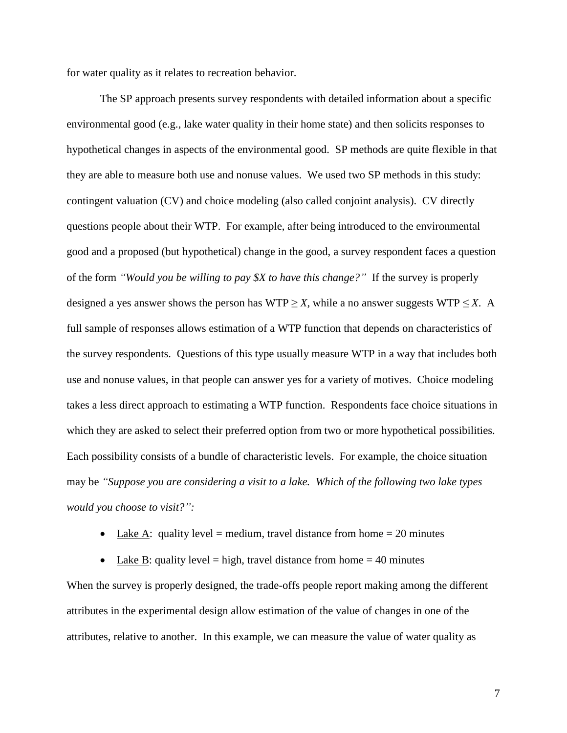for water quality as it relates to recreation behavior.

The SP approach presents survey respondents with detailed information about a specific environmental good (e.g., lake water quality in their home state) and then solicits responses to hypothetical changes in aspects of the environmental good. SP methods are quite flexible in that they are able to measure both use and nonuse values. We used two SP methods in this study: contingent valuation (CV) and choice modeling (also called conjoint analysis). CV directly questions people about their WTP. For example, after being introduced to the environmental good and a proposed (but hypothetical) change in the good, a survey respondent faces a question of the form *"Would you be willing to pay $X to have this change?"* If the survey is properly designed a yes answer shows the person has WTP $\geq X$, while a no answer suggests WTP $\leq X$. A full sample of responses allows estimation of a WTP function that depends on characteristics of the survey respondents. Questions of this type usually measure WTP in a way that includes both use and nonuse values, in that people can answer yes for a variety of motives. Choice modeling takes a less direct approach to estimating a WTP function. Respondents face choice situations in which they are asked to select their preferred option from two or more hypothetical possibilities. Each possibility consists of a bundle of characteristic levels. For example, the choice situation may be *"Suppose you are considering a visit to a lake. Which of the following two lake types would you choose to visit?":*

- Lake A: quality level = medium, travel distance from home = 20 minutes
- Lake B: quality level = high, travel distance from home = 40 minutes

When the survey is properly designed, the trade-offs people report making among the different attributes in the experimental design allow estimation of the value of changes in one of the attributes, relative to another. In this example, we can measure the value of water quality as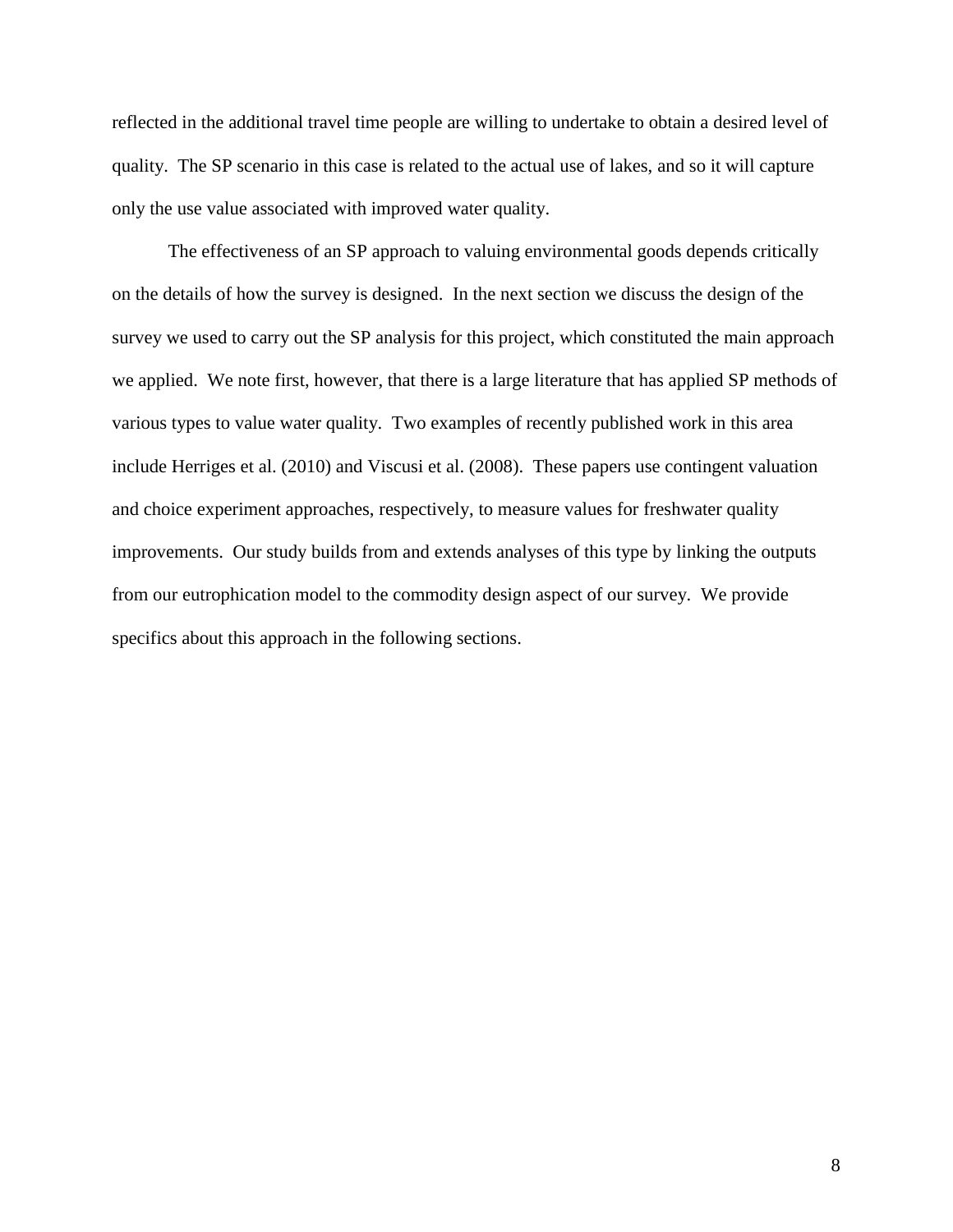reflected in the additional travel time people are willing to undertake to obtain a desired level of quality. The SP scenario in this case is related to the actual use of lakes, and so it will capture only the use value associated with improved water quality.

The effectiveness of an SP approach to valuing environmental goods depends critically on the details of how the survey is designed. In the next section we discuss the design of the survey we used to carry out the SP analysis for this project, which constituted the main approach we applied. We note first, however, that there is a large literature that has applied SP methods of various types to value water quality. Two examples of recently published work in this area include Herriges et al. (2010) and Viscusi et al. (2008). These papers use contingent valuation and choice experiment approaches, respectively, to measure values for freshwater quality improvements. Our study builds from and extends analyses of this type by linking the outputs from our eutrophication model to the commodity design aspect of our survey. We provide specifics about this approach in the following sections.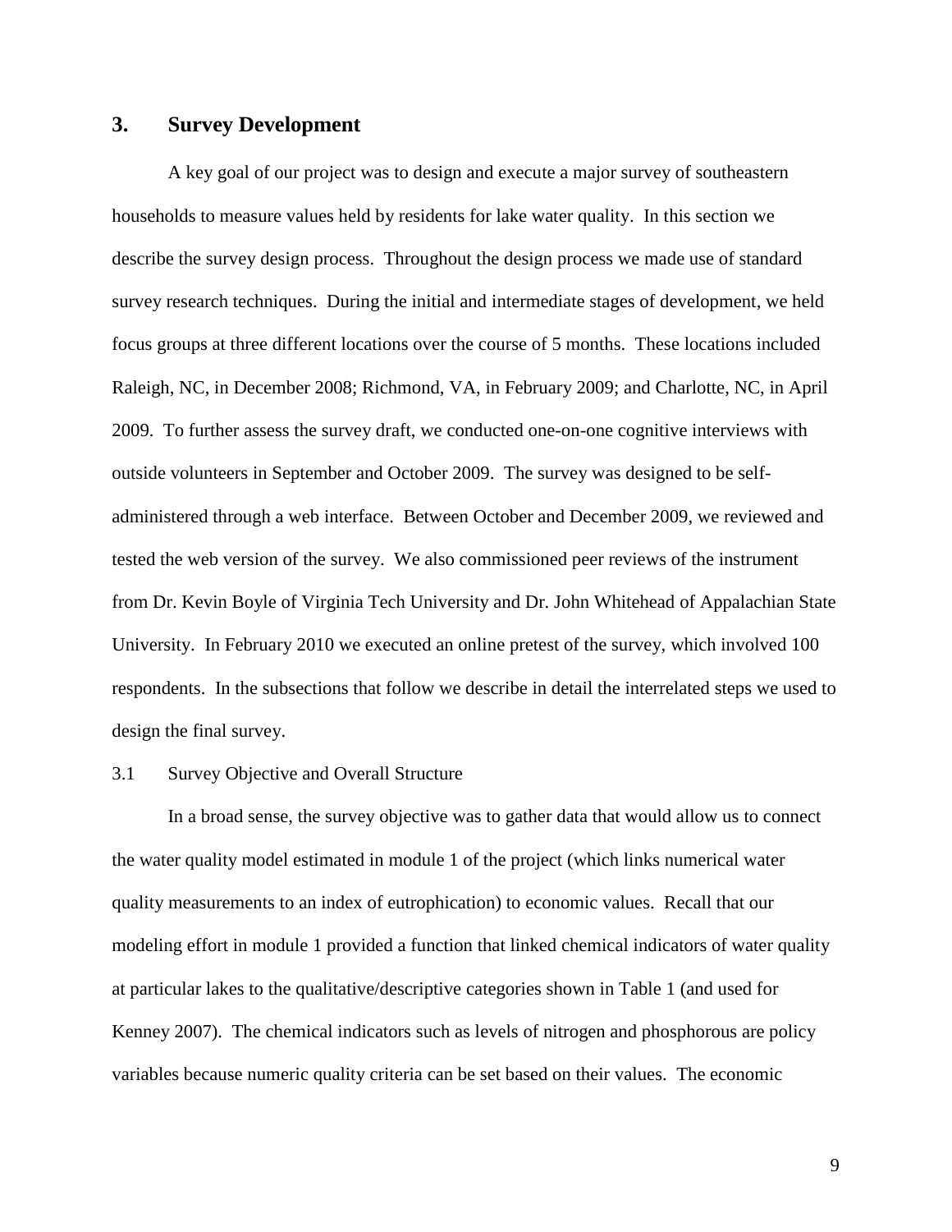## 3. Survey Development

A key goal of our project was to design and execute a major survey of southeastern households to measure values held by residents for lake water quality. In this section we describe the survey design process. Throughout the design process we made use of standard survey research techniques. During the initial and intermediate stages of development, we held focus groups at three different locations over the course of 5 months. These locations included Raleigh, NC, in December 2008; Richmond, VA, in February 2009; and Charlotte, NC, in April 2009. To further assess the survey draft, we conducted one-on-one cognitive interviews with outside volunteers in September and October 2009. The survey was designed to be self-administered through a web interface. Between October and December 2009, we reviewed and tested the web version of the survey. We also commissioned peer reviews of the instrument from Dr. Kevin Boyle of Virginia Tech University and Dr. John Whitehead of Appalachian State University. In February 2010 we executed an online pretest of the survey, which involved 100 respondents. In the subsections that follow we describe in detail the interrelated steps we used to design the final survey.

### 3.1 Survey Objective and Overall Structure

In a broad sense, the survey objective was to gather data that would allow us to connect the water quality model estimated in module 1 of the project (which links numerical water quality measurements to an index of eutrophication) to economic values. Recall that our modeling effort in module 1 provided a function that linked chemical indicators of water quality at particular lakes to the qualitative/descriptive categories shown in Table 1 (and used for Kenney 2007). The chemical indicators such as levels of nitrogen and phosphorous are policy variables because numeric quality criteria can be set based on their values. The economic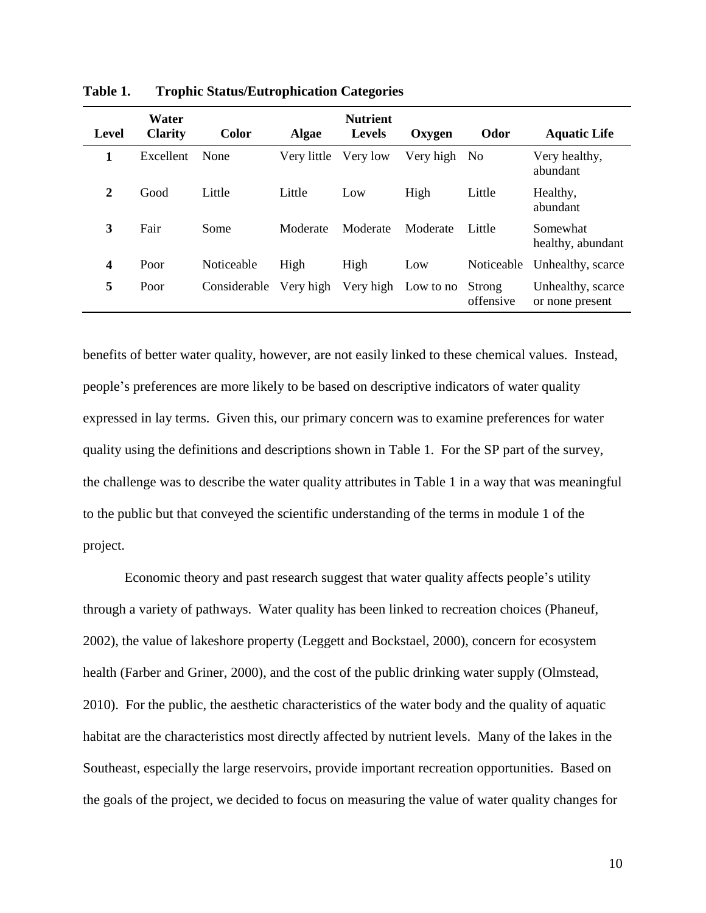**Table 1. Trophic Status/Eutrophication Categories**

| Level | Water Clarity | Color | Algae | Nutrient Levels | Oxygen | Odor | Aquatic Life |
|---|---|---|---|---|---|---|---|
| **1** | Excellent | None | Very little | Very low | Very high | No | Very healthy, abundant |
| **2** | Good | Little | Little | Low | High | Little | Healthy, abundant |
| **3** | Fair | Some | Moderate | Moderate | Moderate | Little | Somewhat healthy, abundant |
| **4** | Poor | Noticeable | High | High | Low | Noticeable | Unhealthy, scarce |
| **5** | Poor | Considerable | Very high | Very high | Low to no | Strong offensive | Unhealthy, scarce or none present |

benefits of better water quality, however, are not easily linked to these chemical values. Instead, people's preferences are more likely to be based on descriptive indicators of water quality expressed in lay terms. Given this, our primary concern was to examine preferences for water quality using the definitions and descriptions shown in Table 1. For the SP part of the survey, the challenge was to describe the water quality attributes in Table 1 in a way that was meaningful to the public but that conveyed the scientific understanding of the terms in module 1 of the project.

Economic theory and past research suggest that water quality affects people's utility through a variety of pathways. Water quality has been linked to recreation choices (Phaneuf, 2002), the value of lakeshore property (Leggett and Bockstael, 2000), concern for ecosystem health (Farber and Griner, 2000), and the cost of the public drinking water supply (Olmstead, 2010). For the public, the aesthetic characteristics of the water body and the quality of aquatic habitat are the characteristics most directly affected by nutrient levels. Many of the lakes in the Southeast, especially the large reservoirs, provide important recreation opportunities. Based on the goals of the project, we decided to focus on measuring the value of water quality changes for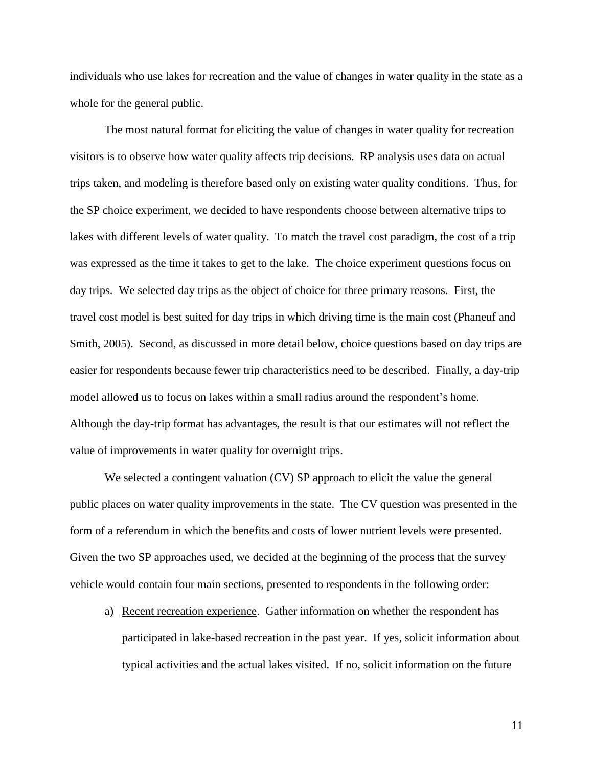individuals who use lakes for recreation and the value of changes in water quality in the state as a whole for the general public.

The most natural format for eliciting the value of changes in water quality for recreation visitors is to observe how water quality affects trip decisions. RP analysis uses data on actual trips taken, and modeling is therefore based only on existing water quality conditions. Thus, for the SP choice experiment, we decided to have respondents choose between alternative trips to lakes with different levels of water quality. To match the travel cost paradigm, the cost of a trip was expressed as the time it takes to get to the lake. The choice experiment questions focus on day trips. We selected day trips as the object of choice for three primary reasons. First, the travel cost model is best suited for day trips in which driving time is the main cost (Phaneuf and Smith, 2005). Second, as discussed in more detail below, choice questions based on day trips are easier for respondents because fewer trip characteristics need to be described. Finally, a day-trip model allowed us to focus on lakes within a small radius around the respondent's home. Although the day-trip format has advantages, the result is that our estimates will not reflect the value of improvements in water quality for overnight trips.

We selected a contingent valuation (CV) SP approach to elicit the value the general public places on water quality improvements in the state. The CV question was presented in the form of a referendum in which the benefits and costs of lower nutrient levels were presented. Given the two SP approaches used, we decided at the beginning of the process that the survey vehicle would contain four main sections, presented to respondents in the following order:

a) <u>Recent recreation experience</u>. Gather information on whether the respondent has participated in lake-based recreation in the past year. If yes, solicit information about typical activities and the actual lakes visited. If no, solicit information on the future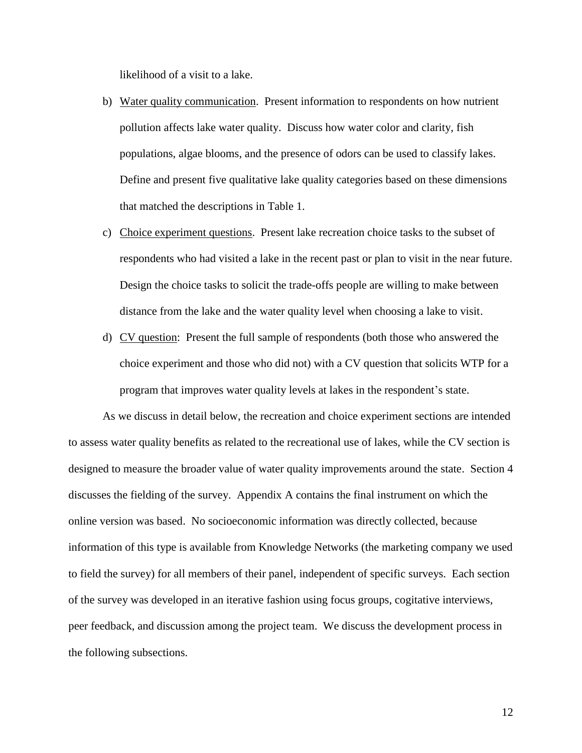likelihood of a visit to a lake.

b) Water quality communication. Present information to respondents on how nutrient pollution affects lake water quality. Discuss how water color and clarity, fish populations, algae blooms, and the presence of odors can be used to classify lakes. Define and present five qualitative lake quality categories based on these dimensions that matched the descriptions in Table 1.

c) Choice experiment questions. Present lake recreation choice tasks to the subset of respondents who had visited a lake in the recent past or plan to visit in the near future. Design the choice tasks to solicit the trade-offs people are willing to make between distance from the lake and the water quality level when choosing a lake to visit.

d) CV question: Present the full sample of respondents (both those who answered the choice experiment and those who did not) with a CV question that solicits WTP for a program that improves water quality levels at lakes in the respondent's state.

As we discuss in detail below, the recreation and choice experiment sections are intended to assess water quality benefits as related to the recreational use of lakes, while the CV section is designed to measure the broader value of water quality improvements around the state. Section 4 discusses the fielding of the survey. Appendix A contains the final instrument on which the online version was based. No socioeconomic information was directly collected, because information of this type is available from Knowledge Networks (the marketing company we used to field the survey) for all members of their panel, independent of specific surveys. Each section of the survey was developed in an iterative fashion using focus groups, cogitative interviews, peer feedback, and discussion among the project team. We discuss the development process in the following subsections.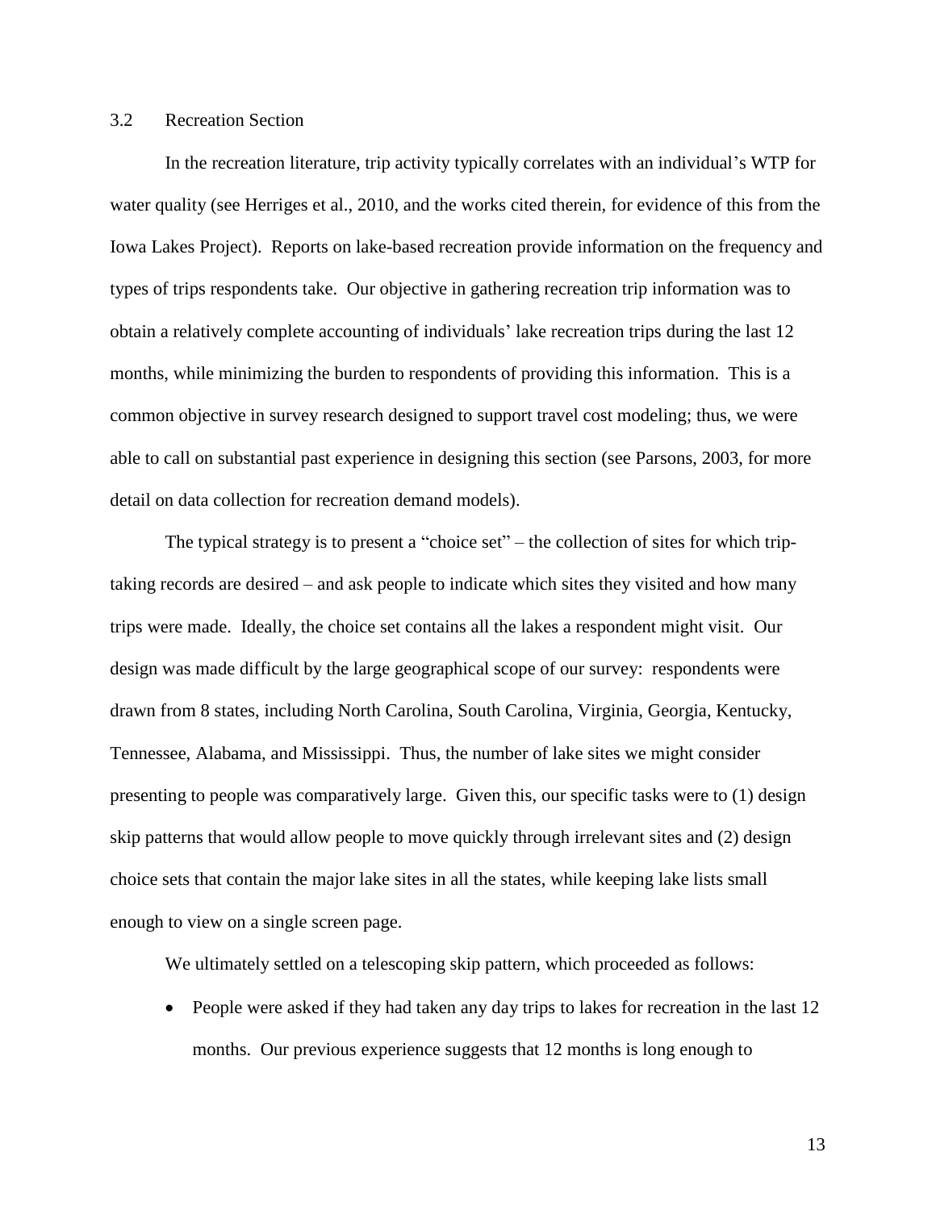### 3.2 Recreation Section

In the recreation literature, trip activity typically correlates with an individual's WTP for water quality (see Herriges et al., 2010, and the works cited therein, for evidence of this from the Iowa Lakes Project). Reports on lake-based recreation provide information on the frequency and types of trips respondents take. Our objective in gathering recreation trip information was to obtain a relatively complete accounting of individuals' lake recreation trips during the last 12 months, while minimizing the burden to respondents of providing this information. This is a common objective in survey research designed to support travel cost modeling; thus, we were able to call on substantial past experience in designing this section (see Parsons, 2003, for more detail on data collection for recreation demand models).

The typical strategy is to present a "choice set" – the collection of sites for which trip-taking records are desired – and ask people to indicate which sites they visited and how many trips were made. Ideally, the choice set contains all the lakes a respondent might visit. Our design was made difficult by the large geographical scope of our survey: respondents were drawn from 8 states, including North Carolina, South Carolina, Virginia, Georgia, Kentucky, Tennessee, Alabama, and Mississippi. Thus, the number of lake sites we might consider presenting to people was comparatively large. Given this, our specific tasks were to (1) design skip patterns that would allow people to move quickly through irrelevant sites and (2) design choice sets that contain the major lake sites in all the states, while keeping lake lists small enough to view on a single screen page.

We ultimately settled on a telescoping skip pattern, which proceeded as follows:

- People were asked if they had taken any day trips to lakes for recreation in the last 12 months. Our previous experience suggests that 12 months is long enough to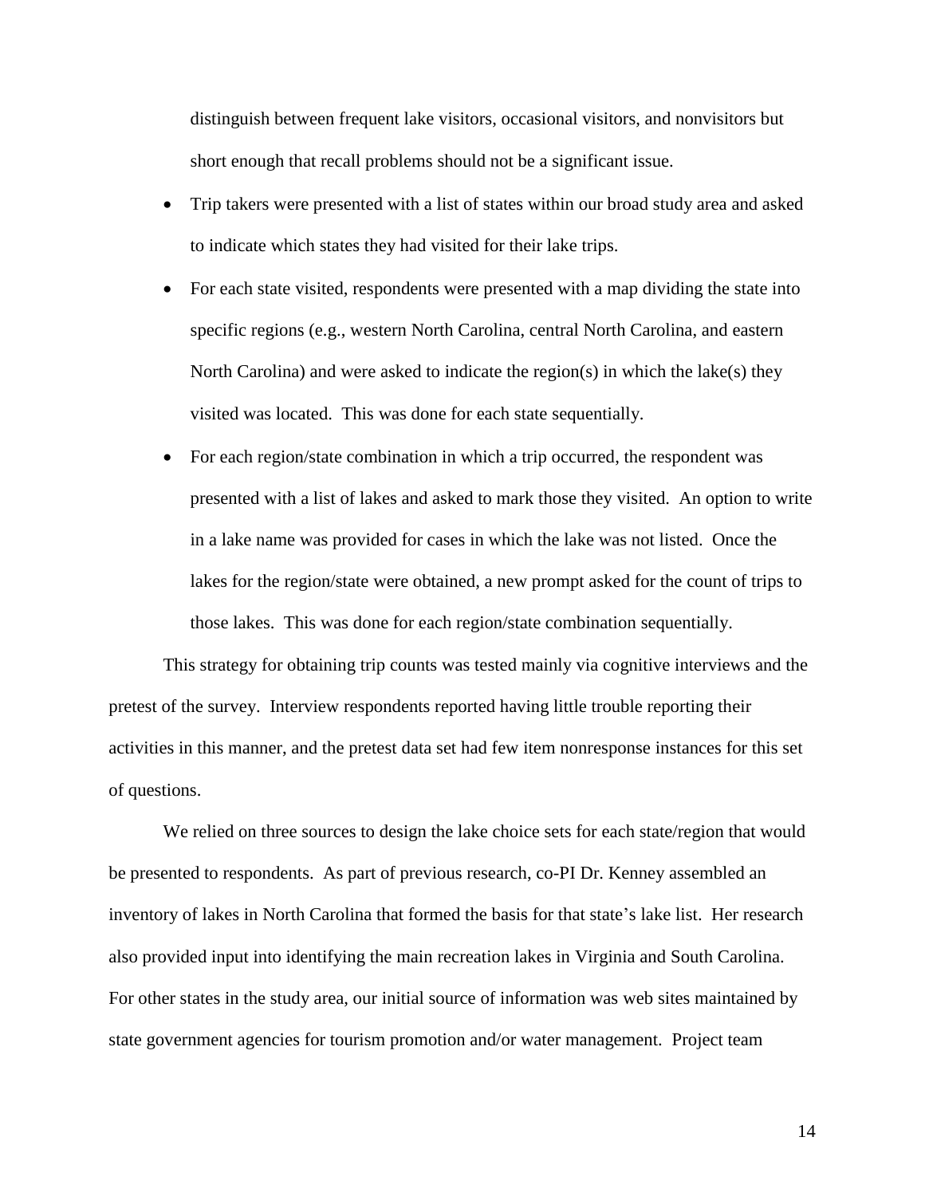distinguish between frequent lake visitors, occasional visitors, and nonvisitors but short enough that recall problems should not be a significant issue.

- Trip takers were presented with a list of states within our broad study area and asked to indicate which states they had visited for their lake trips.
- For each state visited, respondents were presented with a map dividing the state into specific regions (e.g., western North Carolina, central North Carolina, and eastern North Carolina) and were asked to indicate the region(s) in which the lake(s) they visited was located. This was done for each state sequentially.
- For each region/state combination in which a trip occurred, the respondent was presented with a list of lakes and asked to mark those they visited. An option to write in a lake name was provided for cases in which the lake was not listed. Once the lakes for the region/state were obtained, a new prompt asked for the count of trips to those lakes. This was done for each region/state combination sequentially.

This strategy for obtaining trip counts was tested mainly via cognitive interviews and the pretest of the survey. Interview respondents reported having little trouble reporting their activities in this manner, and the pretest data set had few item nonresponse instances for this set of questions.

We relied on three sources to design the lake choice sets for each state/region that would be presented to respondents. As part of previous research, co-PI Dr. Kenney assembled an inventory of lakes in North Carolina that formed the basis for that state's lake list. Her research also provided input into identifying the main recreation lakes in Virginia and South Carolina. For other states in the study area, our initial source of information was web sites maintained by state government agencies for tourism promotion and/or water management. Project team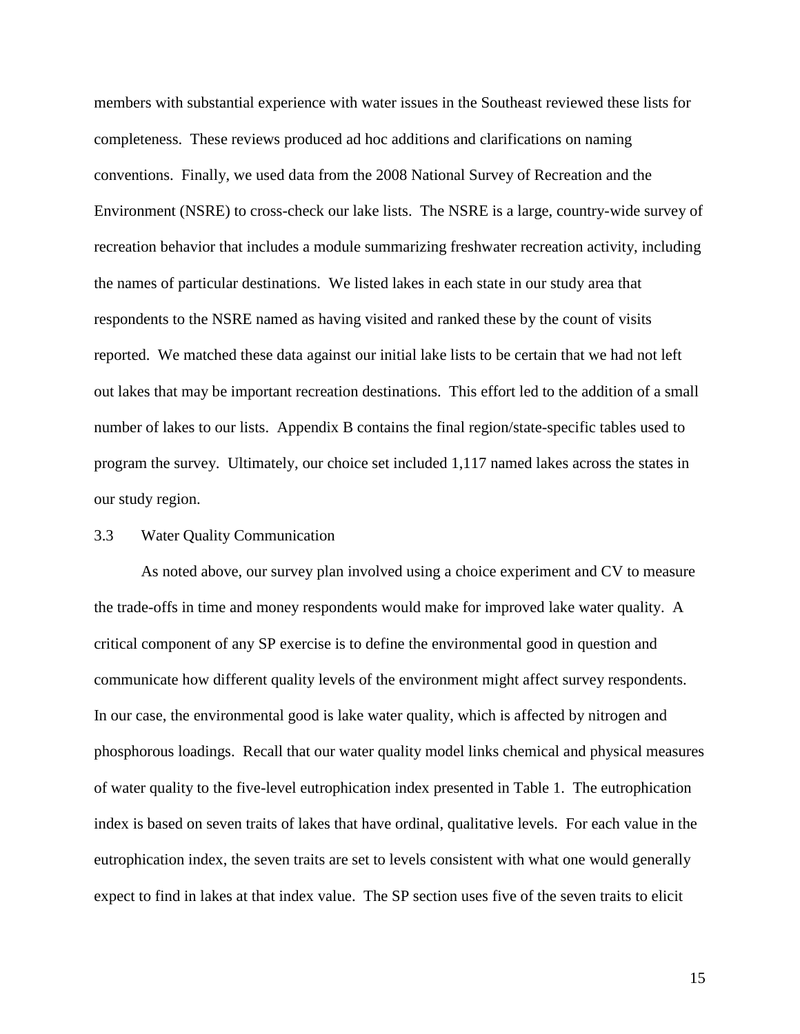members with substantial experience with water issues in the Southeast reviewed these lists for completeness. These reviews produced ad hoc additions and clarifications on naming conventions. Finally, we used data from the 2008 National Survey of Recreation and the Environment (NSRE) to cross-check our lake lists. The NSRE is a large, country-wide survey of recreation behavior that includes a module summarizing freshwater recreation activity, including the names of particular destinations. We listed lakes in each state in our study area that respondents to the NSRE named as having visited and ranked these by the count of visits reported. We matched these data against our initial lake lists to be certain that we had not left out lakes that may be important recreation destinations. This effort led to the addition of a small number of lakes to our lists. Appendix B contains the final region/state-specific tables used to program the survey. Ultimately, our choice set included 1,117 named lakes across the states in our study region.

### 3.3 Water Quality Communication

As noted above, our survey plan involved using a choice experiment and CV to measure the trade-offs in time and money respondents would make for improved lake water quality. A critical component of any SP exercise is to define the environmental good in question and communicate how different quality levels of the environment might affect survey respondents. In our case, the environmental good is lake water quality, which is affected by nitrogen and phosphorous loadings. Recall that our water quality model links chemical and physical measures of water quality to the five-level eutrophication index presented in Table 1. The eutrophication index is based on seven traits of lakes that have ordinal, qualitative levels. For each value in the eutrophication index, the seven traits are set to levels consistent with what one would generally expect to find in lakes at that index value. The SP section uses five of the seven traits to elicit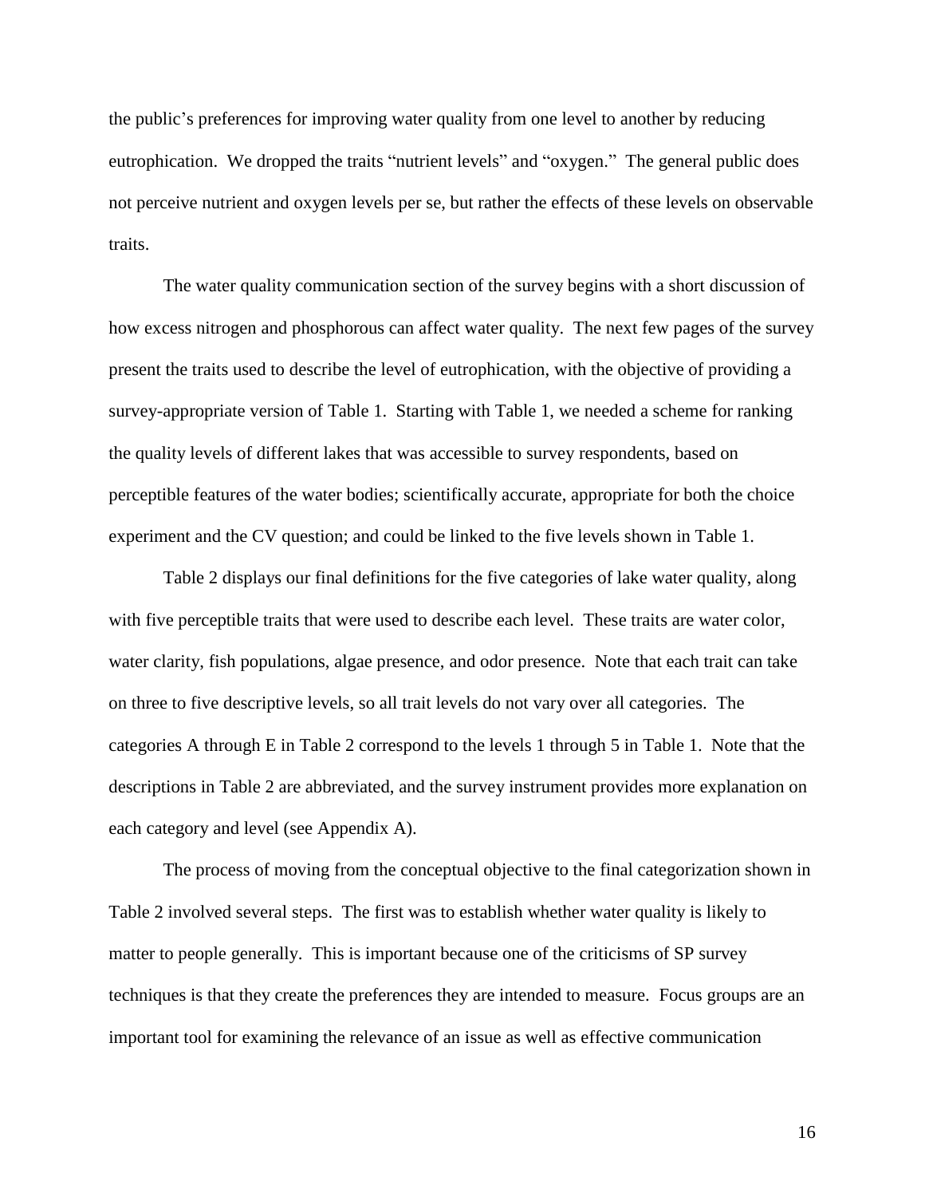the public's preferences for improving water quality from one level to another by reducing eutrophication. We dropped the traits "nutrient levels" and "oxygen." The general public does not perceive nutrient and oxygen levels per se, but rather the effects of these levels on observable traits.

The water quality communication section of the survey begins with a short discussion of how excess nitrogen and phosphorous can affect water quality. The next few pages of the survey present the traits used to describe the level of eutrophication, with the objective of providing a survey-appropriate version of Table 1. Starting with Table 1, we needed a scheme for ranking the quality levels of different lakes that was accessible to survey respondents, based on perceptible features of the water bodies; scientifically accurate, appropriate for both the choice experiment and the CV question; and could be linked to the five levels shown in Table 1.

Table 2 displays our final definitions for the five categories of lake water quality, along with five perceptible traits that were used to describe each level. These traits are water color, water clarity, fish populations, algae presence, and odor presence. Note that each trait can take on three to five descriptive levels, so all trait levels do not vary over all categories. The categories A through E in Table 2 correspond to the levels 1 through 5 in Table 1. Note that the descriptions in Table 2 are abbreviated, and the survey instrument provides more explanation on each category and level (see Appendix A).

The process of moving from the conceptual objective to the final categorization shown in Table 2 involved several steps. The first was to establish whether water quality is likely to matter to people generally. This is important because one of the criticisms of SP survey techniques is that they create the preferences they are intended to measure. Focus groups are an important tool for examining the relevance of an issue as well as effective communication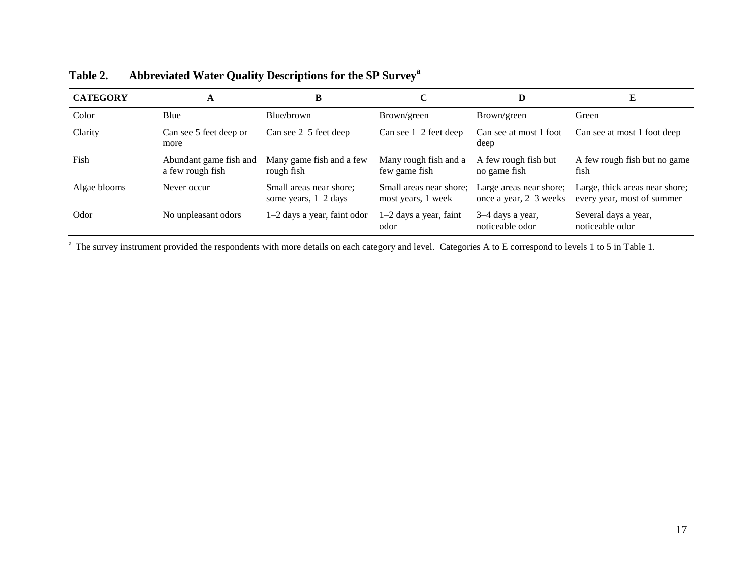**Table 2. Abbreviated Water Quality Descriptions for the SP Survey[a]**

| CATEGORY | A | B | C | D | E |
|---|---|---|---|---|---|
| Color | Blue | Blue/brown | Brown/green | Brown/green | Green |
| Clarity | Can see 5 feet deep or more | Can see 2–5 feet deep | Can see 1–2 feet deep | Can see at most 1 foot deep | Can see at most 1 foot deep |
| Fish | Abundant game fish and a few rough fish | Many game fish and a few rough fish | Many rough fish and a few game fish | A few rough fish but no game fish | A few rough fish but no game fish |
| Algae blooms | Never occur | Small areas near shore; some years, 1–2 days | Small areas near shore; most years, 1 week | Large areas near shore; once a year, 2–3 weeks | Large, thick areas near shore; every year, most of summer |
| Odor | No unpleasant odors | 1–2 days a year, faint odor | 1–2 days a year, faint odor | 3–4 days a year, noticeable odor | Several days a year, noticeable odor |

[a] The survey instrument provided the respondents with more details on each category and level. Categories A to E correspond to levels 1 to 5 in Table 1.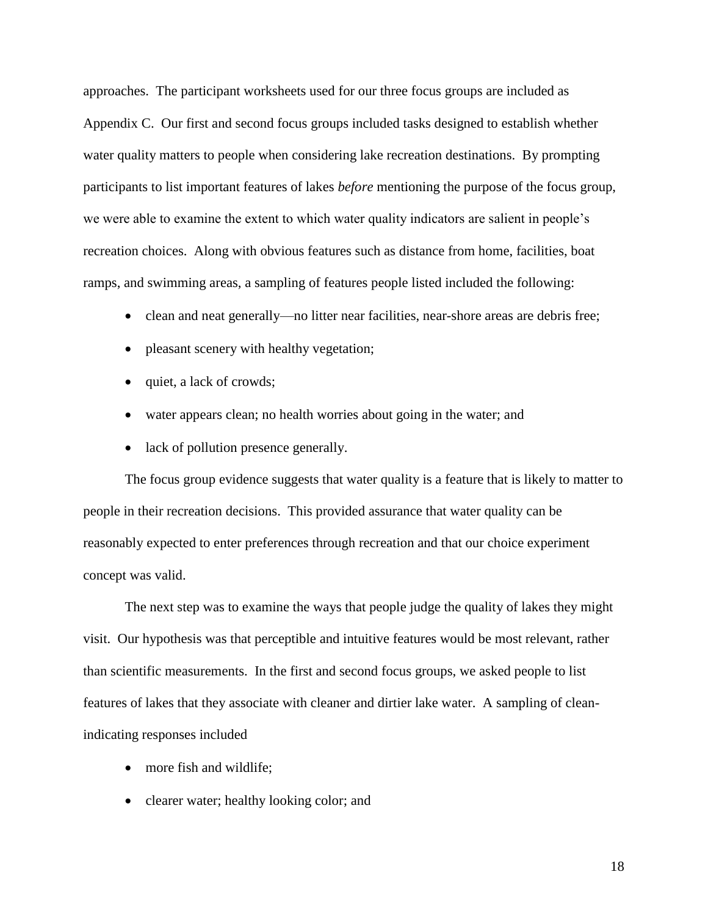approaches. The participant worksheets used for our three focus groups are included as Appendix C. Our first and second focus groups included tasks designed to establish whether water quality matters to people when considering lake recreation destinations. By prompting participants to list important features of lakes *before* mentioning the purpose of the focus group, we were able to examine the extent to which water quality indicators are salient in people's recreation choices. Along with obvious features such as distance from home, facilities, boat ramps, and swimming areas, a sampling of features people listed included the following:

- clean and neat generally—no litter near facilities, near-shore areas are debris free;
- pleasant scenery with healthy vegetation;
- quiet, a lack of crowds;
- water appears clean; no health worries about going in the water; and
- lack of pollution presence generally.

The focus group evidence suggests that water quality is a feature that is likely to matter to people in their recreation decisions. This provided assurance that water quality can be reasonably expected to enter preferences through recreation and that our choice experiment concept was valid.

The next step was to examine the ways that people judge the quality of lakes they might visit. Our hypothesis was that perceptible and intuitive features would be most relevant, rather than scientific measurements. In the first and second focus groups, we asked people to list features of lakes that they associate with cleaner and dirtier lake water. A sampling of clean-indicating responses included

- more fish and wildlife;
- clearer water; healthy looking color; and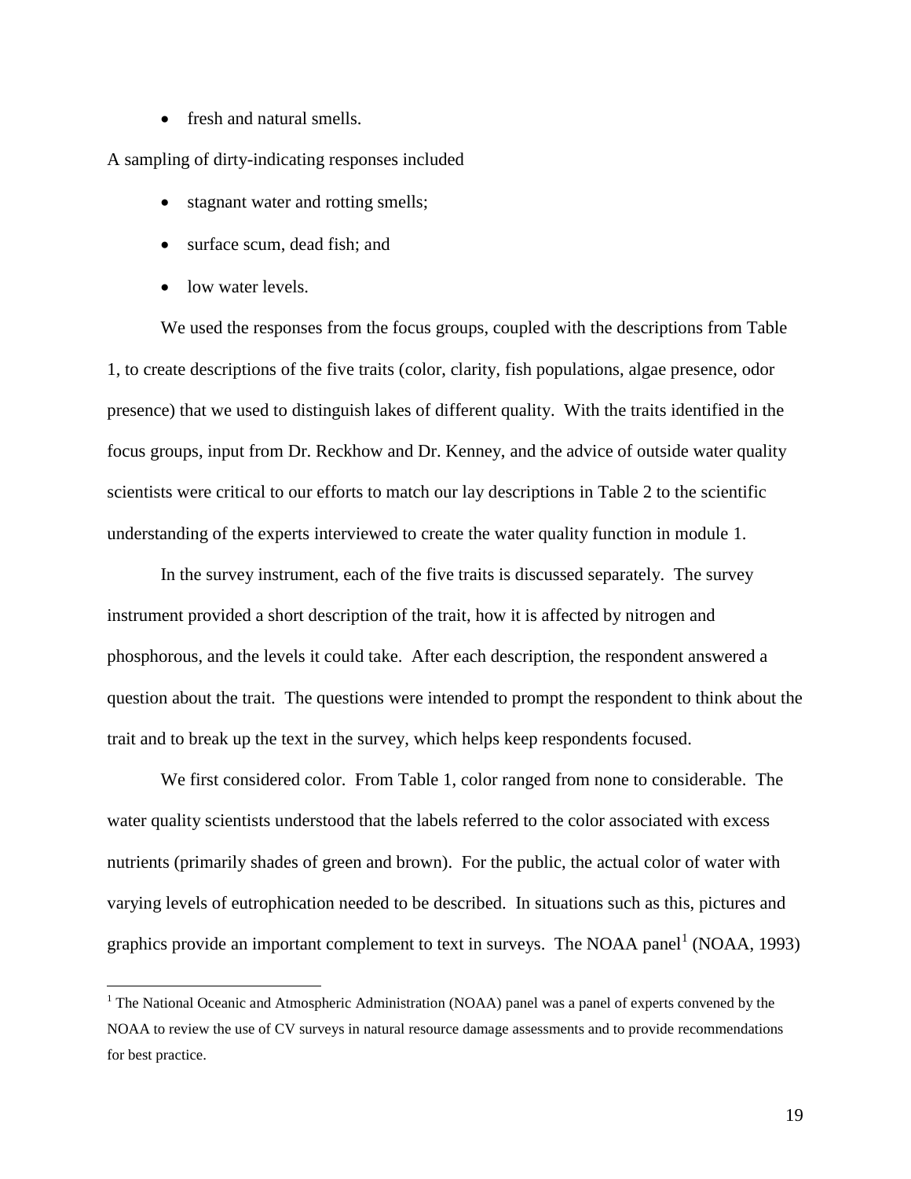- fresh and natural smells.

A sampling of dirty-indicating responses included

- stagnant water and rotting smells;
- surface scum, dead fish; and
- low water levels.

We used the responses from the focus groups, coupled with the descriptions from Table 1, to create descriptions of the five traits (color, clarity, fish populations, algae presence, odor presence) that we used to distinguish lakes of different quality. With the traits identified in the focus groups, input from Dr. Reckhow and Dr. Kenney, and the advice of outside water quality scientists were critical to our efforts to match our lay descriptions in Table 2 to the scientific understanding of the experts interviewed to create the water quality function in module 1.

In the survey instrument, each of the five traits is discussed separately. The survey instrument provided a short description of the trait, how it is affected by nitrogen and phosphorous, and the levels it could take. After each description, the respondent answered a question about the trait. The questions were intended to prompt the respondent to think about the trait and to break up the text in the survey, which helps keep respondents focused.

We first considered color. From Table 1, color ranged from none to considerable. The water quality scientists understood that the labels referred to the color associated with excess nutrients (primarily shades of green and brown). For the public, the actual color of water with varying levels of eutrophication needed to be described. In situations such as this, pictures and graphics provide an important complement to text in surveys. The NOAA panel[1] (NOAA, 1993)

[1] The National Oceanic and Atmospheric Administration (NOAA) panel was a panel of experts convened by the NOAA to review the use of CV surveys in natural resource damage assessments and to provide recommendations for best practice.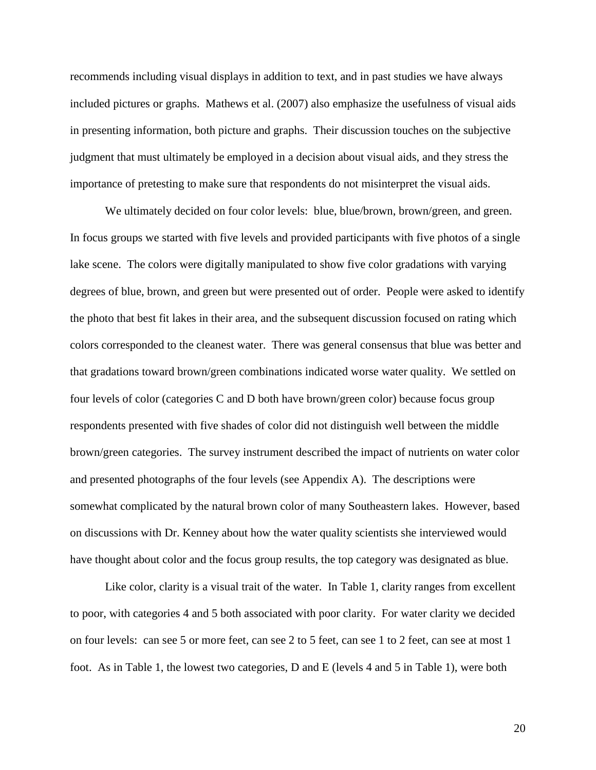recommends including visual displays in addition to text, and in past studies we have always included pictures or graphs. Mathews et al. (2007) also emphasize the usefulness of visual aids in presenting information, both picture and graphs. Their discussion touches on the subjective judgment that must ultimately be employed in a decision about visual aids, and they stress the importance of pretesting to make sure that respondents do not misinterpret the visual aids.

We ultimately decided on four color levels: blue, blue/brown, brown/green, and green. In focus groups we started with five levels and provided participants with five photos of a single lake scene. The colors were digitally manipulated to show five color gradations with varying degrees of blue, brown, and green but were presented out of order. People were asked to identify the photo that best fit lakes in their area, and the subsequent discussion focused on rating which colors corresponded to the cleanest water. There was general consensus that blue was better and that gradations toward brown/green combinations indicated worse water quality. We settled on four levels of color (categories C and D both have brown/green color) because focus group respondents presented with five shades of color did not distinguish well between the middle brown/green categories. The survey instrument described the impact of nutrients on water color and presented photographs of the four levels (see Appendix A). The descriptions were somewhat complicated by the natural brown color of many Southeastern lakes. However, based on discussions with Dr. Kenney about how the water quality scientists she interviewed would have thought about color and the focus group results, the top category was designated as blue.

Like color, clarity is a visual trait of the water. In Table 1, clarity ranges from excellent to poor, with categories 4 and 5 both associated with poor clarity. For water clarity we decided on four levels: can see 5 or more feet, can see 2 to 5 feet, can see 1 to 2 feet, can see at most 1 foot. As in Table 1, the lowest two categories, D and E (levels 4 and 5 in Table 1), were both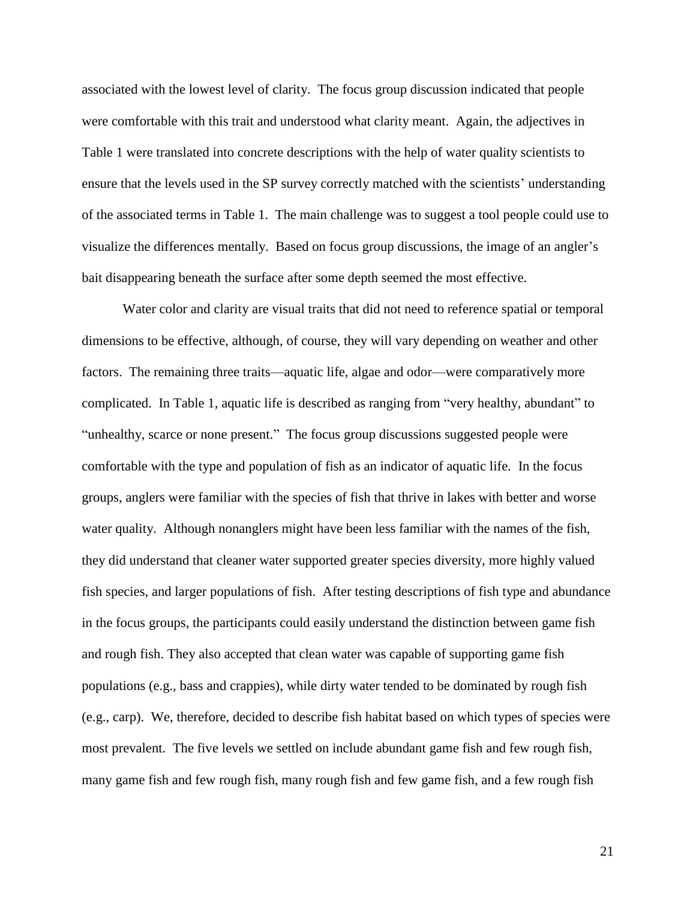associated with the lowest level of clarity. The focus group discussion indicated that people were comfortable with this trait and understood what clarity meant. Again, the adjectives in Table 1 were translated into concrete descriptions with the help of water quality scientists to ensure that the levels used in the SP survey correctly matched with the scientists' understanding of the associated terms in Table 1. The main challenge was to suggest a tool people could use to visualize the differences mentally. Based on focus group discussions, the image of an angler's bait disappearing beneath the surface after some depth seemed the most effective.

Water color and clarity are visual traits that did not need to reference spatial or temporal dimensions to be effective, although, of course, they will vary depending on weather and other factors. The remaining three traits—aquatic life, algae and odor—were comparatively more complicated. In Table 1, aquatic life is described as ranging from "very healthy, abundant" to "unhealthy, scarce or none present." The focus group discussions suggested people were comfortable with the type and population of fish as an indicator of aquatic life. In the focus groups, anglers were familiar with the species of fish that thrive in lakes with better and worse water quality. Although nonanglers might have been less familiar with the names of the fish, they did understand that cleaner water supported greater species diversity, more highly valued fish species, and larger populations of fish. After testing descriptions of fish type and abundance in the focus groups, the participants could easily understand the distinction between game fish and rough fish. They also accepted that clean water was capable of supporting game fish populations (e.g., bass and crappies), while dirty water tended to be dominated by rough fish (e.g., carp). We, therefore, decided to describe fish habitat based on which types of species were most prevalent. The five levels we settled on include abundant game fish and few rough fish, many game fish and few rough fish, many rough fish and few game fish, and a few rough fish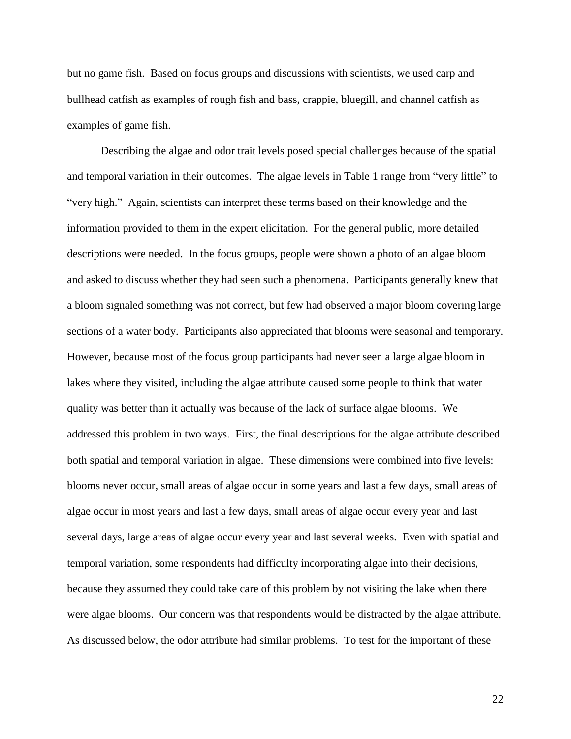but no game fish. Based on focus groups and discussions with scientists, we used carp and bullhead catfish as examples of rough fish and bass, crappie, bluegill, and channel catfish as examples of game fish.

Describing the algae and odor trait levels posed special challenges because of the spatial and temporal variation in their outcomes. The algae levels in Table 1 range from "very little" to "very high." Again, scientists can interpret these terms based on their knowledge and the information provided to them in the expert elicitation. For the general public, more detailed descriptions were needed. In the focus groups, people were shown a photo of an algae bloom and asked to discuss whether they had seen such a phenomena. Participants generally knew that a bloom signaled something was not correct, but few had observed a major bloom covering large sections of a water body. Participants also appreciated that blooms were seasonal and temporary. However, because most of the focus group participants had never seen a large algae bloom in lakes where they visited, including the algae attribute caused some people to think that water quality was better than it actually was because of the lack of surface algae blooms. We addressed this problem in two ways. First, the final descriptions for the algae attribute described both spatial and temporal variation in algae. These dimensions were combined into five levels: blooms never occur, small areas of algae occur in some years and last a few days, small areas of algae occur in most years and last a few days, small areas of algae occur every year and last several days, large areas of algae occur every year and last several weeks. Even with spatial and temporal variation, some respondents had difficulty incorporating algae into their decisions, because they assumed they could take care of this problem by not visiting the lake when there were algae blooms. Our concern was that respondents would be distracted by the algae attribute. As discussed below, the odor attribute had similar problems. To test for the important of these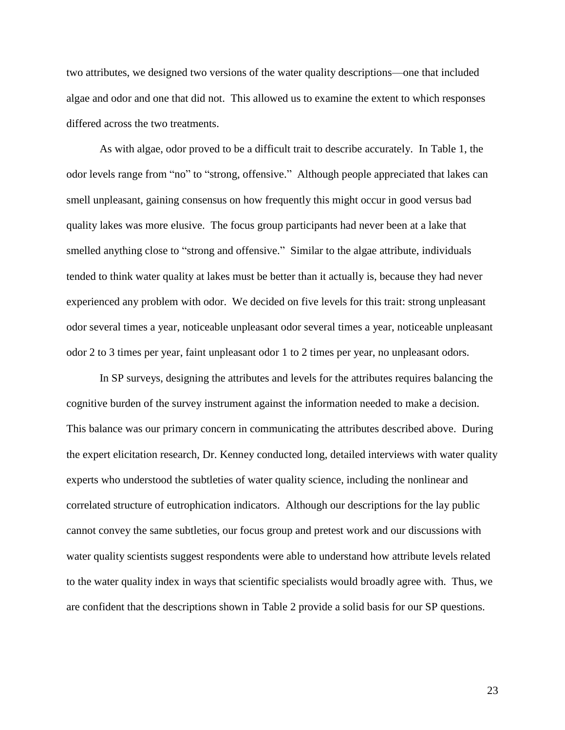two attributes, we designed two versions of the water quality descriptions—one that included algae and odor and one that did not. This allowed us to examine the extent to which responses differed across the two treatments.

As with algae, odor proved to be a difficult trait to describe accurately. In Table 1, the odor levels range from "no" to "strong, offensive." Although people appreciated that lakes can smell unpleasant, gaining consensus on how frequently this might occur in good versus bad quality lakes was more elusive. The focus group participants had never been at a lake that smelled anything close to "strong and offensive." Similar to the algae attribute, individuals tended to think water quality at lakes must be better than it actually is, because they had never experienced any problem with odor. We decided on five levels for this trait: strong unpleasant odor several times a year, noticeable unpleasant odor several times a year, noticeable unpleasant odor 2 to 3 times per year, faint unpleasant odor 1 to 2 times per year, no unpleasant odors.

In SP surveys, designing the attributes and levels for the attributes requires balancing the cognitive burden of the survey instrument against the information needed to make a decision. This balance was our primary concern in communicating the attributes described above. During the expert elicitation research, Dr. Kenney conducted long, detailed interviews with water quality experts who understood the subtleties of water quality science, including the nonlinear and correlated structure of eutrophication indicators. Although our descriptions for the lay public cannot convey the same subtleties, our focus group and pretest work and our discussions with water quality scientists suggest respondents were able to understand how attribute levels related to the water quality index in ways that scientific specialists would broadly agree with. Thus, we are confident that the descriptions shown in Table 2 provide a solid basis for our SP questions.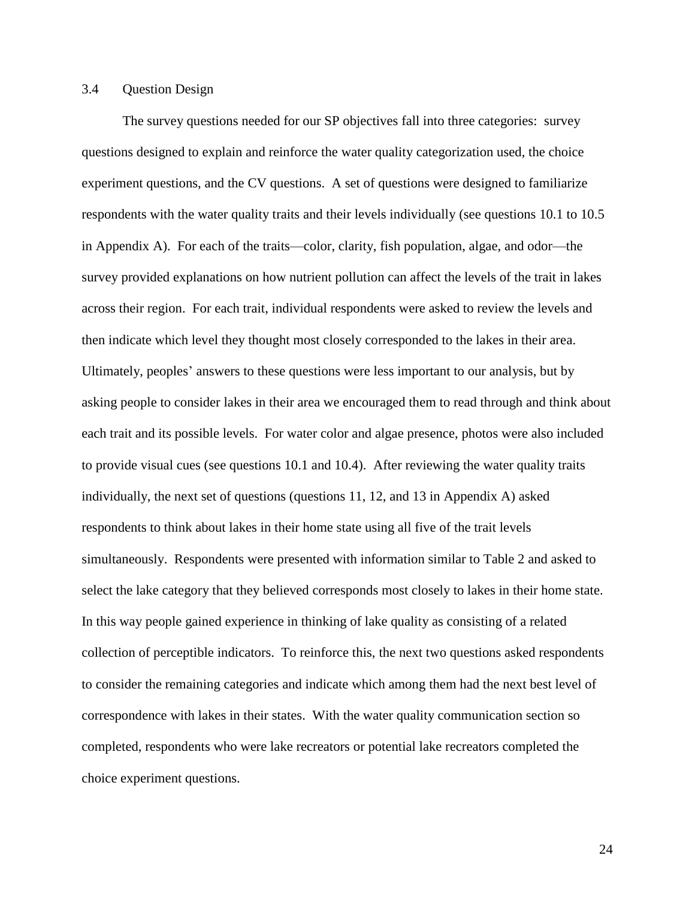### 3.4 Question Design

The survey questions needed for our SP objectives fall into three categories: survey questions designed to explain and reinforce the water quality categorization used, the choice experiment questions, and the CV questions. A set of questions were designed to familiarize respondents with the water quality traits and their levels individually (see questions 10.1 to 10.5 in Appendix A). For each of the traits—color, clarity, fish population, algae, and odor—the survey provided explanations on how nutrient pollution can affect the levels of the trait in lakes across their region. For each trait, individual respondents were asked to review the levels and then indicate which level they thought most closely corresponded to the lakes in their area. Ultimately, peoples' answers to these questions were less important to our analysis, but by asking people to consider lakes in their area we encouraged them to read through and think about each trait and its possible levels. For water color and algae presence, photos were also included to provide visual cues (see questions 10.1 and 10.4). After reviewing the water quality traits individually, the next set of questions (questions 11, 12, and 13 in Appendix A) asked respondents to think about lakes in their home state using all five of the trait levels simultaneously. Respondents were presented with information similar to Table 2 and asked to select the lake category that they believed corresponds most closely to lakes in their home state. In this way people gained experience in thinking of lake quality as consisting of a related collection of perceptible indicators. To reinforce this, the next two questions asked respondents to consider the remaining categories and indicate which among them had the next best level of correspondence with lakes in their states. With the water quality communication section so completed, respondents who were lake recreators or potential lake recreators completed the choice experiment questions.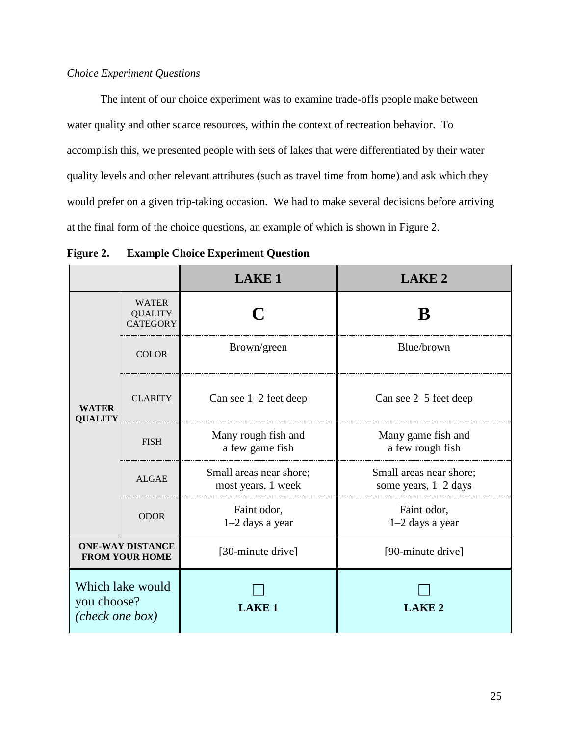*Choice Experiment Questions*

The intent of our choice experiment was to examine trade-offs people make between water quality and other scarce resources, within the context of recreation behavior. To accomplish this, we presented people with sets of lakes that were differentiated by their water quality levels and other relevant attributes (such as travel time from home) and ask which they would prefer on a given trip-taking occasion. We had to make several decisions before arriving at the final form of the choice questions, an example of which is shown in Figure 2.

**Figure 2. Example Choice Experiment Question**

| | | **LAKE 1** | **LAKE 2** |
|---|---|---|---|
| **WATER QUALITY** | WATER QUALITY CATEGORY | **C** | **B** |
| | COLOR | Brown/green | Blue/brown |
| | CLARITY | Can see 1–2 feet deep | Can see 2–5 feet deep |
| | FISH | Many rough fish and a few game fish | Many game fish and a few rough fish |
| | ALGAE | Small areas near shore; most years, 1 week | Small areas near shore; some years, 1–2 days |
| | ODOR | Faint odor, 1–2 days a year | Faint odor, 1–2 days a year |
| **ONE-WAY DISTANCE FROM YOUR HOME** | | [30-minute drive] | [90-minute drive] |
| Which lake would you choose? *(check one box)* | | ☐ **LAKE 1** | ☐ **LAKE 2** |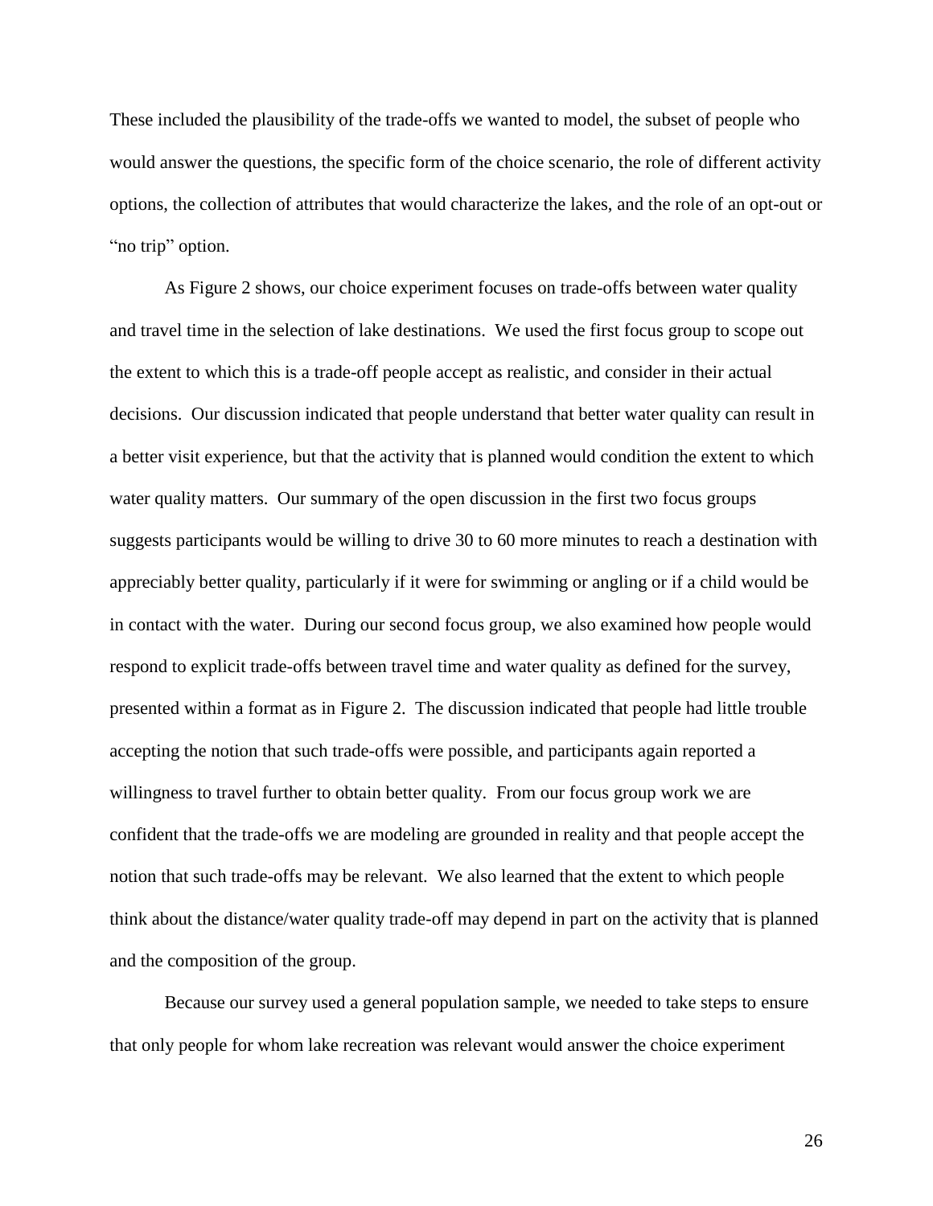These included the plausibility of the trade-offs we wanted to model, the subset of people who would answer the questions, the specific form of the choice scenario, the role of different activity options, the collection of attributes that would characterize the lakes, and the role of an opt-out or "no trip" option.

As Figure 2 shows, our choice experiment focuses on trade-offs between water quality and travel time in the selection of lake destinations. We used the first focus group to scope out the extent to which this is a trade-off people accept as realistic, and consider in their actual decisions. Our discussion indicated that people understand that better water quality can result in a better visit experience, but that the activity that is planned would condition the extent to which water quality matters. Our summary of the open discussion in the first two focus groups suggests participants would be willing to drive 30 to 60 more minutes to reach a destination with appreciably better quality, particularly if it were for swimming or angling or if a child would be in contact with the water. During our second focus group, we also examined how people would respond to explicit trade-offs between travel time and water quality as defined for the survey, presented within a format as in Figure 2. The discussion indicated that people had little trouble accepting the notion that such trade-offs were possible, and participants again reported a willingness to travel further to obtain better quality. From our focus group work we are confident that the trade-offs we are modeling are grounded in reality and that people accept the notion that such trade-offs may be relevant. We also learned that the extent to which people think about the distance/water quality trade-off may depend in part on the activity that is planned and the composition of the group.

Because our survey used a general population sample, we needed to take steps to ensure that only people for whom lake recreation was relevant would answer the choice experiment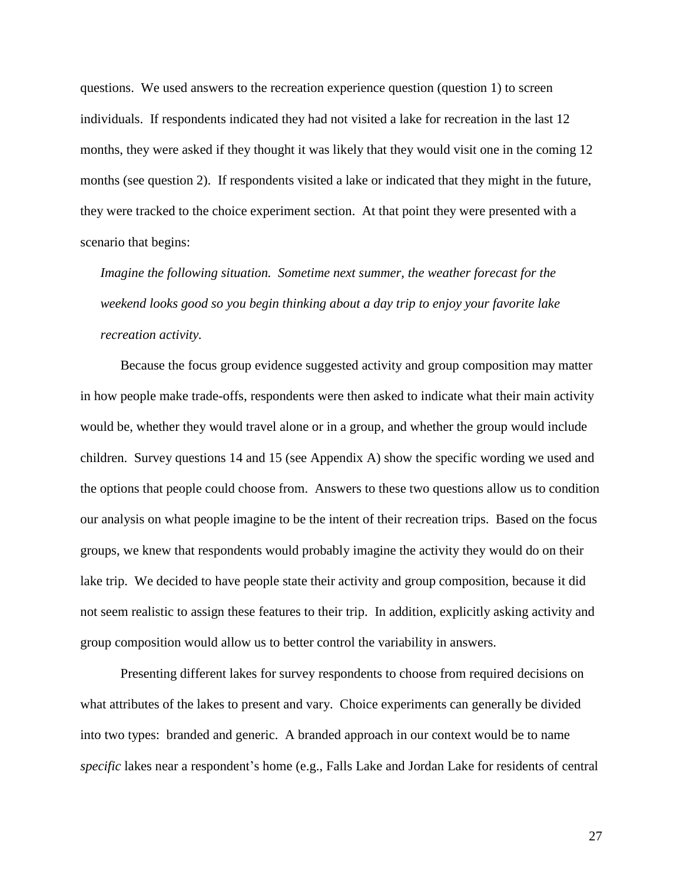questions. We used answers to the recreation experience question (question 1) to screen individuals. If respondents indicated they had not visited a lake for recreation in the last 12 months, they were asked if they thought it was likely that they would visit one in the coming 12 months (see question 2). If respondents visited a lake or indicated that they might in the future, they were tracked to the choice experiment section. At that point they were presented with a scenario that begins:

*Imagine the following situation. Sometime next summer, the weather forecast for the weekend looks good so you begin thinking about a day trip to enjoy your favorite lake recreation activity.*

Because the focus group evidence suggested activity and group composition may matter in how people make trade-offs, respondents were then asked to indicate what their main activity would be, whether they would travel alone or in a group, and whether the group would include children. Survey questions 14 and 15 (see Appendix A) show the specific wording we used and the options that people could choose from. Answers to these two questions allow us to condition our analysis on what people imagine to be the intent of their recreation trips. Based on the focus groups, we knew that respondents would probably imagine the activity they would do on their lake trip. We decided to have people state their activity and group composition, because it did not seem realistic to assign these features to their trip. In addition, explicitly asking activity and group composition would allow us to better control the variability in answers.

Presenting different lakes for survey respondents to choose from required decisions on what attributes of the lakes to present and vary. Choice experiments can generally be divided into two types: branded and generic. A branded approach in our context would be to name *specific* lakes near a respondent's home (e.g., Falls Lake and Jordan Lake for residents of central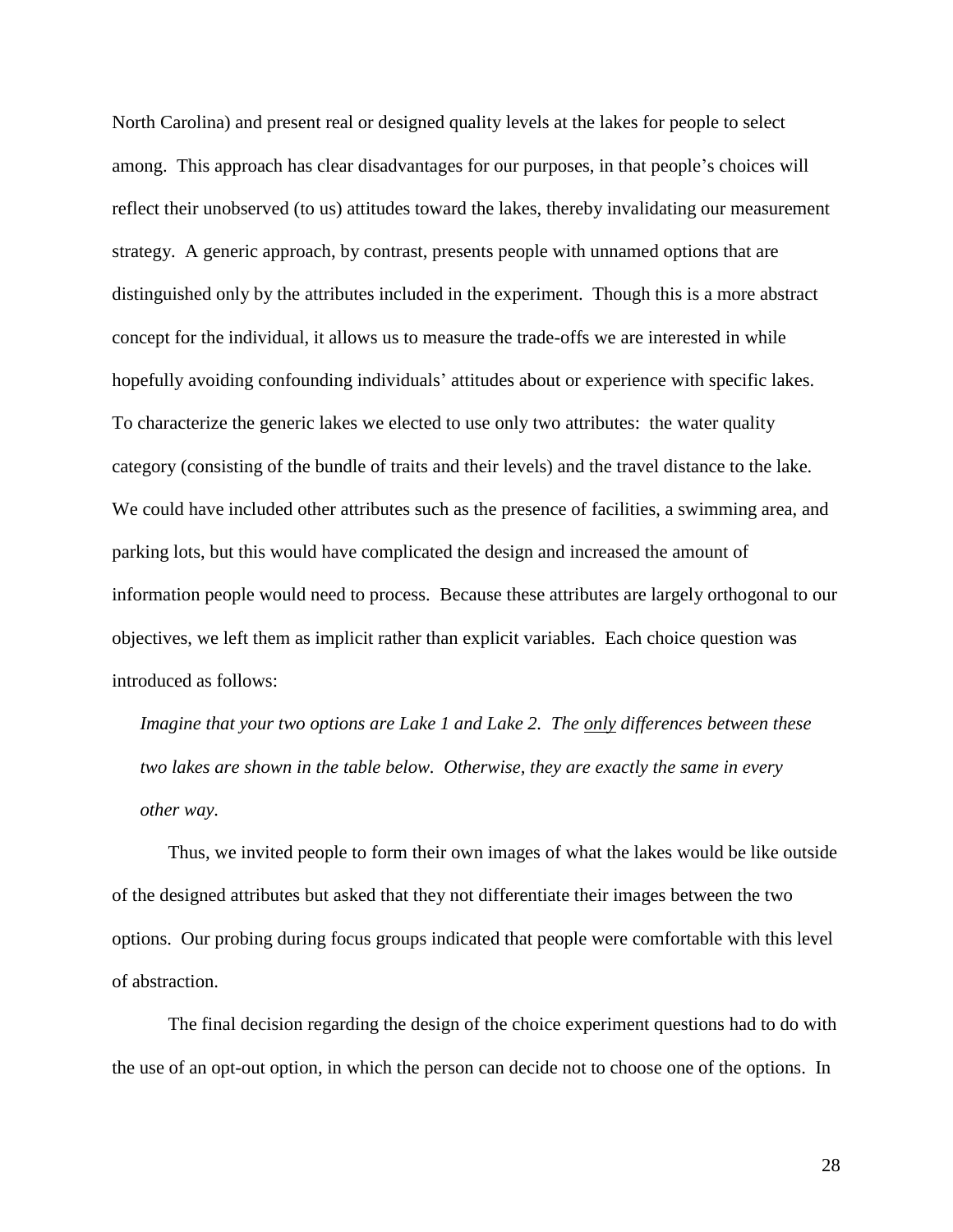North Carolina) and present real or designed quality levels at the lakes for people to select among. This approach has clear disadvantages for our purposes, in that people's choices will reflect their unobserved (to us) attitudes toward the lakes, thereby invalidating our measurement strategy. A generic approach, by contrast, presents people with unnamed options that are distinguished only by the attributes included in the experiment. Though this is a more abstract concept for the individual, it allows us to measure the trade-offs we are interested in while hopefully avoiding confounding individuals' attitudes about or experience with specific lakes. To characterize the generic lakes we elected to use only two attributes: the water quality category (consisting of the bundle of traits and their levels) and the travel distance to the lake. We could have included other attributes such as the presence of facilities, a swimming area, and parking lots, but this would have complicated the design and increased the amount of information people would need to process. Because these attributes are largely orthogonal to our objectives, we left them as implicit rather than explicit variables. Each choice question was introduced as follows:

> *Imagine that your two options are Lake 1 and Lake 2. The <u>only</u> differences between these two lakes are shown in the table below. Otherwise, they are exactly the same in every other way.*

Thus, we invited people to form their own images of what the lakes would be like outside of the designed attributes but asked that they not differentiate their images between the two options. Our probing during focus groups indicated that people were comfortable with this level of abstraction.

The final decision regarding the design of the choice experiment questions had to do with the use of an opt-out option, in which the person can decide not to choose one of the options. In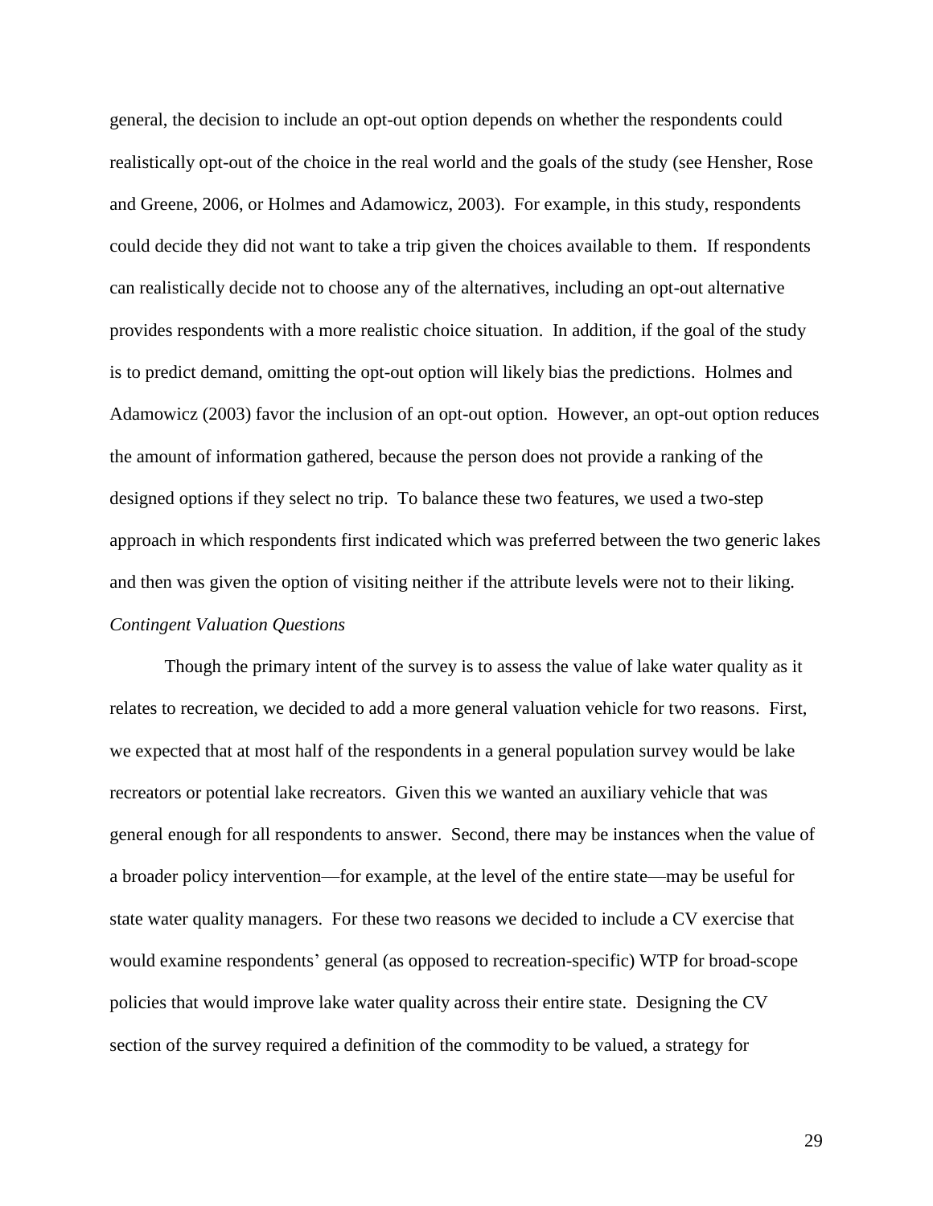general, the decision to include an opt-out option depends on whether the respondents could realistically opt-out of the choice in the real world and the goals of the study (see Hensher, Rose and Greene, 2006, or Holmes and Adamowicz, 2003). For example, in this study, respondents could decide they did not want to take a trip given the choices available to them. If respondents can realistically decide not to choose any of the alternatives, including an opt-out alternative provides respondents with a more realistic choice situation. In addition, if the goal of the study is to predict demand, omitting the opt-out option will likely bias the predictions. Holmes and Adamowicz (2003) favor the inclusion of an opt-out option. However, an opt-out option reduces the amount of information gathered, because the person does not provide a ranking of the designed options if they select no trip. To balance these two features, we used a two-step approach in which respondents first indicated which was preferred between the two generic lakes and then was given the option of visiting neither if the attribute levels were not to their liking.

*Contingent Valuation Questions*

Though the primary intent of the survey is to assess the value of lake water quality as it relates to recreation, we decided to add a more general valuation vehicle for two reasons. First, we expected that at most half of the respondents in a general population survey would be lake recreators or potential lake recreators. Given this we wanted an auxiliary vehicle that was general enough for all respondents to answer. Second, there may be instances when the value of a broader policy intervention—for example, at the level of the entire state—may be useful for state water quality managers. For these two reasons we decided to include a CV exercise that would examine respondents' general (as opposed to recreation-specific) WTP for broad-scope policies that would improve lake water quality across their entire state. Designing the CV section of the survey required a definition of the commodity to be valued, a strategy for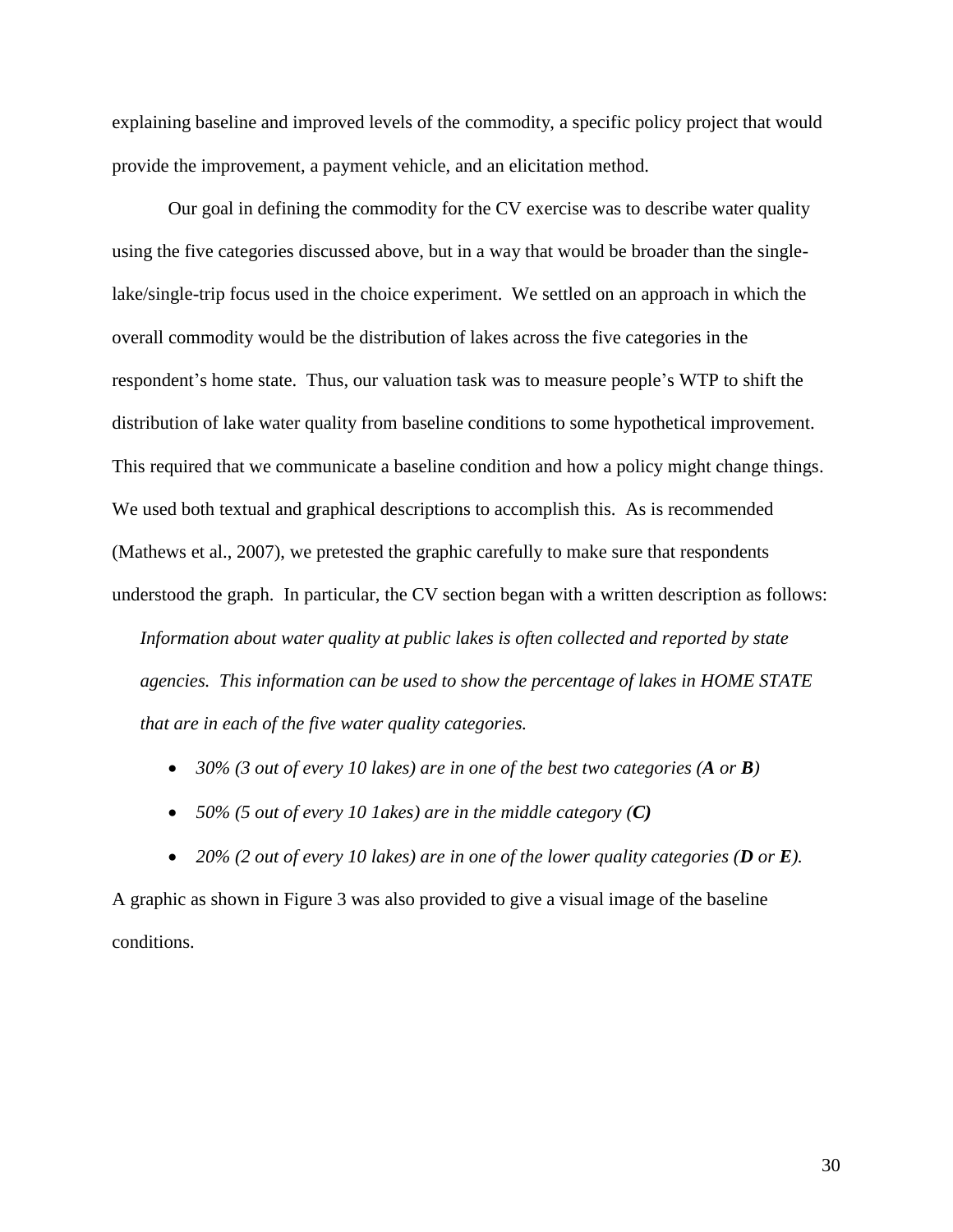explaining baseline and improved levels of the commodity, a specific policy project that would provide the improvement, a payment vehicle, and an elicitation method.

Our goal in defining the commodity for the CV exercise was to describe water quality using the five categories discussed above, but in a way that would be broader than the single-lake/single-trip focus used in the choice experiment. We settled on an approach in which the overall commodity would be the distribution of lakes across the five categories in the respondent's home state. Thus, our valuation task was to measure people's WTP to shift the distribution of lake water quality from baseline conditions to some hypothetical improvement. This required that we communicate a baseline condition and how a policy might change things. We used both textual and graphical descriptions to accomplish this. As is recommended (Mathews et al., 2007), we pretested the graphic carefully to make sure that respondents understood the graph. In particular, the CV section began with a written description as follows:

> *Information about water quality at public lakes is often collected and reported by state agencies. This information can be used to show the percentage of lakes in HOME STATE that are in each of the five water quality categories.*
>
> - *30% (3 out of every 10 lakes) are in one of the best two categories (**A** or **B**)*
> - *50% (5 out of every 10 1akes) are in the middle category (**C**)*
> - *20% (2 out of every 10 lakes) are in one of the lower quality categories (**D** or **E**).*

A graphic as shown in Figure 3 was also provided to give a visual image of the baseline conditions.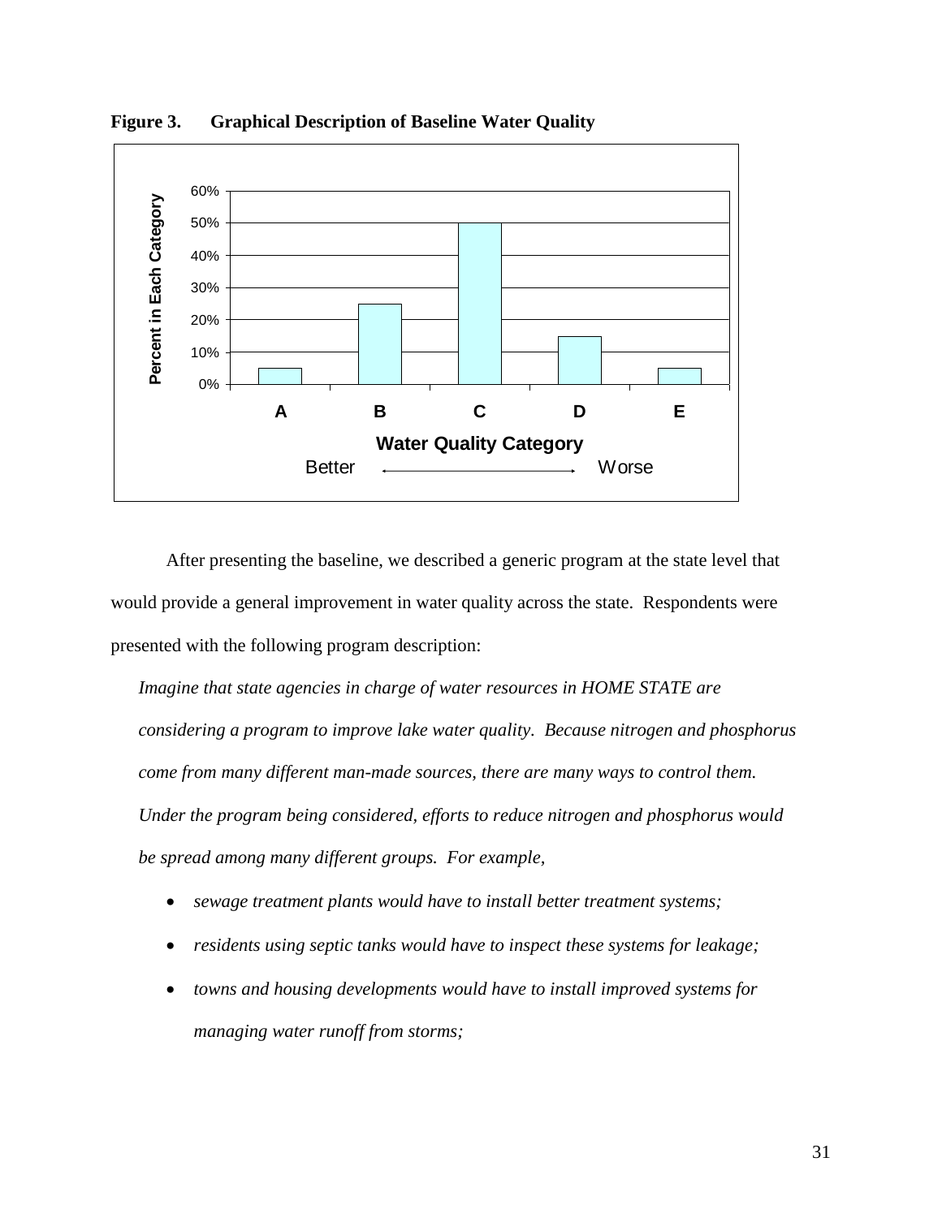**Figure 3. Graphical Description of Baseline Water Quality**

After presenting the baseline, we described a generic program at the state level that would provide a general improvement in water quality across the state. Respondents were presented with the following program description:

*Imagine that state agencies in charge of water resources in HOME STATE are considering a program to improve lake water quality. Because nitrogen and phosphorus come from many different man-made sources, there are many ways to control them. Under the program being considered, efforts to reduce nitrogen and phosphorus would be spread among many different groups. For example,*

- *sewage treatment plants would have to install better treatment systems;*
- *residents using septic tanks would have to inspect these systems for leakage;*
- *towns and housing developments would have to install improved systems for managing water runoff from storms;*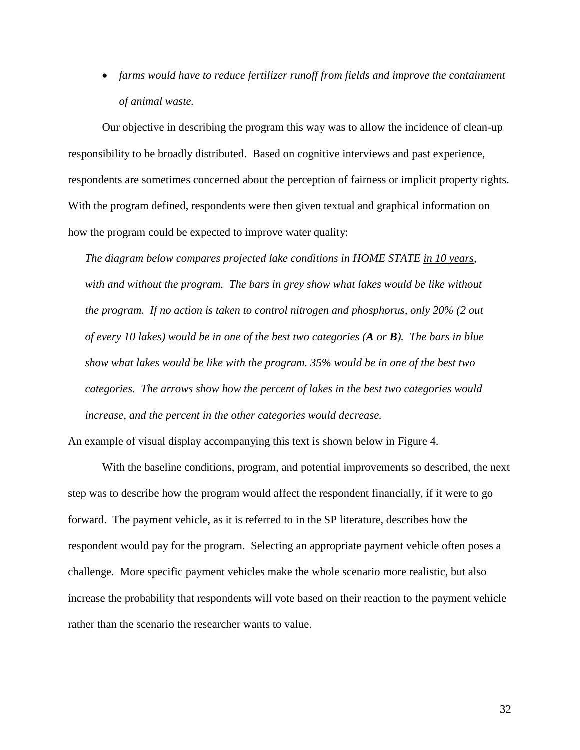- *farms would have to reduce fertilizer runoff from fields and improve the containment of animal waste.*

Our objective in describing the program this way was to allow the incidence of clean-up responsibility to be broadly distributed. Based on cognitive interviews and past experience, respondents are sometimes concerned about the perception of fairness or implicit property rights. With the program defined, respondents were then given textual and graphical information on how the program could be expected to improve water quality:

> *The diagram below compares projected lake conditions in HOME STATE in 10 years, with and without the program. The bars in grey show what lakes would be like without the program. If no action is taken to control nitrogen and phosphorus, only 20% (2 out of every 10 lakes) would be in one of the best two categories (**A** or **B**). The bars in blue show what lakes would be like with the program. 35% would be in one of the best two categories. The arrows show how the percent of lakes in the best two categories would increase, and the percent in the other categories would decrease.*

An example of visual display accompanying this text is shown below in Figure 4.

With the baseline conditions, program, and potential improvements so described, the next step was to describe how the program would affect the respondent financially, if it were to go forward. The payment vehicle, as it is referred to in the SP literature, describes how the respondent would pay for the program. Selecting an appropriate payment vehicle often poses a challenge. More specific payment vehicles make the whole scenario more realistic, but also increase the probability that respondents will vote based on their reaction to the payment vehicle rather than the scenario the researcher wants to value.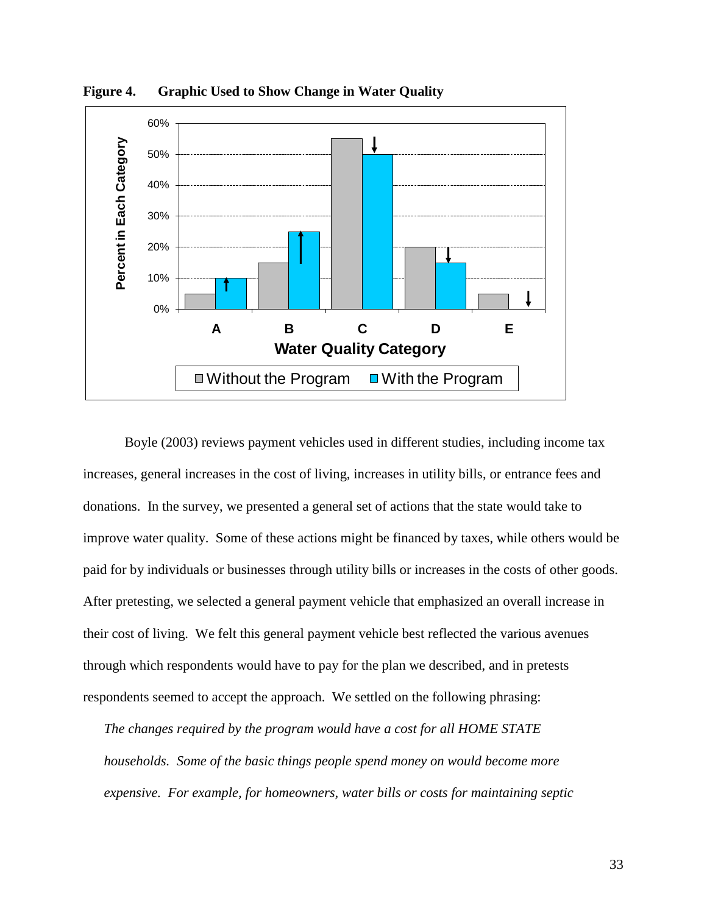**Figure 4. Graphic Used to Show Change in Water Quality**

Boyle (2003) reviews payment vehicles used in different studies, including income tax increases, general increases in the cost of living, increases in utility bills, or entrance fees and donations. In the survey, we presented a general set of actions that the state would take to improve water quality. Some of these actions might be financed by taxes, while others would be paid for by individuals or businesses through utility bills or increases in the costs of other goods. After pretesting, we selected a general payment vehicle that emphasized an overall increase in their cost of living. We felt this general payment vehicle best reflected the various avenues through which respondents would have to pay for the plan we described, and in pretests respondents seemed to accept the approach. We settled on the following phrasing:

> *The changes required by the program would have a cost for all HOME STATE households. Some of the basic things people spend money on would become more expensive. For example, for homeowners, water bills or costs for maintaining septic*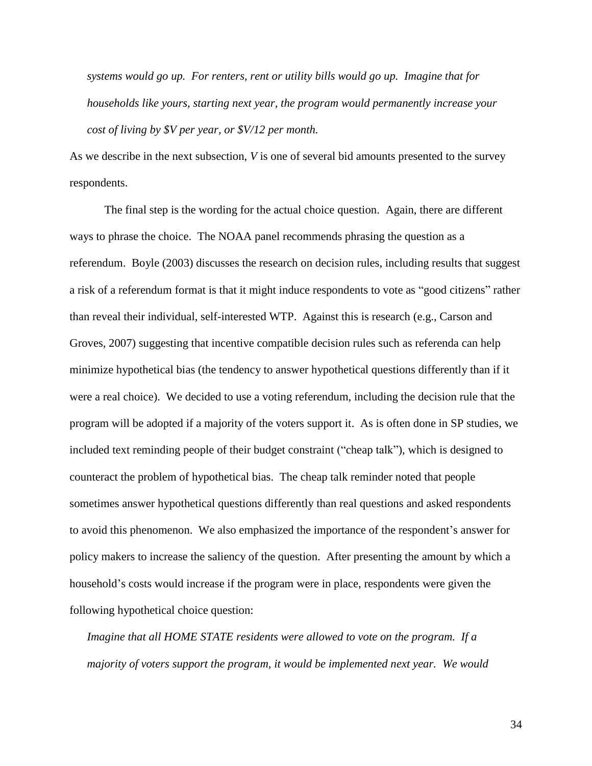*systems would go up. For renters, rent or utility bills would go up. Imagine that for households like yours, starting next year, the program would permanently increase your cost of living by $V per year, or $V/12 per month.*

As we describe in the next subsection, *V* is one of several bid amounts presented to the survey respondents.

The final step is the wording for the actual choice question. Again, there are different ways to phrase the choice. The NOAA panel recommends phrasing the question as a referendum. Boyle (2003) discusses the research on decision rules, including results that suggest a risk of a referendum format is that it might induce respondents to vote as "good citizens" rather than reveal their individual, self-interested WTP. Against this is research (e.g., Carson and Groves, 2007) suggesting that incentive compatible decision rules such as referenda can help minimize hypothetical bias (the tendency to answer hypothetical questions differently than if it were a real choice). We decided to use a voting referendum, including the decision rule that the program will be adopted if a majority of the voters support it. As is often done in SP studies, we included text reminding people of their budget constraint ("cheap talk"), which is designed to counteract the problem of hypothetical bias. The cheap talk reminder noted that people sometimes answer hypothetical questions differently than real questions and asked respondents to avoid this phenomenon. We also emphasized the importance of the respondent's answer for policy makers to increase the saliency of the question. After presenting the amount by which a household's costs would increase if the program were in place, respondents were given the following hypothetical choice question:

*Imagine that all HOME STATE residents were allowed to vote on the program. If a majority of voters support the program, it would be implemented next year. We would*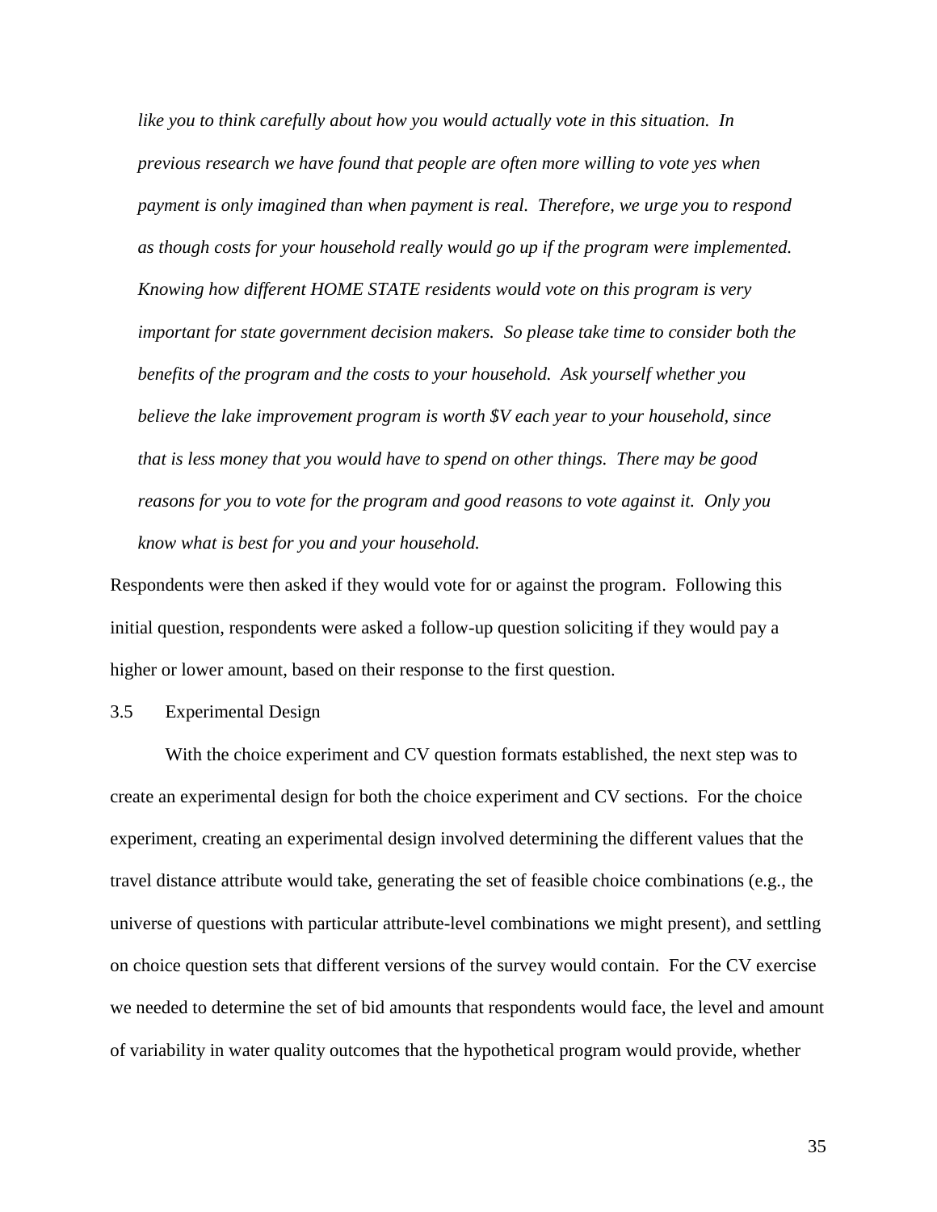*like you to think carefully about how you would actually vote in this situation. In previous research we have found that people are often more willing to vote yes when payment is only imagined than when payment is real. Therefore, we urge you to respond as though costs for your household really would go up if the program were implemented. Knowing how different HOME STATE residents would vote on this program is very important for state government decision makers. So please take time to consider both the benefits of the program and the costs to your household. Ask yourself whether you believe the lake improvement program is worth $V each year to your household, since that is less money that you would have to spend on other things. There may be good reasons for you to vote for the program and good reasons to vote against it. Only you know what is best for you and your household.*

Respondents were then asked if they would vote for or against the program. Following this initial question, respondents were asked a follow-up question soliciting if they would pay a higher or lower amount, based on their response to the first question.

### 3.5 Experimental Design

With the choice experiment and CV question formats established, the next step was to create an experimental design for both the choice experiment and CV sections. For the choice experiment, creating an experimental design involved determining the different values that the travel distance attribute would take, generating the set of feasible choice combinations (e.g., the universe of questions with particular attribute-level combinations we might present), and settling on choice question sets that different versions of the survey would contain. For the CV exercise we needed to determine the set of bid amounts that respondents would face, the level and amount of variability in water quality outcomes that the hypothetical program would provide, whether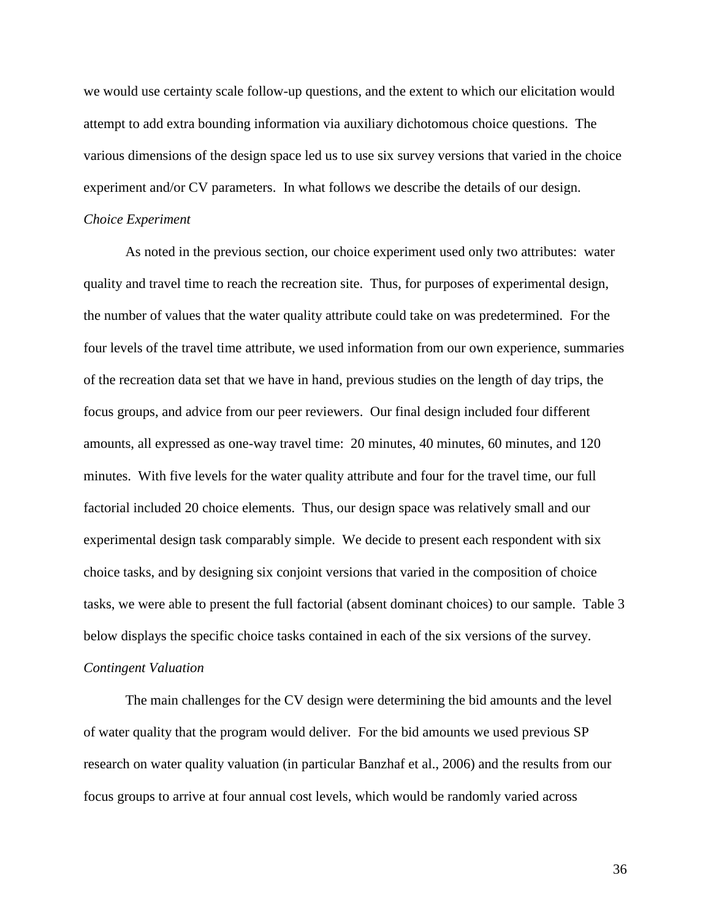we would use certainty scale follow-up questions, and the extent to which our elicitation would attempt to add extra bounding information via auxiliary dichotomous choice questions. The various dimensions of the design space led us to use six survey versions that varied in the choice experiment and/or CV parameters. In what follows we describe the details of our design.

*Choice Experiment*

As noted in the previous section, our choice experiment used only two attributes: water quality and travel time to reach the recreation site. Thus, for purposes of experimental design, the number of values that the water quality attribute could take on was predetermined. For the four levels of the travel time attribute, we used information from our own experience, summaries of the recreation data set that we have in hand, previous studies on the length of day trips, the focus groups, and advice from our peer reviewers. Our final design included four different amounts, all expressed as one-way travel time: 20 minutes, 40 minutes, 60 minutes, and 120 minutes. With five levels for the water quality attribute and four for the travel time, our full factorial included 20 choice elements. Thus, our design space was relatively small and our experimental design task comparably simple. We decide to present each respondent with six choice tasks, and by designing six conjoint versions that varied in the composition of choice tasks, we were able to present the full factorial (absent dominant choices) to our sample. Table 3 below displays the specific choice tasks contained in each of the six versions of the survey.

*Contingent Valuation*

The main challenges for the CV design were determining the bid amounts and the level of water quality that the program would deliver. For the bid amounts we used previous SP research on water quality valuation (in particular Banzhaf et al., 2006) and the results from our focus groups to arrive at four annual cost levels, which would be randomly varied across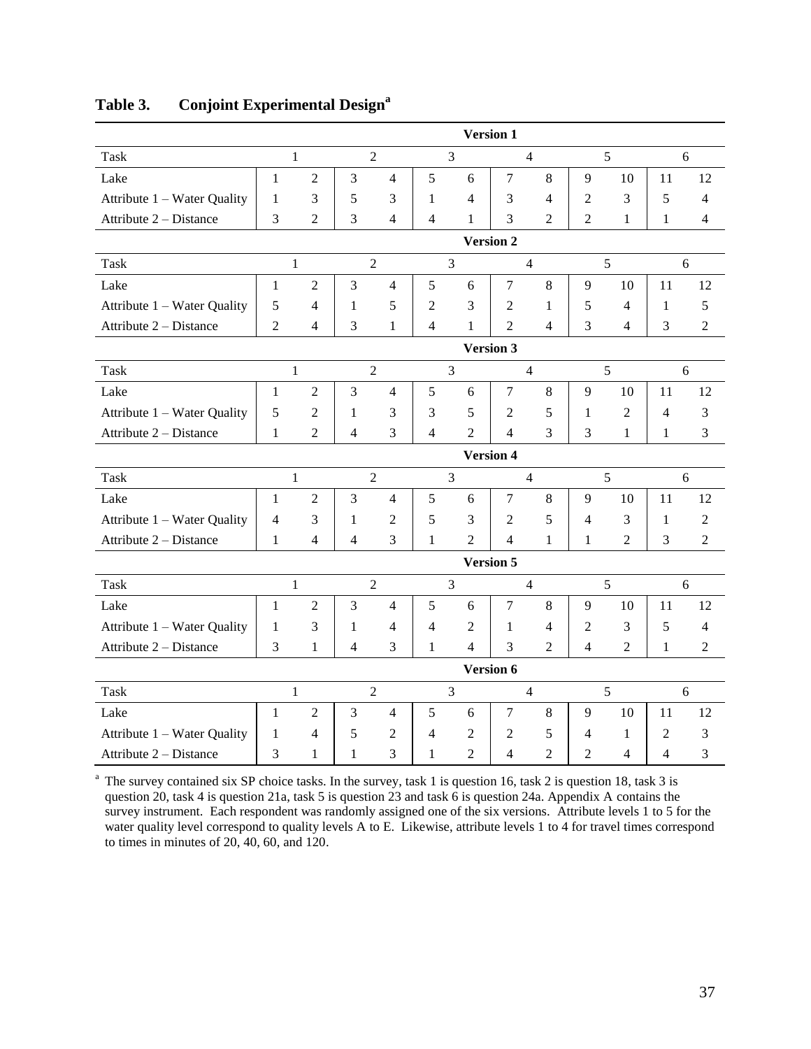## Table 3. Conjoint Experimental Design[a]

| | Version 1 | | | | | | | | | | | |
|---|---|---|---|---|---|---|---|---|---|---|---|---|
| Task | 1 | | 2 | | 3 | | 4 | | 5 | | 6 | |
| Lake | 1 | 2 | 3 | 4 | 5 | 6 | 7 | 8 | 9 | 10 | 11 | 12 |
| Attribute 1 – Water Quality | 1 | 3 | 5 | 3 | 1 | 4 | 3 | 4 | 2 | 3 | 5 | 4 |
| Attribute 2 – Distance | 3 | 2 | 3 | 4 | 4 | 1 | 3 | 2 | 2 | 1 | 1 | 4 |
| | **Version 2** | | | | | | | | | | | |
| Task | 1 | | 2 | | 3 | | 4 | | 5 | | 6 | |
| Lake | 1 | 2 | 3 | 4 | 5 | 6 | 7 | 8 | 9 | 10 | 11 | 12 |
| Attribute 1 – Water Quality | 5 | 4 | 1 | 5 | 2 | 3 | 2 | 1 | 5 | 4 | 1 | 5 |
| Attribute 2 – Distance | 2 | 4 | 3 | 1 | 4 | 1 | 2 | 4 | 3 | 4 | 3 | 2 |
| | **Version 3** | | | | | | | | | | | |
| Task | 1 | | 2 | | 3 | | 4 | | 5 | | 6 | |
| Lake | 1 | 2 | 3 | 4 | 5 | 6 | 7 | 8 | 9 | 10 | 11 | 12 |
| Attribute 1 – Water Quality | 5 | 2 | 1 | 3 | 3 | 5 | 2 | 5 | 1 | 2 | 4 | 3 |
| Attribute 2 – Distance | 1 | 2 | 4 | 3 | 4 | 2 | 4 | 3 | 3 | 1 | 1 | 3 |
| | **Version 4** | | | | | | | | | | | |
| Task | 1 | | 2 | | 3 | | 4 | | 5 | | 6 | |
| Lake | 1 | 2 | 3 | 4 | 5 | 6 | 7 | 8 | 9 | 10 | 11 | 12 |
| Attribute 1 – Water Quality | 4 | 3 | 1 | 2 | 5 | 3 | 2 | 5 | 4 | 3 | 1 | 2 |
| Attribute 2 – Distance | 1 | 4 | 4 | 3 | 1 | 2 | 4 | 1 | 1 | 2 | 3 | 2 |
| | **Version 5** | | | | | | | | | | | |
| Task | 1 | | 2 | | 3 | | 4 | | 5 | | 6 | |
| Lake | 1 | 2 | 3 | 4 | 5 | 6 | 7 | 8 | 9 | 10 | 11 | 12 |
| Attribute 1 – Water Quality | 1 | 3 | 1 | 4 | 4 | 2 | 1 | 4 | 2 | 3 | 5 | 4 |
| Attribute 2 – Distance | 3 | 1 | 4 | 3 | 1 | 4 | 3 | 2 | 4 | 2 | 1 | 2 |
| | **Version 6** | | | | | | | | | | | |
| Task | 1 | | 2 | | 3 | | 4 | | 5 | | 6 | |
| Lake | 1 | 2 | 3 | 4 | 5 | 6 | 7 | 8 | 9 | 10 | 11 | 12 |
| Attribute 1 – Water Quality | 1 | 4 | 5 | 2 | 4 | 2 | 2 | 5 | 4 | 1 | 2 | 3 |
| Attribute 2 – Distance | 3 | 1 | 1 | 3 | 1 | 2 | 4 | 2 | 2 | 4 | 4 | 3 |

[a] The survey contained six SP choice tasks. In the survey, task 1 is question 16, task 2 is question 18, task 3 is question 20, task 4 is question 21a, task 5 is question 23 and task 6 is question 24a. Appendix A contains the survey instrument. Each respondent was randomly assigned one of the six versions. Attribute levels 1 to 5 for the water quality level correspond to quality levels A to E. Likewise, attribute levels 1 to 4 for travel times correspond to times in minutes of 20, 40, 60, and 120.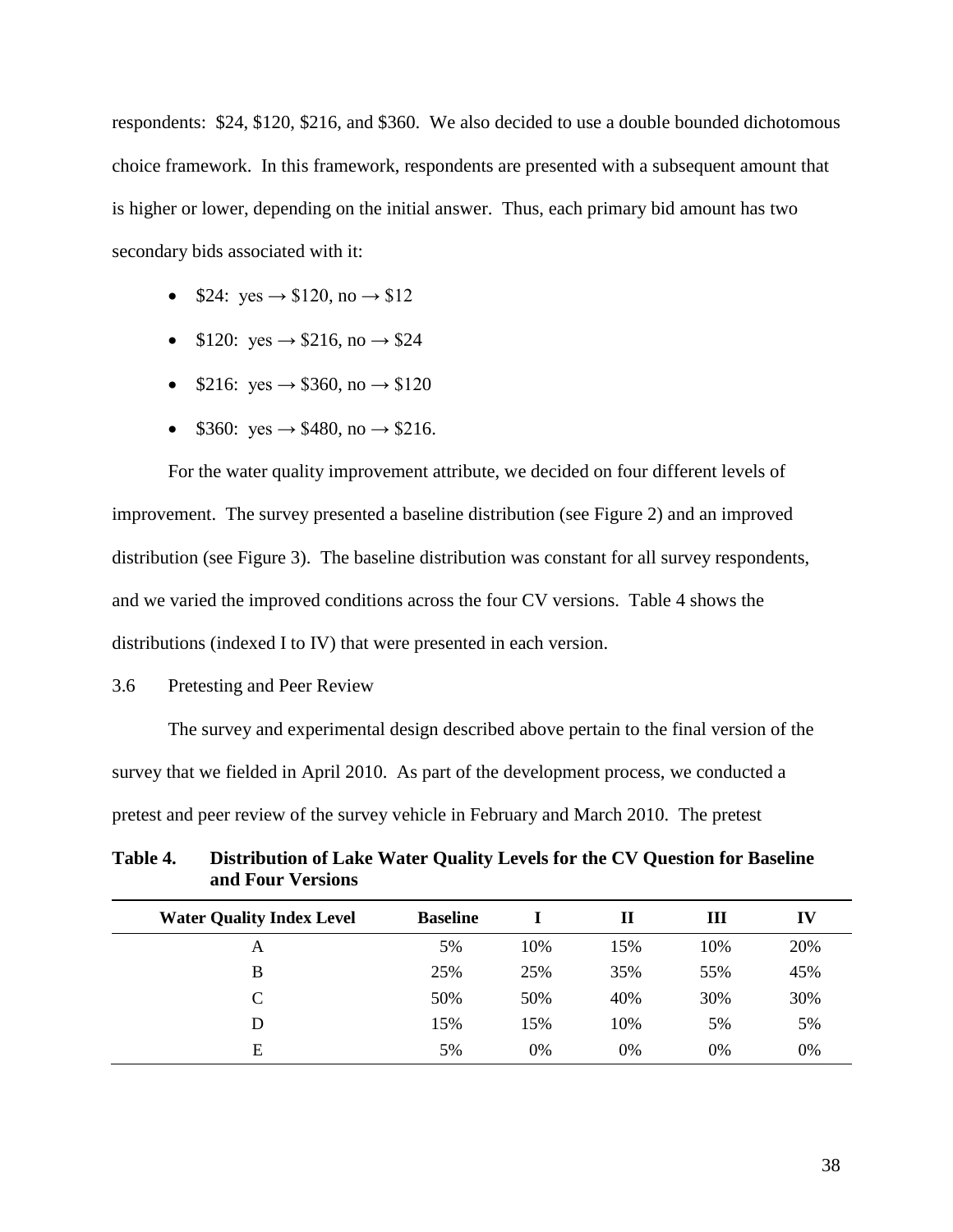respondents: \$24, \$120, \$216, and \$360. We also decided to use a double bounded dichotomous choice framework. In this framework, respondents are presented with a subsequent amount that is higher or lower, depending on the initial answer. Thus, each primary bid amount has two secondary bids associated with it:

- \$24: yes → \$120, no → \$12
- \$120: yes → \$216, no → \$24
- \$216: yes → \$360, no → \$120
- \$360: yes → \$480, no → \$216.

For the water quality improvement attribute, we decided on four different levels of improvement. The survey presented a baseline distribution (see Figure 2) and an improved distribution (see Figure 3). The baseline distribution was constant for all survey respondents, and we varied the improved conditions across the four CV versions. Table 4 shows the distributions (indexed I to IV) that were presented in each version.

### 3.6 Pretesting and Peer Review

The survey and experimental design described above pertain to the final version of the survey that we fielded in April 2010. As part of the development process, we conducted a pretest and peer review of the survey vehicle in February and March 2010. The pretest

**Table 4. Distribution of Lake Water Quality Levels for the CV Question for Baseline and Four Versions**

| Water Quality Index Level | Baseline | I | II | III | IV |
|---|---|---|---|---|---|
| A | 5% | 10% | 15% | 10% | 20% |
| B | 25% | 25% | 35% | 55% | 45% |
| C | 50% | 50% | 40% | 30% | 30% |
| D | 15% | 15% | 10% | 5% | 5% |
| E | 5% | 0% | 0% | 0% | 0% |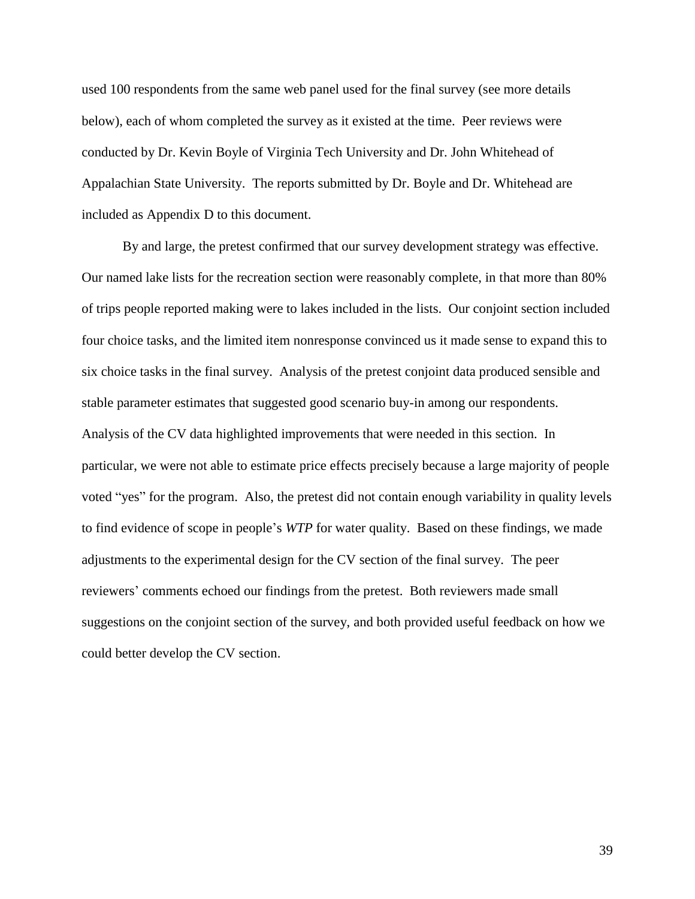used 100 respondents from the same web panel used for the final survey (see more details below), each of whom completed the survey as it existed at the time. Peer reviews were conducted by Dr. Kevin Boyle of Virginia Tech University and Dr. John Whitehead of Appalachian State University. The reports submitted by Dr. Boyle and Dr. Whitehead are included as Appendix D to this document.

By and large, the pretest confirmed that our survey development strategy was effective. Our named lake lists for the recreation section were reasonably complete, in that more than 80% of trips people reported making were to lakes included in the lists. Our conjoint section included four choice tasks, and the limited item nonresponse convinced us it made sense to expand this to six choice tasks in the final survey. Analysis of the pretest conjoint data produced sensible and stable parameter estimates that suggested good scenario buy-in among our respondents. Analysis of the CV data highlighted improvements that were needed in this section. In particular, we were not able to estimate price effects precisely because a large majority of people voted "yes" for the program. Also, the pretest did not contain enough variability in quality levels to find evidence of scope in people's *WTP* for water quality. Based on these findings, we made adjustments to the experimental design for the CV section of the final survey. The peer reviewers' comments echoed our findings from the pretest. Both reviewers made small suggestions on the conjoint section of the survey, and both provided useful feedback on how we could better develop the CV section.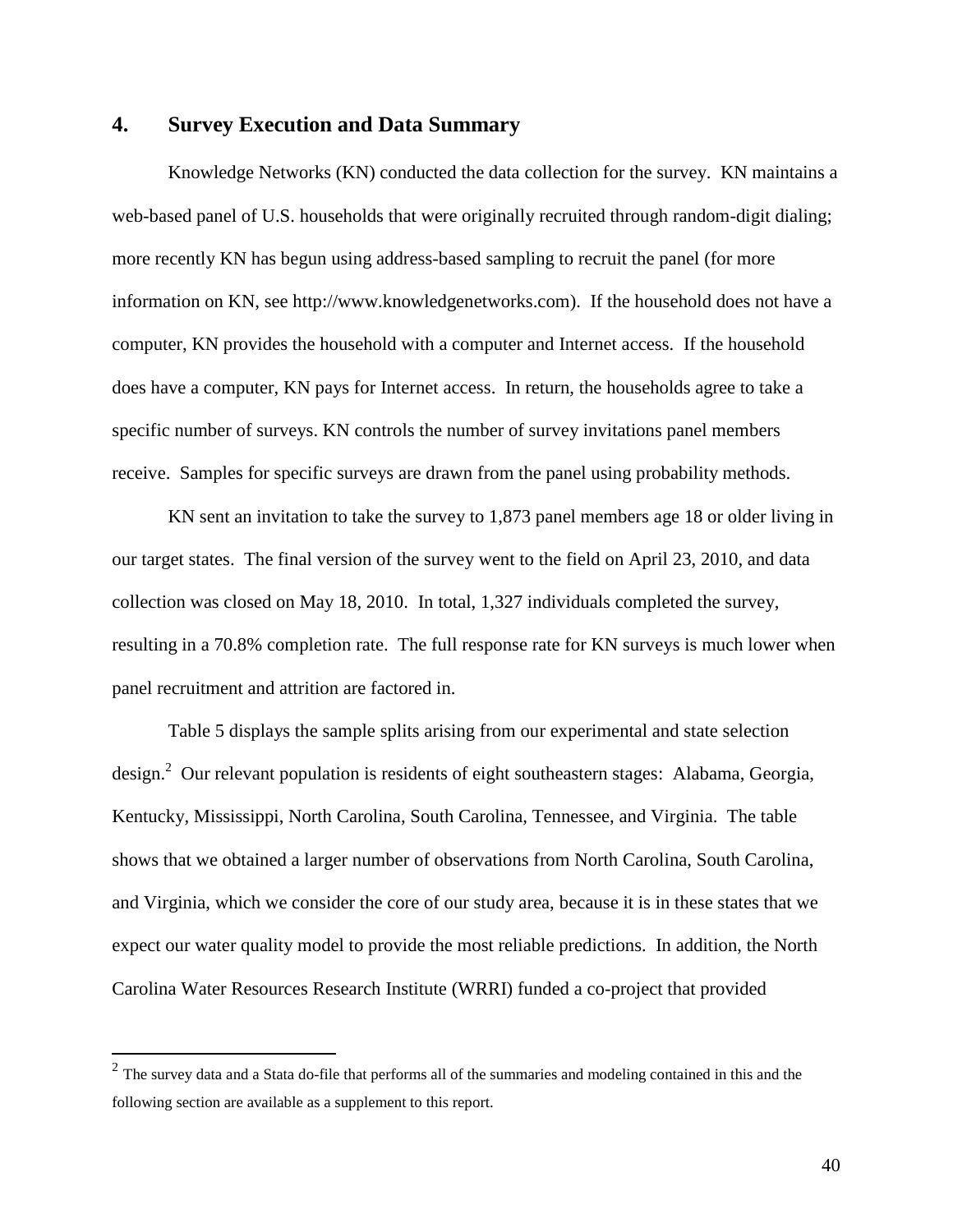## 4. Survey Execution and Data Summary

Knowledge Networks (KN) conducted the data collection for the survey. KN maintains a web-based panel of U.S. households that were originally recruited through random-digit dialing; more recently KN has begun using address-based sampling to recruit the panel (for more information on KN, see http://www.knowledgenetworks.com). If the household does not have a computer, KN provides the household with a computer and Internet access. If the household does have a computer, KN pays for Internet access. In return, the households agree to take a specific number of surveys. KN controls the number of survey invitations panel members receive. Samples for specific surveys are drawn from the panel using probability methods.

KN sent an invitation to take the survey to 1,873 panel members age 18 or older living in our target states. The final version of the survey went to the field on April 23, 2010, and data collection was closed on May 18, 2010. In total, 1,327 individuals completed the survey, resulting in a 70.8% completion rate. The full response rate for KN surveys is much lower when panel recruitment and attrition are factored in.

Table 5 displays the sample splits arising from our experimental and state selection design.[2] Our relevant population is residents of eight southeastern stages: Alabama, Georgia, Kentucky, Mississippi, North Carolina, South Carolina, Tennessee, and Virginia. The table shows that we obtained a larger number of observations from North Carolina, South Carolina, and Virginia, which we consider the core of our study area, because it is in these states that we expect our water quality model to provide the most reliable predictions. In addition, the North Carolina Water Resources Research Institute (WRRI) funded a co-project that provided

[2] The survey data and a Stata do-file that performs all of the summaries and modeling contained in this and the following section are available as a supplement to this report.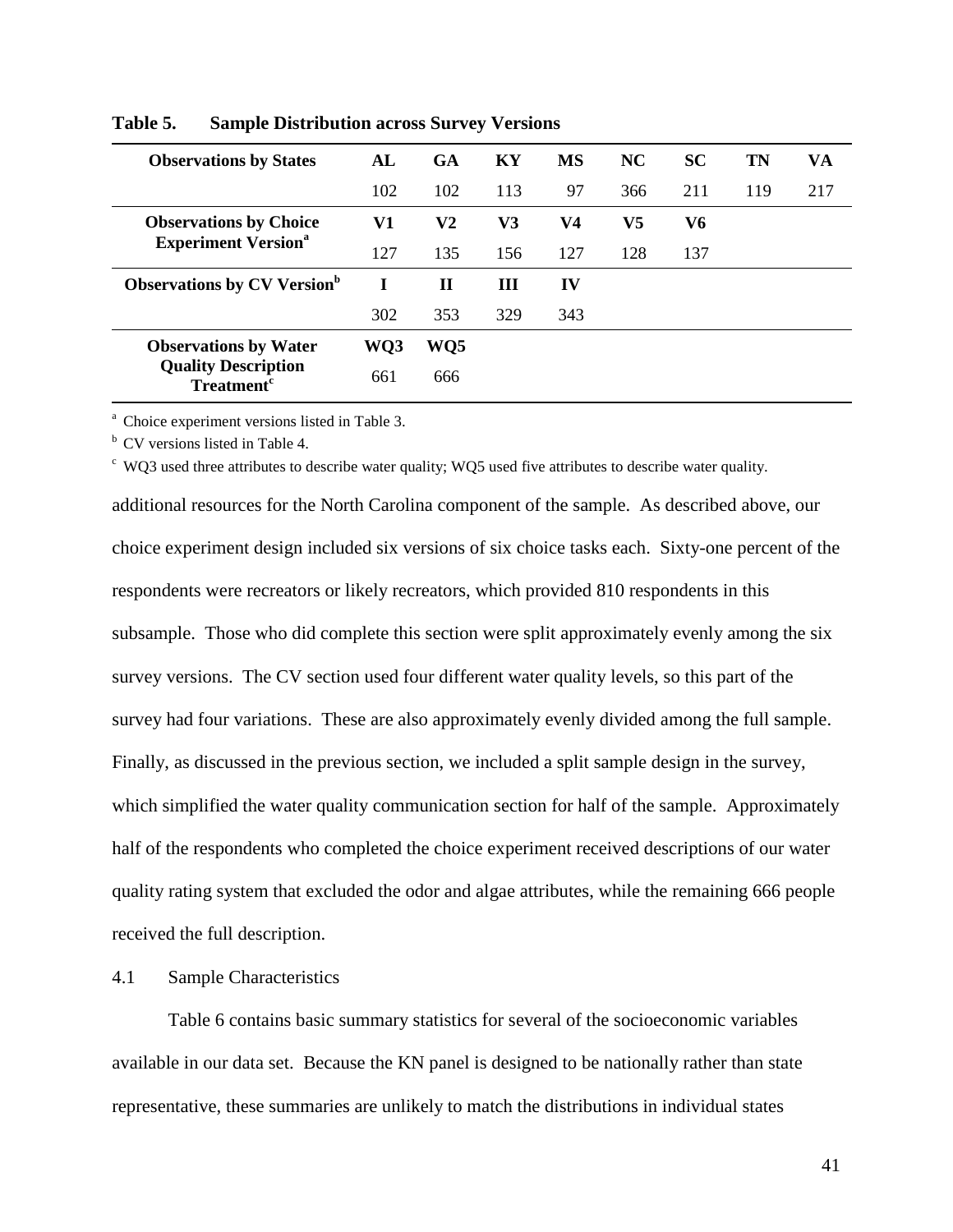**Table 5. Sample Distribution across Survey Versions**

| **Observations by States** | **AL** | **GA** | **KY** | **MS** | **NC** | **SC** | **TN** | **VA** |
|---|---|---|---|---|---|---|---|---|
| | 102 | 102 | 113 | 97 | 366 | 211 | 119 | 217 |
| **Observations by Choice Experiment Version**[a] | **V1** | **V2** | **V3** | **V4** | **V5** | **V6** | | |
| | 127 | 135 | 156 | 127 | 128 | 137 | | |
| **Observations by CV Version**[b] | **I** | **II** | **III** | **IV** | | | | |
| | 302 | 353 | 329 | 343 | | | | |
| **Observations by Water Quality Description Treatment**[c] | **WQ3** | **WQ5** | | | | | | |
| | 661 | 666 | | | | | | |

[a] Choice experiment versions listed in Table 3.

[b] CV versions listed in Table 4.

[c] WQ3 used three attributes to describe water quality; WQ5 used five attributes to describe water quality.

additional resources for the North Carolina component of the sample. As described above, our choice experiment design included six versions of six choice tasks each. Sixty-one percent of the respondents were recreators or likely recreators, which provided 810 respondents in this subsample. Those who did complete this section were split approximately evenly among the six survey versions. The CV section used four different water quality levels, so this part of the survey had four variations. These are also approximately evenly divided among the full sample. Finally, as discussed in the previous section, we included a split sample design in the survey, which simplified the water quality communication section for half of the sample. Approximately half of the respondents who completed the choice experiment received descriptions of our water quality rating system that excluded the odor and algae attributes, while the remaining 666 people received the full description.

## 4.1 Sample Characteristics

Table 6 contains basic summary statistics for several of the socioeconomic variables available in our data set. Because the KN panel is designed to be nationally rather than state representative, these summaries are unlikely to match the distributions in individual states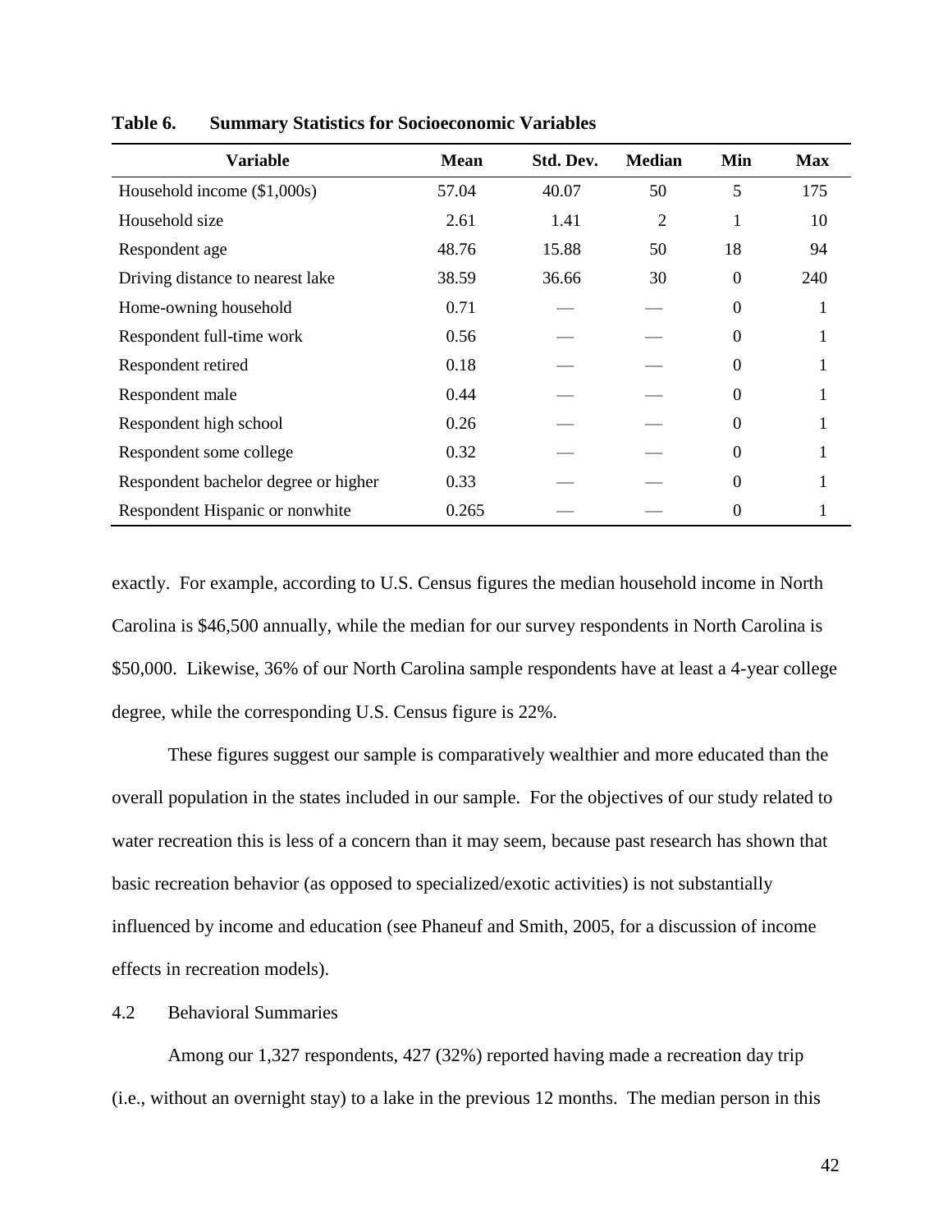**Table 6. Summary Statistics for Socioeconomic Variables**

| Variable | Mean | Std. Dev. | Median | Min | Max |
|---|---|---|---|---|---|
| Household income ($1,000s) | 57.04 | 40.07 | 50 | 5 | 175 |
| Household size | 2.61 | 1.41 | 2 | 1 | 10 |
| Respondent age | 48.76 | 15.88 | 50 | 18 | 94 |
| Driving distance to nearest lake | 38.59 | 36.66 | 30 | 0 | 240 |
| Home-owning household | 0.71 | — | — | 0 | 1 |
| Respondent full-time work | 0.56 | — | — | 0 | 1 |
| Respondent retired | 0.18 | — | — | 0 | 1 |
| Respondent male | 0.44 | — | — | 0 | 1 |
| Respondent high school | 0.26 | — | — | 0 | 1 |
| Respondent some college | 0.32 | — | — | 0 | 1 |
| Respondent bachelor degree or higher | 0.33 | — | — | 0 | 1 |
| Respondent Hispanic or nonwhite | 0.265 | — | — | 0 | 1 |

exactly. For example, according to U.S. Census figures the median household income in North Carolina is $46,500 annually, while the median for our survey respondents in North Carolina is $50,000. Likewise, 36% of our North Carolina sample respondents have at least a 4-year college degree, while the corresponding U.S. Census figure is 22%.

These figures suggest our sample is comparatively wealthier and more educated than the overall population in the states included in our sample. For the objectives of our study related to water recreation this is less of a concern than it may seem, because past research has shown that basic recreation behavior (as opposed to specialized/exotic activities) is not substantially influenced by income and education (see Phaneuf and Smith, 2005, for a discussion of income effects in recreation models).

### 4.2 Behavioral Summaries

Among our 1,327 respondents, 427 (32%) reported having made a recreation day trip (i.e., without an overnight stay) to a lake in the previous 12 months. The median person in this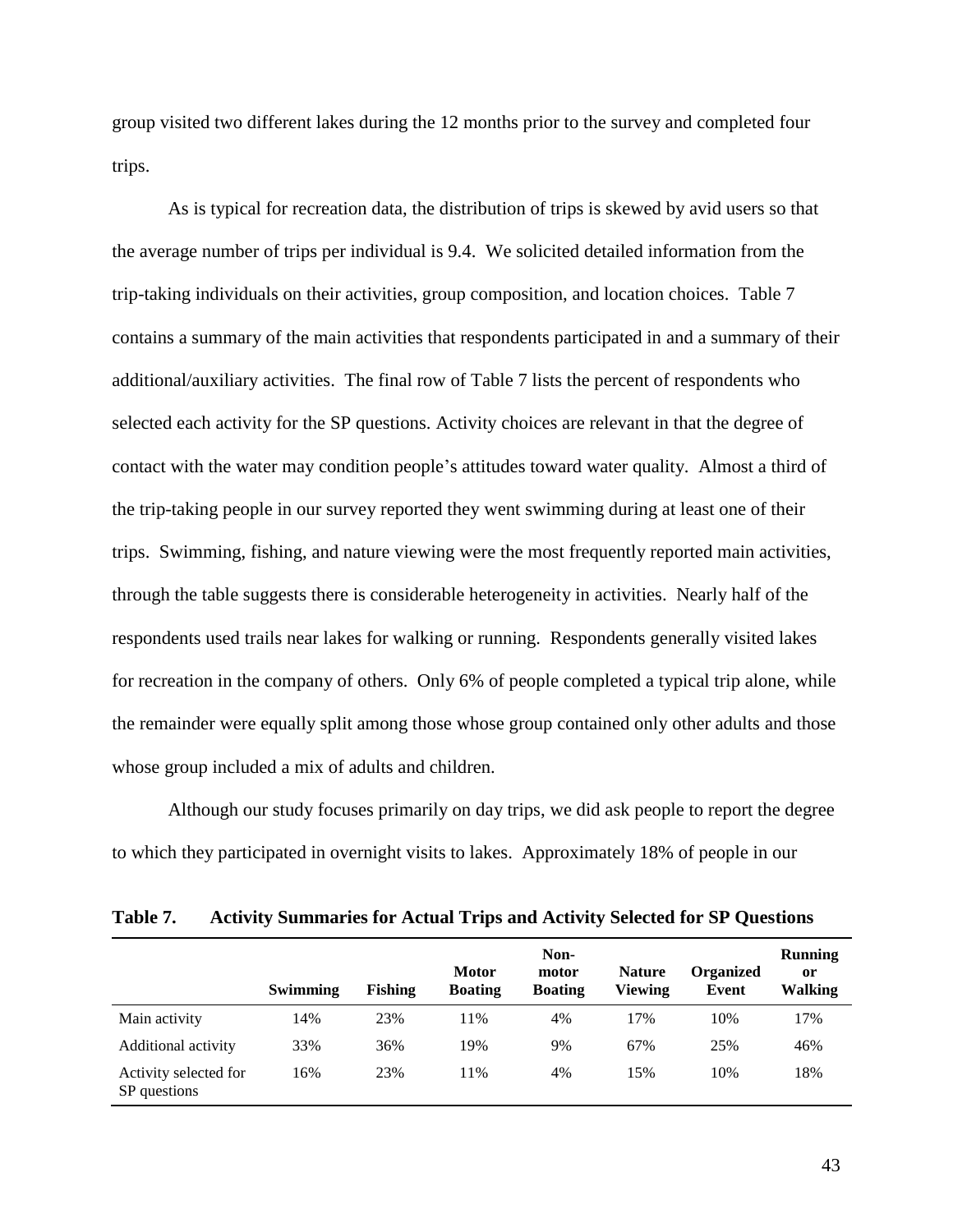group visited two different lakes during the 12 months prior to the survey and completed four trips.

As is typical for recreation data, the distribution of trips is skewed by avid users so that the average number of trips per individual is 9.4. We solicited detailed information from the trip-taking individuals on their activities, group composition, and location choices. Table 7 contains a summary of the main activities that respondents participated in and a summary of their additional/auxiliary activities. The final row of Table 7 lists the percent of respondents who selected each activity for the SP questions. Activity choices are relevant in that the degree of contact with the water may condition people's attitudes toward water quality. Almost a third of the trip-taking people in our survey reported they went swimming during at least one of their trips. Swimming, fishing, and nature viewing were the most frequently reported main activities, through the table suggests there is considerable heterogeneity in activities. Nearly half of the respondents used trails near lakes for walking or running. Respondents generally visited lakes for recreation in the company of others. Only 6% of people completed a typical trip alone, while the remainder were equally split among those whose group contained only other adults and those whose group included a mix of adults and children.

Although our study focuses primarily on day trips, we did ask people to report the degree to which they participated in overnight visits to lakes. Approximately 18% of people in our

**Table 7. Activity Summaries for Actual Trips and Activity Selected for SP Questions**

| | Swimming | Fishing | Motor Boating | Non-motor Boating | Nature Viewing | Organized Event | Running or Walking |
|---|---|---|---|---|---|---|---|
| Main activity | 14% | 23% | 11% | 4% | 17% | 10% | 17% |
| Additional activity | 33% | 36% | 19% | 9% | 67% | 25% | 46% |
| Activity selected for SP questions | 16% | 23% | 11% | 4% | 15% | 10% | 18% |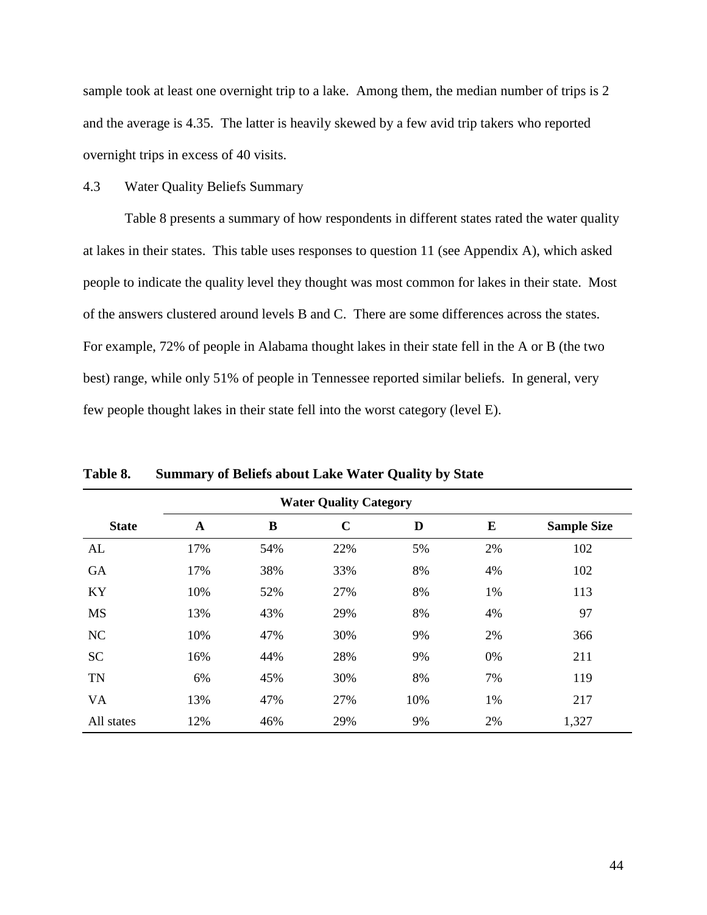sample took at least one overnight trip to a lake. Among them, the median number of trips is 2 and the average is 4.35. The latter is heavily skewed by a few avid trip takers who reported overnight trips in excess of 40 visits.

### 4.3 Water Quality Beliefs Summary

Table 8 presents a summary of how respondents in different states rated the water quality at lakes in their states. This table uses responses to question 11 (see Appendix A), which asked people to indicate the quality level they thought was most common for lakes in their state. Most of the answers clustered around levels B and C. There are some differences across the states. For example, 72% of people in Alabama thought lakes in their state fell in the A or B (the two best) range, while only 51% of people in Tennessee reported similar beliefs. In general, very few people thought lakes in their state fell into the worst category (level E).

**Table 8. Summary of Beliefs about Lake Water Quality by State**

| | Water Quality Category | | | | | |
|---|---|---|---|---|---|---|
| **State** | **A** | **B** | **C** | **D** | **E** | **Sample Size** |
| AL | 17% | 54% | 22% | 5% | 2% | 102 |
| GA | 17% | 38% | 33% | 8% | 4% | 102 |
| KY | 10% | 52% | 27% | 8% | 1% | 113 |
| MS | 13% | 43% | 29% | 8% | 4% | 97 |
| NC | 10% | 47% | 30% | 9% | 2% | 366 |
| SC | 16% | 44% | 28% | 9% | 0% | 211 |
| TN | 6% | 45% | 30% | 8% | 7% | 119 |
| VA | 13% | 47% | 27% | 10% | 1% | 217 |
| All states | 12% | 46% | 29% | 9% | 2% | 1,327 |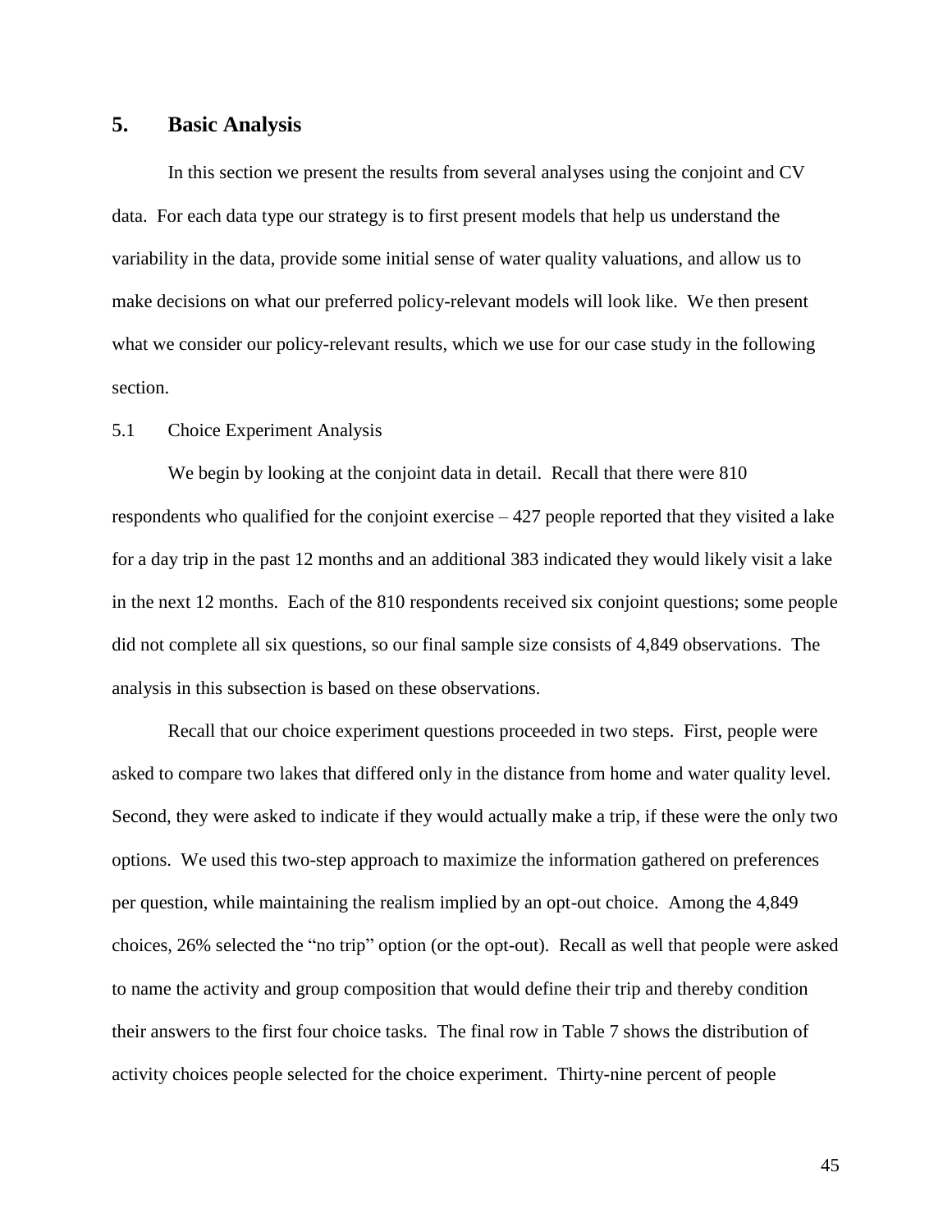## 5. Basic Analysis

In this section we present the results from several analyses using the conjoint and CV data. For each data type our strategy is to first present models that help us understand the variability in the data, provide some initial sense of water quality valuations, and allow us to make decisions on what our preferred policy-relevant models will look like. We then present what we consider our policy-relevant results, which we use for our case study in the following section.

### 5.1 Choice Experiment Analysis

We begin by looking at the conjoint data in detail. Recall that there were 810 respondents who qualified for the conjoint exercise – 427 people reported that they visited a lake for a day trip in the past 12 months and an additional 383 indicated they would likely visit a lake in the next 12 months. Each of the 810 respondents received six conjoint questions; some people did not complete all six questions, so our final sample size consists of 4,849 observations. The analysis in this subsection is based on these observations.

Recall that our choice experiment questions proceeded in two steps. First, people were asked to compare two lakes that differed only in the distance from home and water quality level. Second, they were asked to indicate if they would actually make a trip, if these were the only two options. We used this two-step approach to maximize the information gathered on preferences per question, while maintaining the realism implied by an opt-out choice. Among the 4,849 choices, 26% selected the "no trip" option (or the opt-out). Recall as well that people were asked to name the activity and group composition that would define their trip and thereby condition their answers to the first four choice tasks. The final row in Table 7 shows the distribution of activity choices people selected for the choice experiment. Thirty-nine percent of people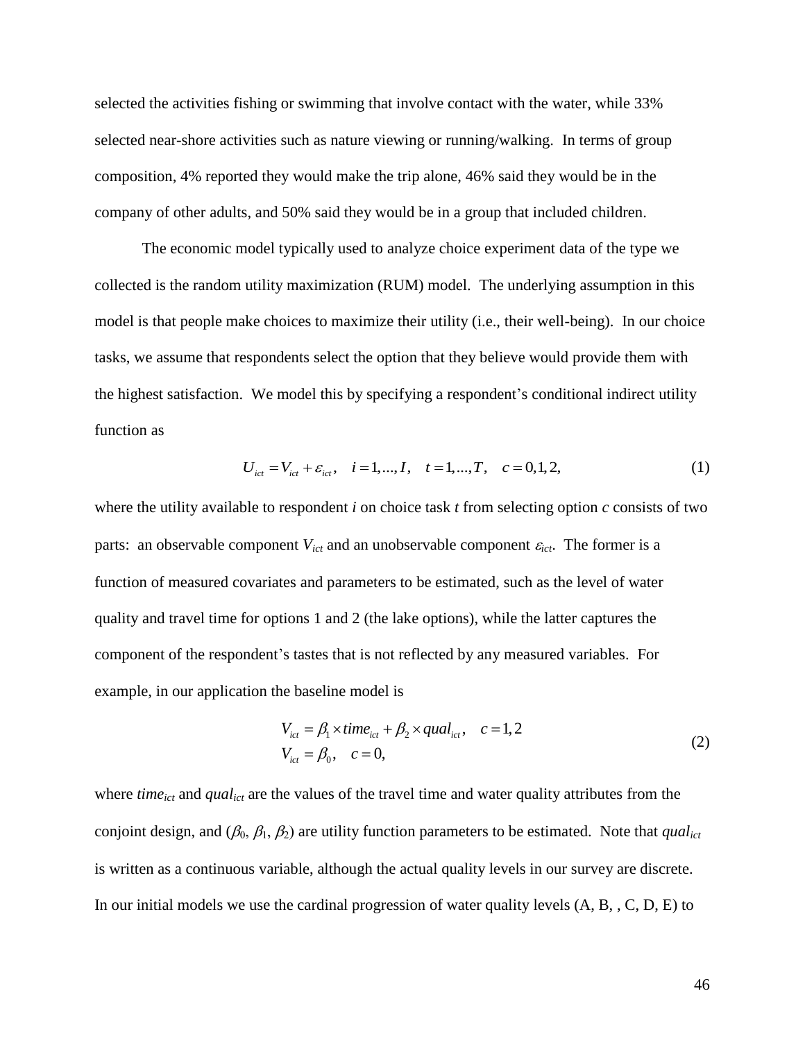selected the activities fishing or swimming that involve contact with the water, while 33% selected near-shore activities such as nature viewing or running/walking. In terms of group composition, 4% reported they would make the trip alone, 46% said they would be in the company of other adults, and 50% said they would be in a group that included children.

The economic model typically used to analyze choice experiment data of the type we collected is the random utility maximization (RUM) model. The underlying assumption in this model is that people make choices to maximize their utility (i.e., their well-being). In our choice tasks, we assume that respondents select the option that they believe would provide them with the highest satisfaction. We model this by specifying a respondent's conditional indirect utility function as

$$U_{ict} = V_{ict} + \varepsilon_{ict}, \quad i = 1,...,I, \quad t = 1,...,T, \quad c = 0,1,2, \tag{1}$$

where the utility available to respondent *i* on choice task *t* from selecting option *c* consists of two parts: an observable component $V_{ict}$ and an unobservable component $\varepsilon_{ict}$. The former is a function of measured covariates and parameters to be estimated, such as the level of water quality and travel time for options 1 and 2 (the lake options), while the latter captures the component of the respondent's tastes that is not reflected by any measured variables. For example, in our application the baseline model is

$$\begin{aligned} V_{ict} &= \beta_1 \times time_{ict} + \beta_2 \times qual_{ict}, \quad c = 1,2 \\ V_{ict} &= \beta_0, \quad c = 0, \end{aligned} \tag{2}$$

where $time_{ict}$ and $qual_{ict}$ are the values of the travel time and water quality attributes from the conjoint design, and ($\beta_0$, $\beta_1$, $\beta_2$) are utility function parameters to be estimated. Note that $qual_{ict}$ is written as a continuous variable, although the actual quality levels in our survey are discrete. In our initial models we use the cardinal progression of water quality levels (A, B, , C, D, E) to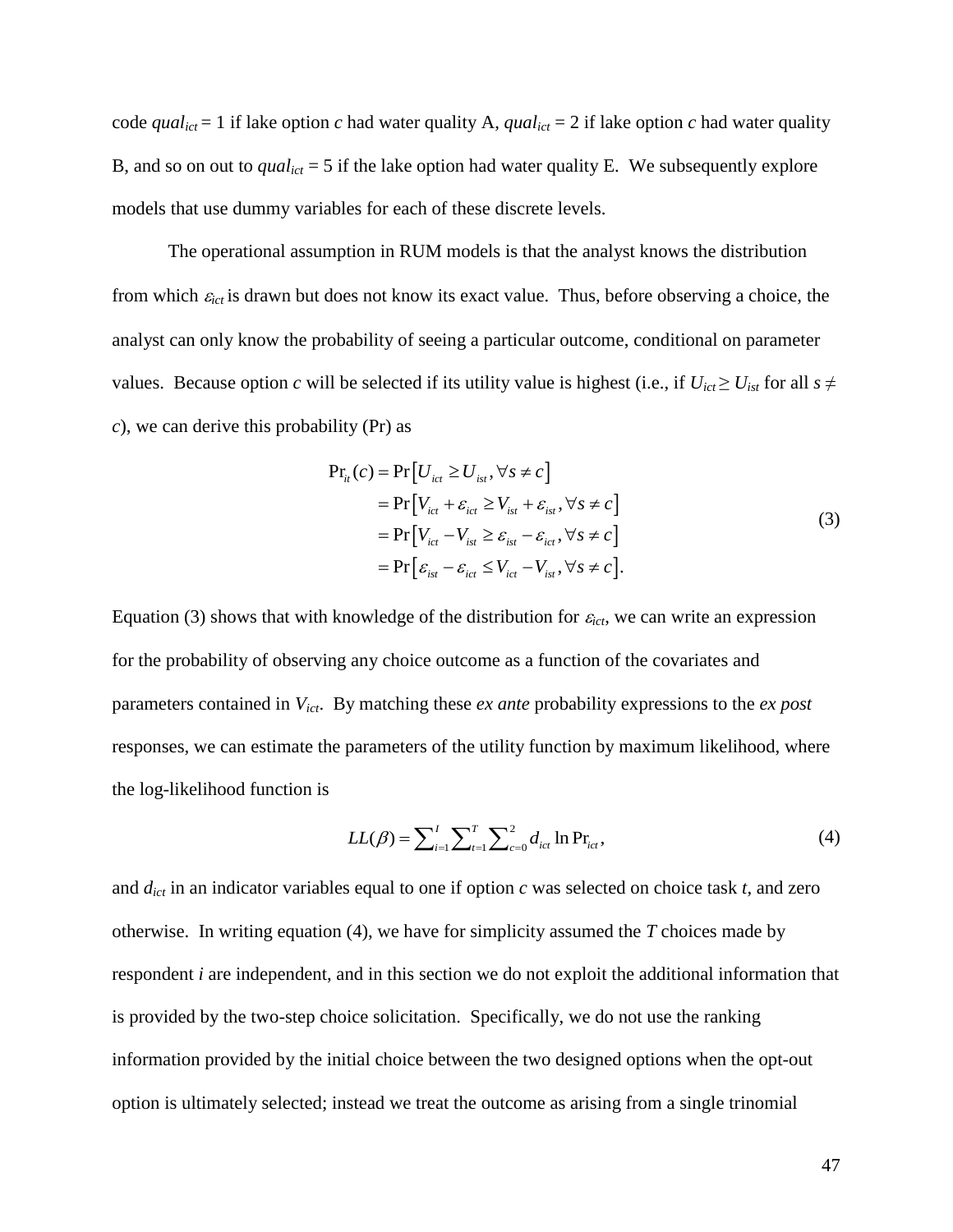code $qual_{ict} = 1$ if lake option $c$ had water quality A, $qual_{ict} = 2$ if lake option $c$ had water quality B, and so on out to $qual_{ict} = 5$ if the lake option had water quality E. We subsequently explore models that use dummy variables for each of these discrete levels.

The operational assumption in RUM models is that the analyst knows the distribution from which $\varepsilon_{ict}$ is drawn but does not know its exact value. Thus, before observing a choice, the analyst can only know the probability of seeing a particular outcome, conditional on parameter values. Because option $c$ will be selected if its utility value is highest (i.e., if $U_{ict} \geq U_{ist}$ for all $s \neq c$), we can derive this probability (Pr) as

$$
\begin{aligned}
\Pr_{it}(c) &= \Pr\left[U_{ict} \geq U_{ist}, \forall s \neq c\right] \\
&= \Pr\left[V_{ict} + \varepsilon_{ict} \geq V_{ist} + \varepsilon_{ist}, \forall s \neq c\right] \\
&= \Pr\left[V_{ict} - V_{ist} \geq \varepsilon_{ist} - \varepsilon_{ict}, \forall s \neq c\right] \\
&= \Pr\left[\varepsilon_{ist} - \varepsilon_{ict} \leq V_{ict} - V_{ist}, \forall s \neq c\right].
\end{aligned} \tag{3}
$$

Equation (3) shows that with knowledge of the distribution for $\varepsilon_{ict}$, we can write an expression for the probability of observing any choice outcome as a function of the covariates and parameters contained in $V_{ict}$. By matching these *ex ante* probability expressions to the *ex post* responses, we can estimate the parameters of the utility function by maximum likelihood, where the log-likelihood function is

$$
LL(\beta) = \sum_{i=1}^{I} \sum_{t=1}^{T} \sum_{c=0}^{2} d_{ict} \ln \Pr_{ict}, \tag{4}
$$

and $d_{ict}$ in an indicator variables equal to one if option $c$ was selected on choice task $t$, and zero otherwise. In writing equation (4), we have for simplicity assumed the $T$ choices made by respondent $i$ are independent, and in this section we do not exploit the additional information that is provided by the two-step choice solicitation. Specifically, we do not use the ranking information provided by the initial choice between the two designed options when the opt-out option is ultimately selected; instead we treat the outcome as arising from a single trinomial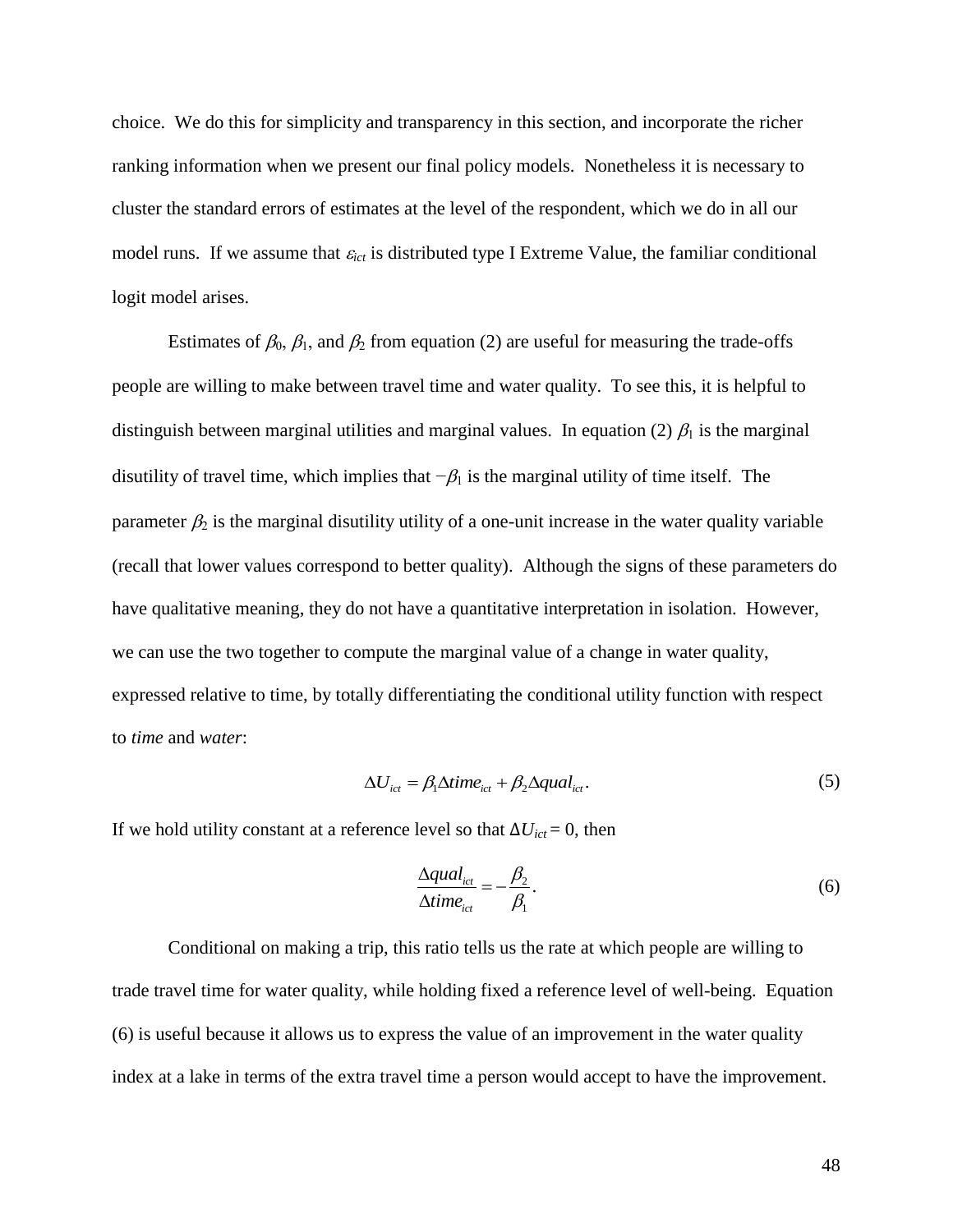choice. We do this for simplicity and transparency in this section, and incorporate the richer ranking information when we present our final policy models. Nonetheless it is necessary to cluster the standard errors of estimates at the level of the respondent, which we do in all our model runs. If we assume that $\varepsilon_{ict}$ is distributed type I Extreme Value, the familiar conditional logit model arises.

Estimates of $\beta_0$, $\beta_1$, and $\beta_2$ from equation (2) are useful for measuring the trade-offs people are willing to make between travel time and water quality. To see this, it is helpful to distinguish between marginal utilities and marginal values. In equation (2) $\beta_1$ is the marginal disutility of travel time, which implies that $-\beta_1$ is the marginal utility of time itself. The parameter $\beta_2$ is the marginal disutility utility of a one-unit increase in the water quality variable (recall that lower values correspond to better quality). Although the signs of these parameters do have qualitative meaning, they do not have a quantitative interpretation in isolation. However, we can use the two together to compute the marginal value of a change in water quality, expressed relative to time, by totally differentiating the conditional utility function with respect to *time* and *water*:

$$\Delta U_{ict} = \beta_1 \Delta time_{ict} + \beta_2 \Delta qual_{ict}. \tag{5}$$

If we hold utility constant at a reference level so that $\Delta U_{ict} = 0$, then

$$\frac{\Delta qual_{ict}}{\Delta time_{ict}} = -\frac{\beta_2}{\beta_1}. \tag{6}$$

Conditional on making a trip, this ratio tells us the rate at which people are willing to trade travel time for water quality, while holding fixed a reference level of well-being. Equation (6) is useful because it allows us to express the value of an improvement in the water quality index at a lake in terms of the extra travel time a person would accept to have the improvement.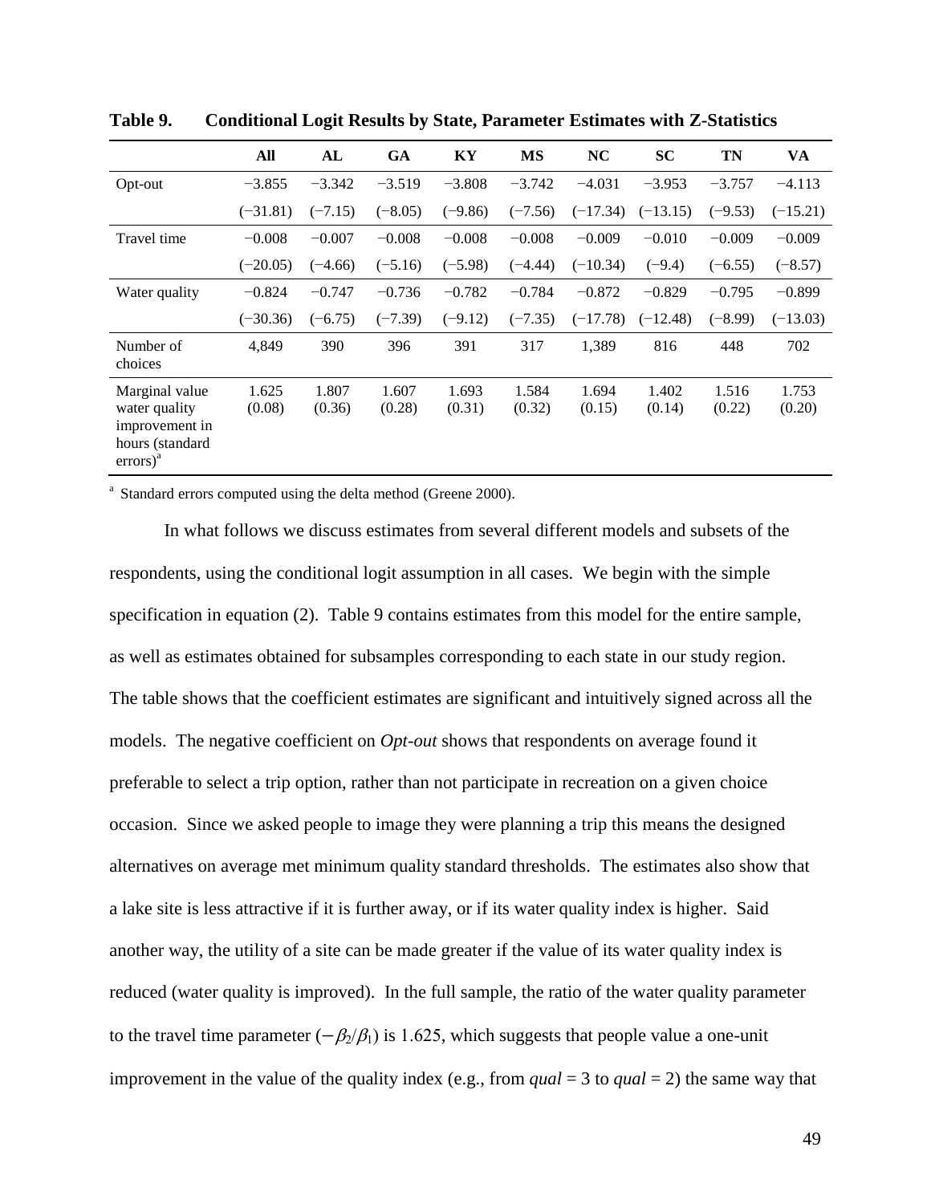**Table 9. Conditional Logit Results by State, Parameter Estimates with Z-Statistics**

| | All | AL | GA | KY | MS | NC | SC | TN | VA |
|---|---|---|---|---|---|---|---|---|---|
| Opt-out | −3.855 | −3.342 | −3.519 | −3.808 | −3.742 | −4.031 | −3.953 | −3.757 | −4.113 |
| | (−31.81) | (−7.15) | (−8.05) | (−9.86) | (−7.56) | (−17.34) | (−13.15) | (−9.53) | (−15.21) |
| Travel time | −0.008 | −0.007 | −0.008 | −0.008 | −0.008 | −0.009 | −0.010 | −0.009 | −0.009 |
| | (−20.05) | (−4.66) | (−5.16) | (−5.98) | (−4.44) | (−10.34) | (−9.4) | (−6.55) | (−8.57) |
| Water quality | −0.824 | −0.747 | −0.736 | −0.782 | −0.784 | −0.872 | −0.829 | −0.795 | −0.899 |
| | (−30.36) | (−6.75) | (−7.39) | (−9.12) | (−7.35) | (−17.78) | (−12.48) | (−8.99) | (−13.03) |
| Number of choices | 4,849 | 390 | 396 | 391 | 317 | 1,389 | 816 | 448 | 702 |
| Marginal value water quality improvement in hours (standard errors)[a] | 1.625 (0.08) | 1.807 (0.36) | 1.607 (0.28) | 1.693 (0.31) | 1.584 (0.32) | 1.694 (0.15) | 1.402 (0.14) | 1.516 (0.22) | 1.753 (0.20) |

[a] Standard errors computed using the delta method (Greene 2000).

In what follows we discuss estimates from several different models and subsets of the respondents, using the conditional logit assumption in all cases. We begin with the simple specification in equation (2). Table 9 contains estimates from this model for the entire sample, as well as estimates obtained for subsamples corresponding to each state in our study region. The table shows that the coefficient estimates are significant and intuitively signed across all the models. The negative coefficient on *Opt-out* shows that respondents on average found it preferable to select a trip option, rather than not participate in recreation on a given choice occasion. Since we asked people to image they were planning a trip this means the designed alternatives on average met minimum quality standard thresholds. The estimates also show that a lake site is less attractive if it is further away, or if its water quality index is higher. Said another way, the utility of a site can be made greater if the value of its water quality index is reduced (water quality is improved). In the full sample, the ratio of the water quality parameter to the travel time parameter ($-\beta_2/\beta_1$) is 1.625, which suggests that people value a one-unit improvement in the value of the quality index (e.g., from *qual* = 3 to *qual* = 2) the same way that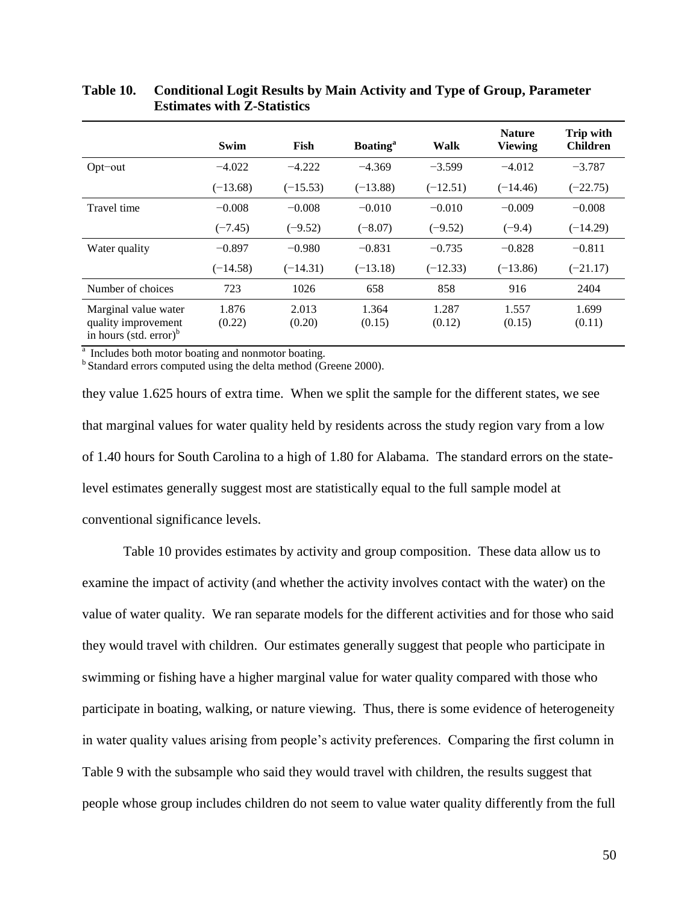**Table 10. Conditional Logit Results by Main Activity and Type of Group, Parameter Estimates with Z-Statistics**

| | Swim | Fish | Boating[a] | Walk | Nature Viewing | Trip with Children |
|---|---|---|---|---|---|---|
| Opt−out | −4.022 | −4.222 | −4.369 | −3.599 | −4.012 | −3.787 |
| | (−13.68) | (−15.53) | (−13.88) | (−12.51) | (−14.46) | (−22.75) |
| Travel time | −0.008 | −0.008 | −0.010 | −0.010 | −0.009 | −0.008 |
| | (−7.45) | (−9.52) | (−8.07) | (−9.52) | (−9.4) | (−14.29) |
| Water quality | −0.897 | −0.980 | −0.831 | −0.735 | −0.828 | −0.811 |
| | (−14.58) | (−14.31) | (−13.18) | (−12.33) | (−13.86) | (−21.17) |
| Number of choices | 723 | 1026 | 658 | 858 | 916 | 2404 |
| Marginal value water quality improvement in hours (std. error)[b] | 1.876 (0.22) | 2.013 (0.20) | 1.364 (0.15) | 1.287 (0.12) | 1.557 (0.15) | 1.699 (0.11) |

[a] Includes both motor boating and nonmotor boating.
[b] Standard errors computed using the delta method (Greene 2000).

they value 1.625 hours of extra time. When we split the sample for the different states, we see that marginal values for water quality held by residents across the study region vary from a low of 1.40 hours for South Carolina to a high of 1.80 for Alabama. The standard errors on the state-level estimates generally suggest most are statistically equal to the full sample model at conventional significance levels.

Table 10 provides estimates by activity and group composition. These data allow us to examine the impact of activity (and whether the activity involves contact with the water) on the value of water quality. We ran separate models for the different activities and for those who said they would travel with children. Our estimates generally suggest that people who participate in swimming or fishing have a higher marginal value for water quality compared with those who participate in boating, walking, or nature viewing. Thus, there is some evidence of heterogeneity in water quality values arising from people's activity preferences. Comparing the first column in Table 9 with the subsample who said they would travel with children, the results suggest that people whose group includes children do not seem to value water quality differently from the full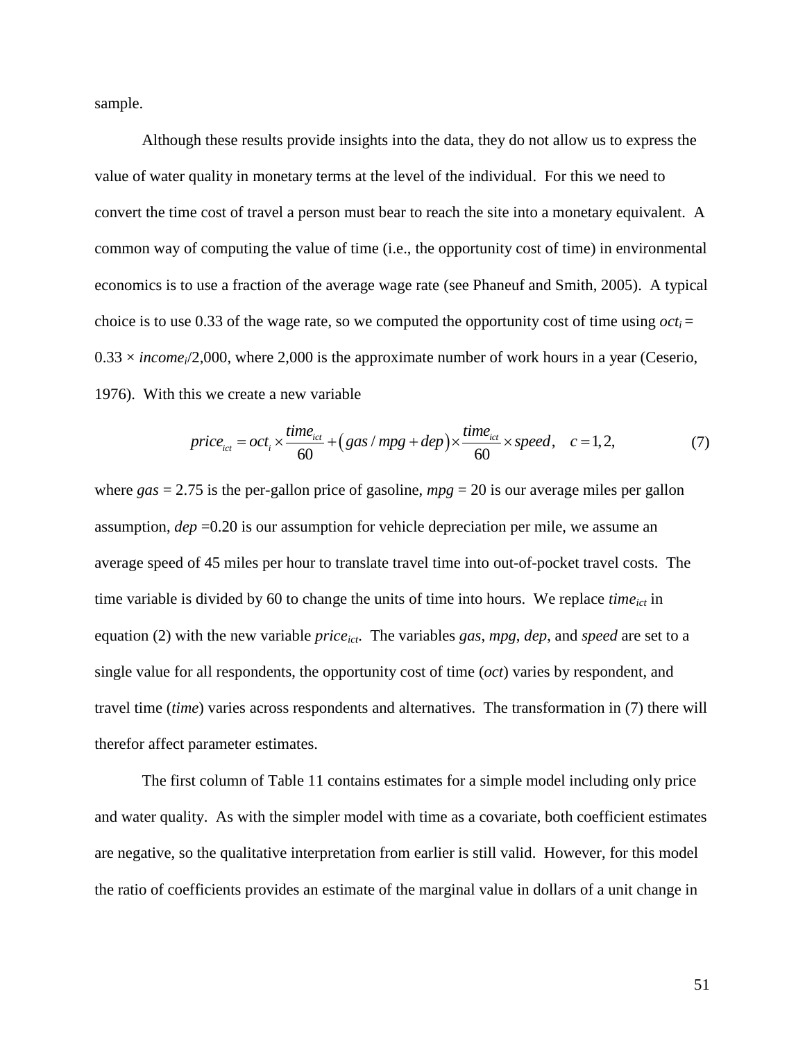sample.

Although these results provide insights into the data, they do not allow us to express the value of water quality in monetary terms at the level of the individual. For this we need to convert the time cost of travel a person must bear to reach the site into a monetary equivalent. A common way of computing the value of time (i.e., the opportunity cost of time) in environmental economics is to use a fraction of the average wage rate (see Phaneuf and Smith, 2005). A typical choice is to use 0.33 of the wage rate, so we computed the opportunity cost of time using $oct_i = 0.33 \times income_i/2{,}000$, where 2,000 is the approximate number of work hours in a year (Ceserio, 1976). With this we create a new variable

$$price_{ict} = oct_i \times \frac{time_{ict}}{60} + \left( gas / mpg + dep \right) \times \frac{time_{ict}}{60} \times speed, \quad c = 1, 2, \tag{7}$$

where *gas* = 2.75 is the per-gallon price of gasoline, *mpg* = 20 is our average miles per gallon assumption, *dep* =0.20 is our assumption for vehicle depreciation per mile, we assume an average speed of 45 miles per hour to translate travel time into out-of-pocket travel costs. The time variable is divided by 60 to change the units of time into hours. We replace $time_{ict}$ in equation (2) with the new variable $price_{ict}$. The variables *gas*, *mpg*, *dep*, and *speed* are set to a single value for all respondents, the opportunity cost of time (*oct*) varies by respondent, and travel time (*time*) varies across respondents and alternatives. The transformation in (7) there will therefor affect parameter estimates.

The first column of Table 11 contains estimates for a simple model including only price and water quality. As with the simpler model with time as a covariate, both coefficient estimates are negative, so the qualitative interpretation from earlier is still valid. However, for this model the ratio of coefficients provides an estimate of the marginal value in dollars of a unit change in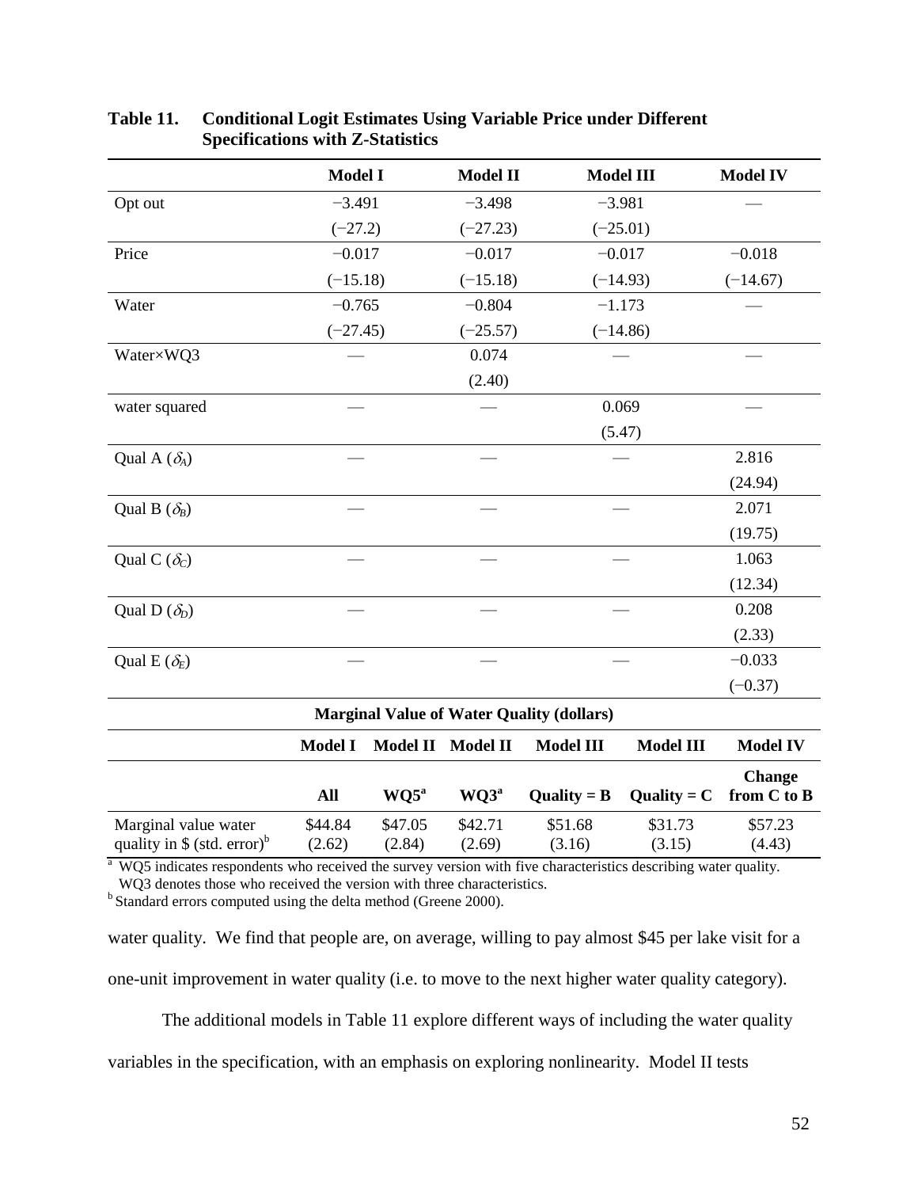**Table 11. Conditional Logit Estimates Using Variable Price under Different Specifications with Z-Statistics**

| | Model I | Model II | Model III | Model IV |
|---|---|---|---|---|
| Opt out | −3.491 | −3.498 | −3.981 | — |
| | (−27.2) | (−27.23) | (−25.01) | |
| Price | −0.017 | −0.017 | −0.017 | −0.018 |
| | (−15.18) | (−15.18) | (−14.93) | (−14.67) |
| Water | −0.765 | −0.804 | −1.173 | — |
| | (−27.45) | (−25.57) | (−14.86) | |
| Water×WQ3 | — | 0.074 | — | — |
| | | (2.40) | | |
| water squared | — | — | 0.069 | — |
| | | | (5.47) | |
| Qual A ($\delta_A$) | — | — | — | 2.816 |
| | | | | (24.94) |
| Qual B ($\delta_B$) | — | — | — | 2.071 |
| | | | | (19.75) |
| Qual C ($\delta_C$) | — | — | — | 1.063 |
| | | | | (12.34) |
| Qual D ($\delta_D$) | — | — | — | 0.208 |
| | | | | (2.33) |
| Qual E ($\delta_E$) | — | — | — | −0.033 |
| | | | | (−0.37) |

**Marginal Value of Water Quality (dollars)**

| | Model I | Model II | Model II | Model III | Model III | Model IV |
|---|---|---|---|---|---|---|
| | All | WQ5[a] | WQ3[a] | Quality = B | Quality = C | Change from C to B |
| Marginal value water quality in \$ (std. error)[b] | \$44.84 (2.62) | \$47.05 (2.84) | \$42.71 (2.69) | \$51.68 (3.16) | \$31.73 (3.15) | \$57.23 (4.43) |

[a] WQ5 indicates respondents who received the survey version with five characteristics describing water quality. WQ3 denotes those who received the version with three characteristics.
[b] Standard errors computed using the delta method (Greene 2000).

water quality. We find that people are, on average, willing to pay almost \$45 per lake visit for a one-unit improvement in water quality (i.e. to move to the next higher water quality category).

The additional models in Table 11 explore different ways of including the water quality variables in the specification, with an emphasis on exploring nonlinearity. Model II tests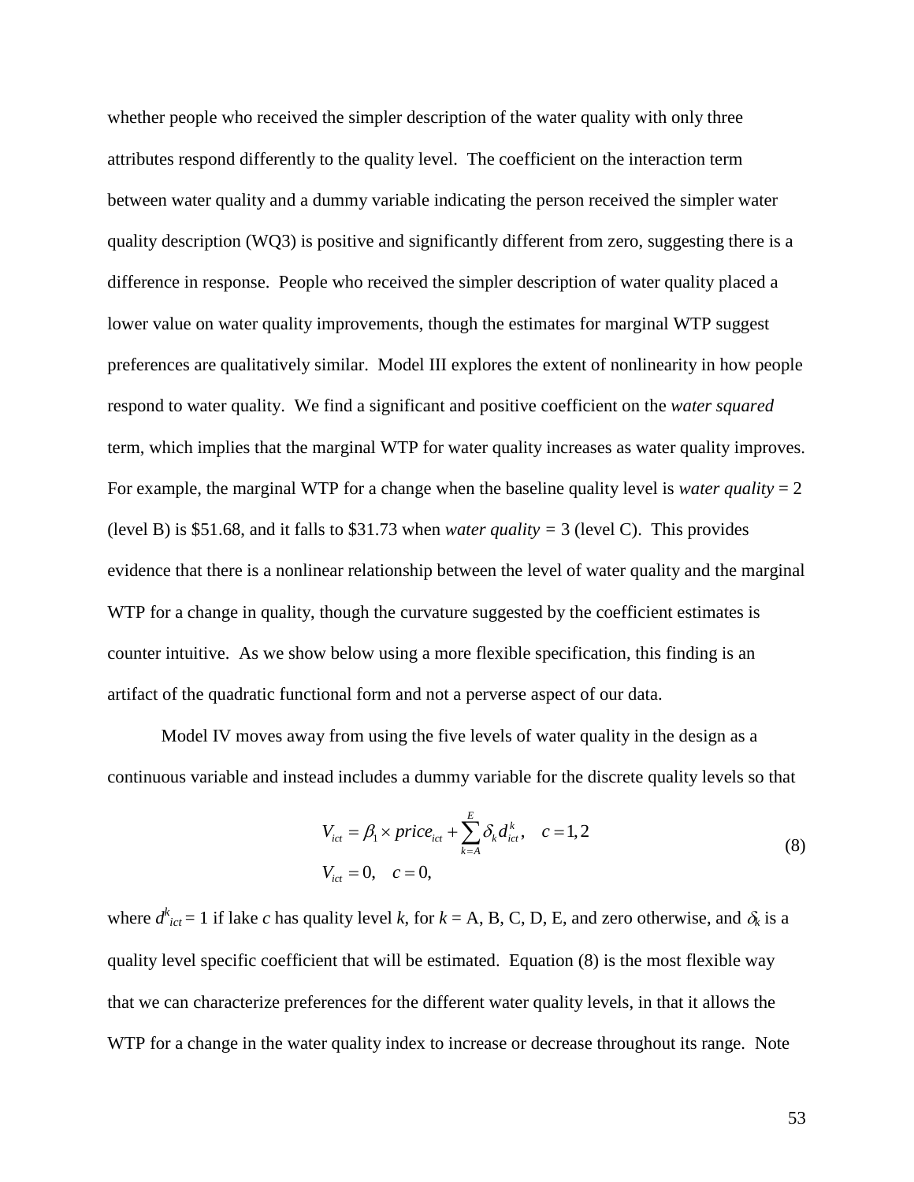whether people who received the simpler description of the water quality with only three attributes respond differently to the quality level. The coefficient on the interaction term between water quality and a dummy variable indicating the person received the simpler water quality description (WQ3) is positive and significantly different from zero, suggesting there is a difference in response. People who received the simpler description of water quality placed a lower value on water quality improvements, though the estimates for marginal WTP suggest preferences are qualitatively similar. Model III explores the extent of nonlinearity in how people respond to water quality. We find a significant and positive coefficient on the *water squared* term, which implies that the marginal WTP for water quality increases as water quality improves. For example, the marginal WTP for a change when the baseline quality level is *water quality* = 2 (level B) is $51.68, and it falls to $31.73 when *water quality* = 3 (level C). This provides evidence that there is a nonlinear relationship between the level of water quality and the marginal WTP for a change in quality, though the curvature suggested by the coefficient estimates is counter intuitive. As we show below using a more flexible specification, this finding is an artifact of the quadratic functional form and not a perverse aspect of our data.

Model IV moves away from using the five levels of water quality in the design as a continuous variable and instead includes a dummy variable for the discrete quality levels so that

$$
\begin{aligned}
V_{ict} &= \beta_1 \times price_{ict} + \sum_{k=A}^{E} \delta_k d_{ict}^k, \quad c = 1, 2 \\
V_{ict} &= 0, \quad c = 0,
\end{aligned}
\tag{8}
$$

where $d^k_{ict} = 1$ if lake $c$ has quality level $k$, for $k$ = A, B, C, D, E, and zero otherwise, and $\delta_k$ is a quality level specific coefficient that will be estimated. Equation (8) is the most flexible way that we can characterize preferences for the different water quality levels, in that it allows the WTP for a change in the water quality index to increase or decrease throughout its range. Note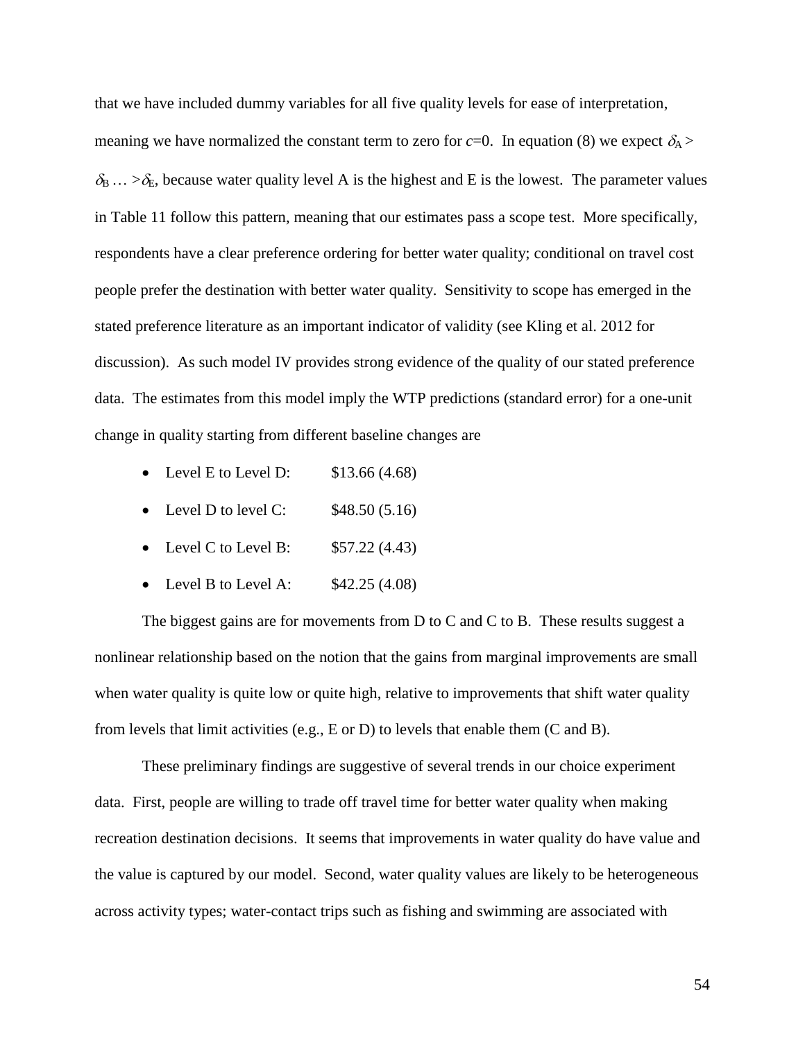that we have included dummy variables for all five quality levels for ease of interpretation, meaning we have normalized the constant term to zero for $c$=0. In equation (8) we expect $\delta_A > \delta_B \ldots > \delta_E$, because water quality level A is the highest and E is the lowest. The parameter values in Table 11 follow this pattern, meaning that our estimates pass a scope test. More specifically, respondents have a clear preference ordering for better water quality; conditional on travel cost people prefer the destination with better water quality. Sensitivity to scope has emerged in the stated preference literature as an important indicator of validity (see Kling et al. 2012 for discussion). As such model IV provides strong evidence of the quality of our stated preference data. The estimates from this model imply the WTP predictions (standard error) for a one-unit change in quality starting from different baseline changes are

- Level E to Level D: $13.66 (4.68)
- Level D to level C: $48.50 (5.16)
- Level C to Level B: $57.22 (4.43)
- Level B to Level A: $42.25 (4.08)

The biggest gains are for movements from D to C and C to B. These results suggest a nonlinear relationship based on the notion that the gains from marginal improvements are small when water quality is quite low or quite high, relative to improvements that shift water quality from levels that limit activities (e.g., E or D) to levels that enable them (C and B).

These preliminary findings are suggestive of several trends in our choice experiment data. First, people are willing to trade off travel time for better water quality when making recreation destination decisions. It seems that improvements in water quality do have value and the value is captured by our model. Second, water quality values are likely to be heterogeneous across activity types; water-contact trips such as fishing and swimming are associated with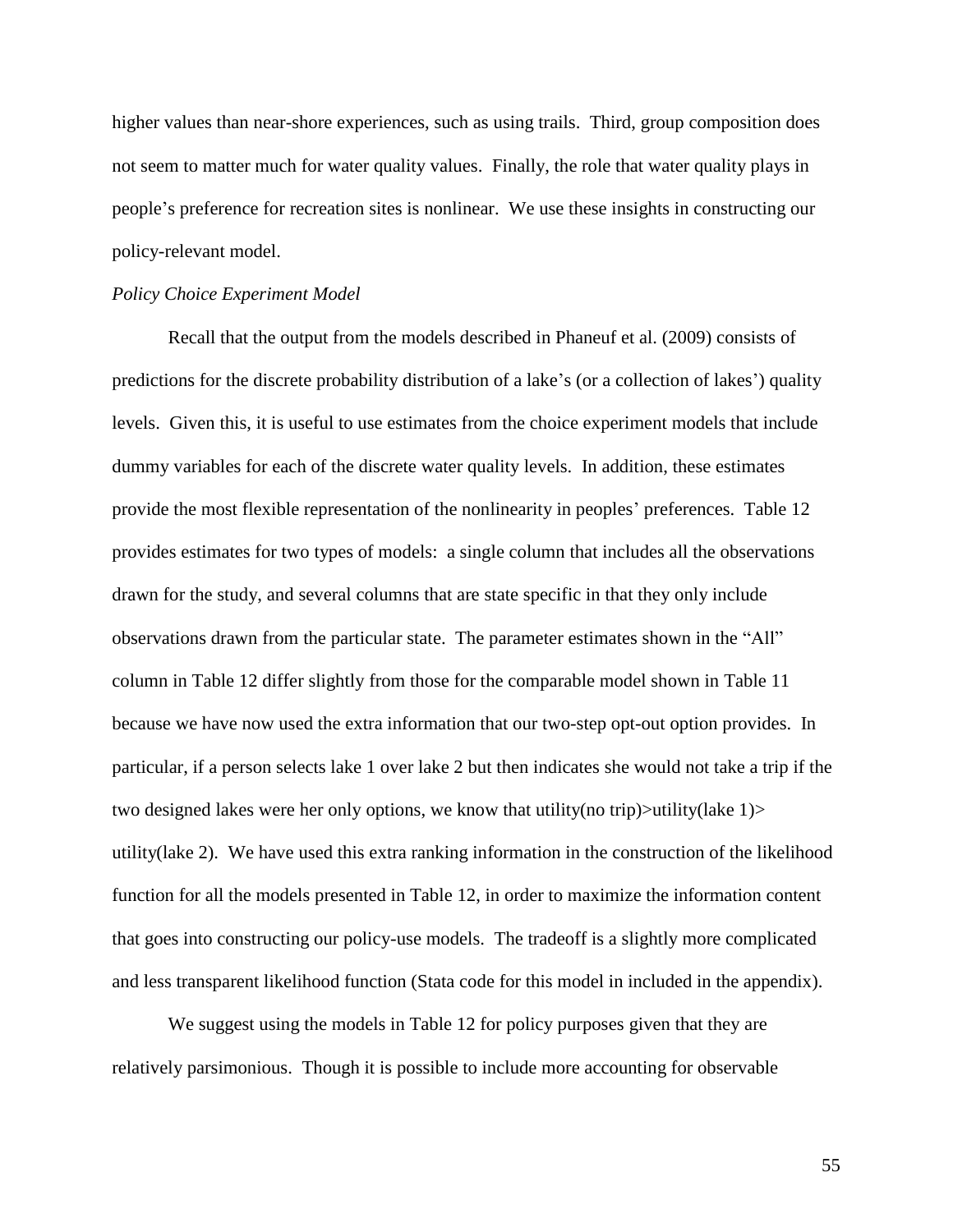higher values than near-shore experiences, such as using trails. Third, group composition does not seem to matter much for water quality values. Finally, the role that water quality plays in people's preference for recreation sites is nonlinear. We use these insights in constructing our policy-relevant model.

*Policy Choice Experiment Model*

Recall that the output from the models described in Phaneuf et al. (2009) consists of predictions for the discrete probability distribution of a lake's (or a collection of lakes') quality levels. Given this, it is useful to use estimates from the choice experiment models that include dummy variables for each of the discrete water quality levels. In addition, these estimates provide the most flexible representation of the nonlinearity in peoples' preferences. Table 12 provides estimates for two types of models: a single column that includes all the observations drawn for the study, and several columns that are state specific in that they only include observations drawn from the particular state. The parameter estimates shown in the "All" column in Table 12 differ slightly from those for the comparable model shown in Table 11 because we have now used the extra information that our two-step opt-out option provides. In particular, if a person selects lake 1 over lake 2 but then indicates she would not take a trip if the two designed lakes were her only options, we know that utility(no trip)>utility(lake 1)> utility(lake 2). We have used this extra ranking information in the construction of the likelihood function for all the models presented in Table 12, in order to maximize the information content that goes into constructing our policy-use models. The tradeoff is a slightly more complicated and less transparent likelihood function (Stata code for this model in included in the appendix).

We suggest using the models in Table 12 for policy purposes given that they are relatively parsimonious. Though it is possible to include more accounting for observable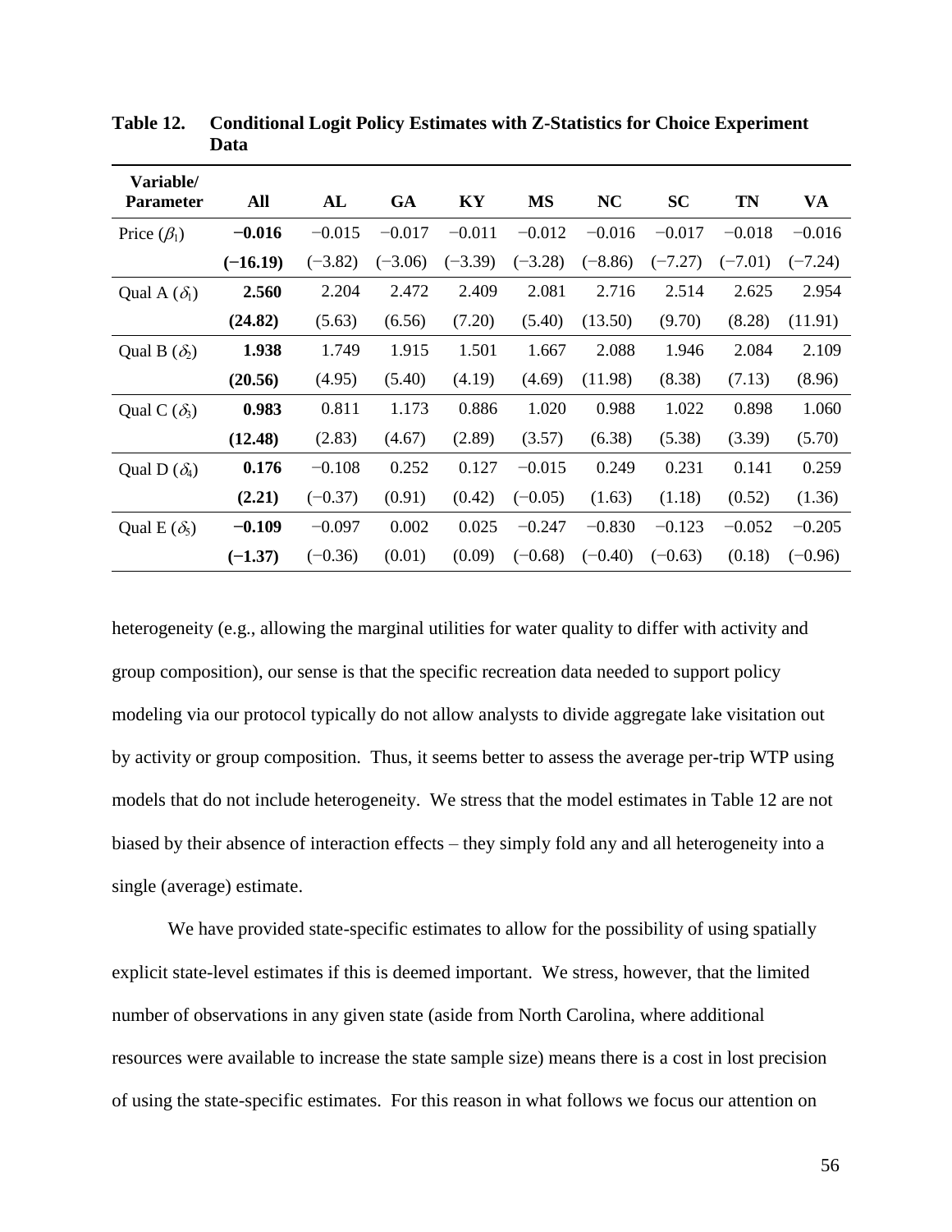**Table 12. Conditional Logit Policy Estimates with Z-Statistics for Choice Experiment Data**

| Variable/ Parameter | All | AL | GA | KY | MS | NC | SC | TN | VA |
|---|---|---|---|---|---|---|---|---|---|
| Price ($\beta_1$) | **−0.016** | −0.015 | −0.017 | −0.011 | −0.012 | −0.016 | −0.017 | −0.018 | −0.016 |
| | **(−16.19)** | (−3.82) | (−3.06) | (−3.39) | (−3.28) | (−8.86) | (−7.27) | (−7.01) | (−7.24) |
| Qual A ($\delta_1$) | **2.560** | 2.204 | 2.472 | 2.409 | 2.081 | 2.716 | 2.514 | 2.625 | 2.954 |
| | **(24.82)** | (5.63) | (6.56) | (7.20) | (5.40) | (13.50) | (9.70) | (8.28) | (11.91) |
| Qual B ($\delta_2$) | **1.938** | 1.749 | 1.915 | 1.501 | 1.667 | 2.088 | 1.946 | 2.084 | 2.109 |
| | **(20.56)** | (4.95) | (5.40) | (4.19) | (4.69) | (11.98) | (8.38) | (7.13) | (8.96) |
| Qual C ($\delta_3$) | **0.983** | 0.811 | 1.173 | 0.886 | 1.020 | 0.988 | 1.022 | 0.898 | 1.060 |
| | **(12.48)** | (2.83) | (4.67) | (2.89) | (3.57) | (6.38) | (5.38) | (3.39) | (5.70) |
| Qual D ($\delta_4$) | **0.176** | −0.108 | 0.252 | 0.127 | −0.015 | 0.249 | 0.231 | 0.141 | 0.259 |
| | **(2.21)** | (−0.37) | (0.91) | (0.42) | (−0.05) | (1.63) | (1.18) | (0.52) | (1.36) |
| Qual E ($\delta_5$) | **−0.109** | −0.097 | 0.002 | 0.025 | −0.247 | −0.830 | −0.123 | −0.052 | −0.205 |
| | **(−1.37)** | (−0.36) | (0.01) | (0.09) | (−0.68) | (−0.40) | (−0.63) | (0.18) | (−0.96) |

heterogeneity (e.g., allowing the marginal utilities for water quality to differ with activity and group composition), our sense is that the specific recreation data needed to support policy modeling via our protocol typically do not allow analysts to divide aggregate lake visitation out by activity or group composition. Thus, it seems better to assess the average per-trip WTP using models that do not include heterogeneity. We stress that the model estimates in Table 12 are not biased by their absence of interaction effects – they simply fold any and all heterogeneity into a single (average) estimate.

We have provided state-specific estimates to allow for the possibility of using spatially explicit state-level estimates if this is deemed important. We stress, however, that the limited number of observations in any given state (aside from North Carolina, where additional resources were available to increase the state sample size) means there is a cost in lost precision of using the state-specific estimates. For this reason in what follows we focus our attention on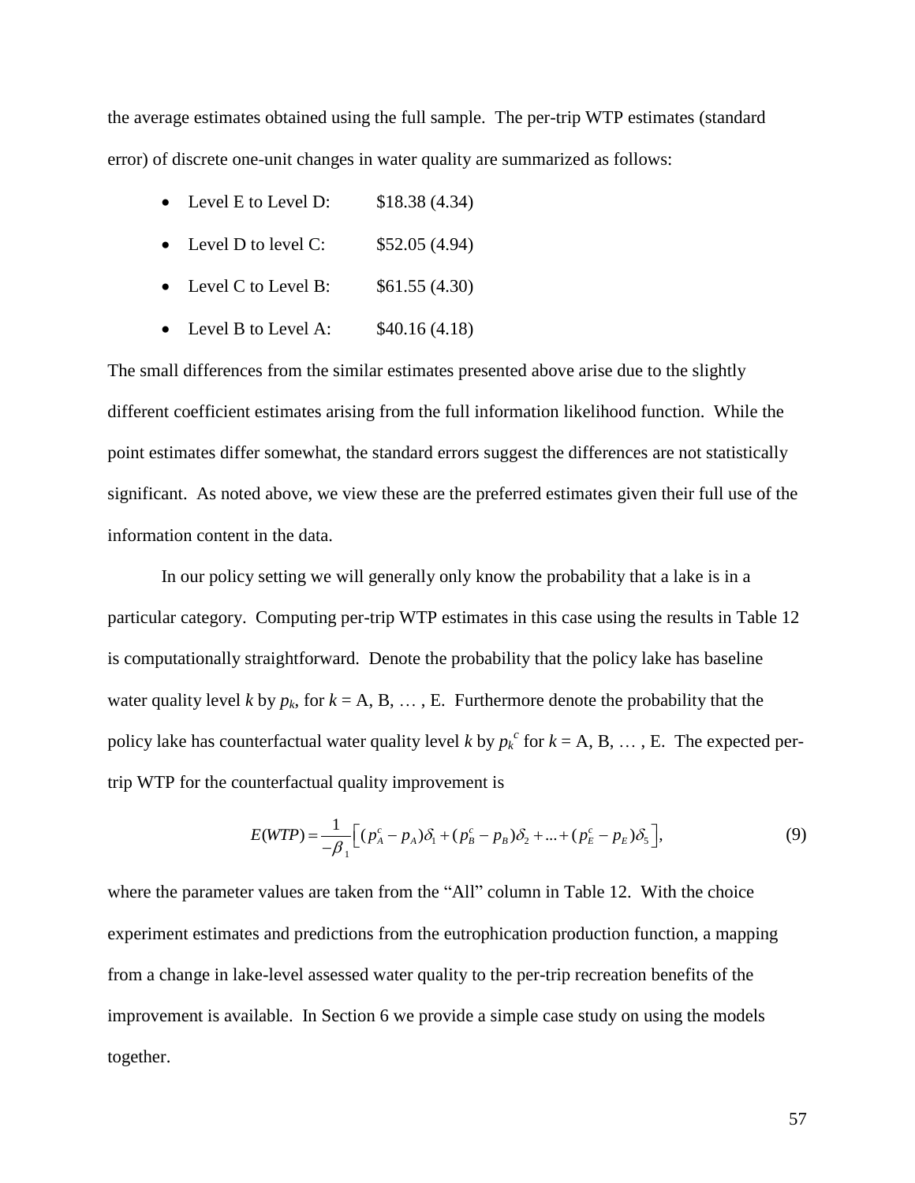the average estimates obtained using the full sample. The per-trip WTP estimates (standard error) of discrete one-unit changes in water quality are summarized as follows:

- Level E to Level D: $18.38 (4.34)
- Level D to level C: $52.05 (4.94)
- Level C to Level B: $61.55 (4.30)
- Level B to Level A: $40.16 (4.18)

The small differences from the similar estimates presented above arise due to the slightly different coefficient estimates arising from the full information likelihood function. While the point estimates differ somewhat, the standard errors suggest the differences are not statistically significant. As noted above, we view these are the preferred estimates given their full use of the information content in the data.

In our policy setting we will generally only know the probability that a lake is in a particular category. Computing per-trip WTP estimates in this case using the results in Table 12 is computationally straightforward. Denote the probability that the policy lake has baseline water quality level $k$ by $p_k$, for $k$ = A, B, … , E. Furthermore denote the probability that the policy lake has counterfactual water quality level $k$ by $p_k^c$ for $k$ = A, B, … , E. The expected per-trip WTP for the counterfactual quality improvement is

$$E(WTP) = \frac{1}{-\beta_1}\left[(p_A^c - p_A)\delta_1 + (p_B^c - p_B)\delta_2 + ... + (p_E^c - p_E)\delta_5\right], \tag{9}$$

where the parameter values are taken from the "All" column in Table 12. With the choice experiment estimates and predictions from the eutrophication production function, a mapping from a change in lake-level assessed water quality to the per-trip recreation benefits of the improvement is available. In Section 6 we provide a simple case study on using the models together.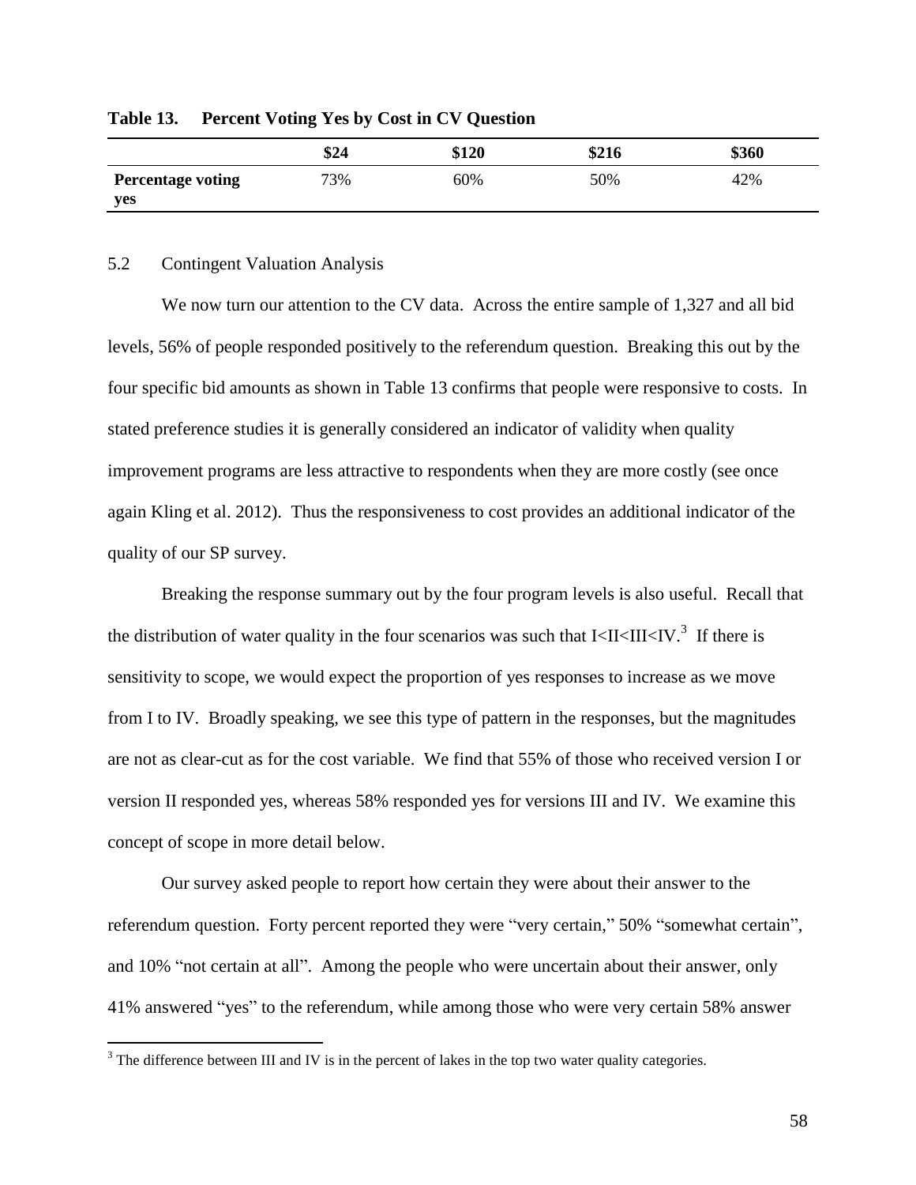**Table 13. Percent Voting Yes by Cost in CV Question**

| | \$24 | \$120 | \$216 | \$360 |
|---|---|---|---|---|
| **Percentage voting yes** | 73% | 60% | 50% | 42% |

5.2 Contingent Valuation Analysis

We now turn our attention to the CV data. Across the entire sample of 1,327 and all bid levels, 56% of people responded positively to the referendum question. Breaking this out by the four specific bid amounts as shown in Table 13 confirms that people were responsive to costs. In stated preference studies it is generally considered an indicator of validity when quality improvement programs are less attractive to respondents when they are more costly (see once again Kling et al. 2012). Thus the responsiveness to cost provides an additional indicator of the quality of our SP survey.

Breaking the response summary out by the four program levels is also useful. Recall that the distribution of water quality in the four scenarios was such that I<II<III<IV.[3] If there is sensitivity to scope, we would expect the proportion of yes responses to increase as we move from I to IV. Broadly speaking, we see this type of pattern in the responses, but the magnitudes are not as clear-cut as for the cost variable. We find that 55% of those who received version I or version II responded yes, whereas 58% responded yes for versions III and IV. We examine this concept of scope in more detail below.

Our survey asked people to report how certain they were about their answer to the referendum question. Forty percent reported they were "very certain," 50% "somewhat certain", and 10% "not certain at all". Among the people who were uncertain about their answer, only 41% answered "yes" to the referendum, while among those who were very certain 58% answer

[3] The difference between III and IV is in the percent of lakes in the top two water quality categories.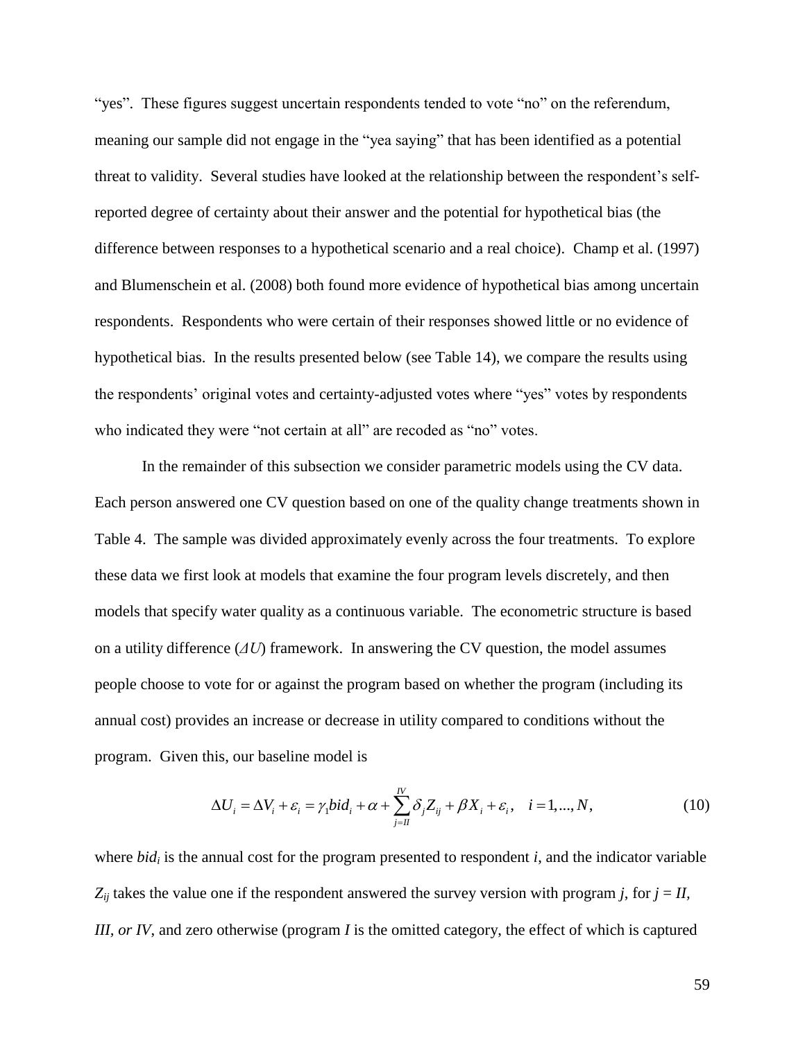"yes". These figures suggest uncertain respondents tended to vote "no" on the referendum, meaning our sample did not engage in the "yea saying" that has been identified as a potential threat to validity. Several studies have looked at the relationship between the respondent's self-reported degree of certainty about their answer and the potential for hypothetical bias (the difference between responses to a hypothetical scenario and a real choice). Champ et al. (1997) and Blumenschein et al. (2008) both found more evidence of hypothetical bias among uncertain respondents. Respondents who were certain of their responses showed little or no evidence of hypothetical bias. In the results presented below (see Table 14), we compare the results using the respondents' original votes and certainty-adjusted votes where "yes" votes by respondents who indicated they were "not certain at all" are recoded as "no" votes.

In the remainder of this subsection we consider parametric models using the CV data. Each person answered one CV question based on one of the quality change treatments shown in Table 4. The sample was divided approximately evenly across the four treatments. To explore these data we first look at models that examine the four program levels discretely, and then models that specify water quality as a continuous variable. The econometric structure is based on a utility difference ($\Delta U$) framework. In answering the CV question, the model assumes people choose to vote for or against the program based on whether the program (including its annual cost) provides an increase or decrease in utility compared to conditions without the program. Given this, our baseline model is

$$\Delta U_i = \Delta V_i + \varepsilon_i = \gamma_1 bid_i + \alpha + \sum_{j=II}^{IV} \delta_j Z_{ij} + \beta X_i + \varepsilon_i, \quad i = 1, ..., N, \tag{10}$$

where $bid_i$ is the annual cost for the program presented to respondent $i$, and the indicator variable $Z_{ij}$ takes the value one if the respondent answered the survey version with program $j$, for $j = II, III, or IV$, and zero otherwise (program $I$ is the omitted category, the effect of which is captured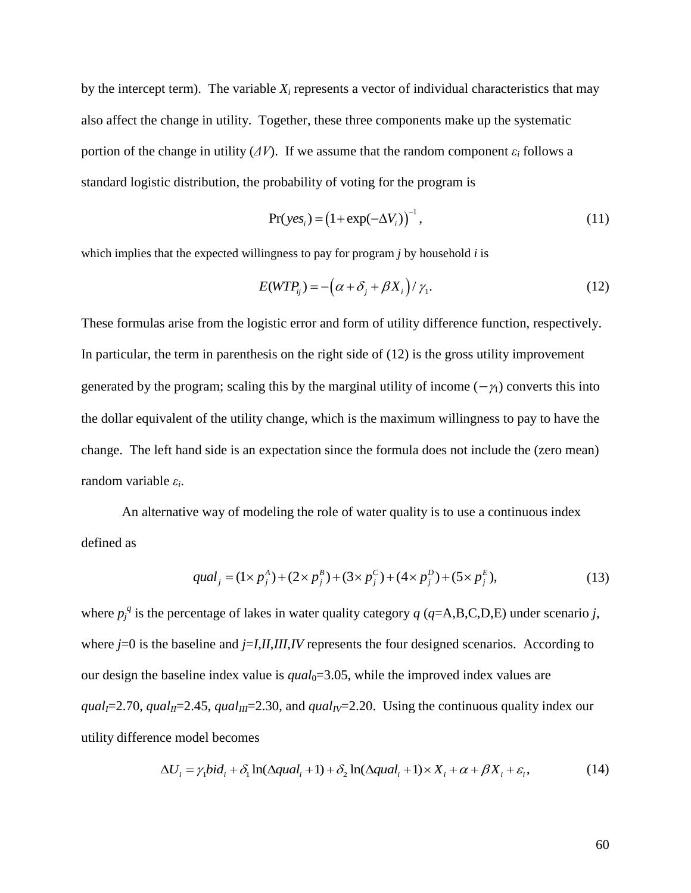by the intercept term). The variable $X_i$ represents a vector of individual characteristics that may also affect the change in utility. Together, these three components make up the systematic portion of the change in utility ($\Delta V$). If we assume that the random component $\varepsilon_i$ follows a standard logistic distribution, the probability of voting for the program is

$$\Pr(yes_i) = \left(1 + \exp(-\Delta V_i)\right)^{-1}, \tag{11}$$

which implies that the expected willingness to pay for program $j$ by household $i$ is

$$E(WTP_{ij}) = -\left(\alpha + \delta_j + \beta X_i\right) / \gamma_1. \tag{12}$$

These formulas arise from the logistic error and form of utility difference function, respectively. In particular, the term in parenthesis on the right side of (12) is the gross utility improvement generated by the program; scaling this by the marginal utility of income ($-\gamma_1$) converts this into the dollar equivalent of the utility change, which is the maximum willingness to pay to have the change. The left hand side is an expectation since the formula does not include the (zero mean) random variable $\varepsilon_i$.

An alternative way of modeling the role of water quality is to use a continuous index defined as

$$qual_j = (1 \times p_j^A) + (2 \times p_j^B) + (3 \times p_j^C) + (4 \times p_j^D) + (5 \times p_j^E), \tag{13}$$

where $p_j^q$ is the percentage of lakes in water quality category $q$ ($q$=A,B,C,D,E) under scenario $j$, where $j$=0 is the baseline and $j=I,II,III,IV$ represents the four designed scenarios. According to our design the baseline index value is $qual_0$=3.05, while the improved index values are $qual_I$=2.70, $qual_{II}$=2.45, $qual_{III}$=2.30, and $qual_{IV}$=2.20. Using the continuous quality index our utility difference model becomes

$$\Delta U_i = \gamma_1 bid_i + \delta_1 \ln(\Delta qual_i + 1) + \delta_2 \ln(\Delta qual_i + 1) \times X_i + \alpha + \beta X_i + \varepsilon_i, \tag{14}$$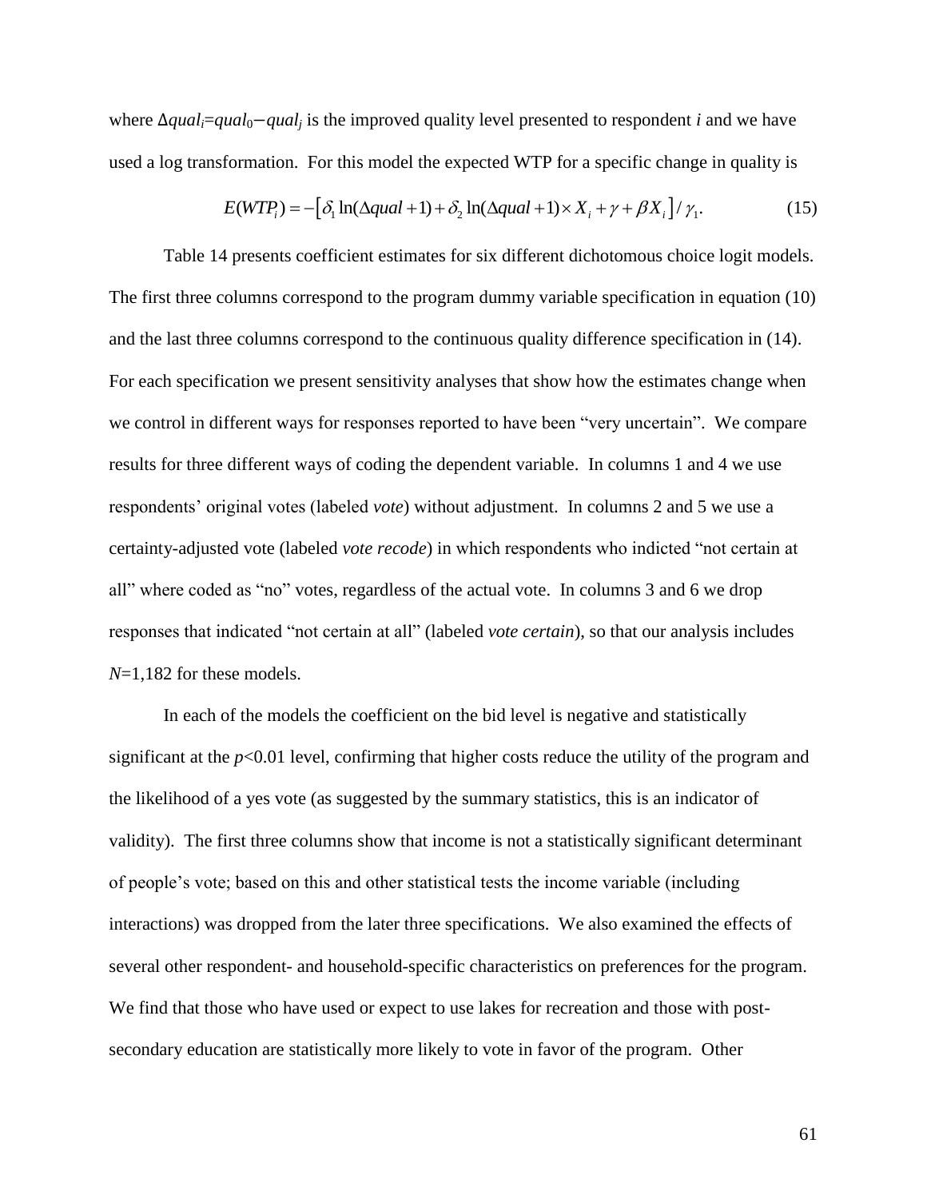where $\Delta qual_i = qual_0 - qual_j$ is the improved quality level presented to respondent *i* and we have used a log transformation. For this model the expected WTP for a specific change in quality is

$$E(WTP_i) = -\left[\delta_1 \ln(\Delta qual + 1) + \delta_2 \ln(\Delta qual + 1) \times X_i + \gamma + \beta X_i\right] / \gamma_1. \tag{15}$$

Table 14 presents coefficient estimates for six different dichotomous choice logit models. The first three columns correspond to the program dummy variable specification in equation (10) and the last three columns correspond to the continuous quality difference specification in (14). For each specification we present sensitivity analyses that show how the estimates change when we control in different ways for responses reported to have been "very uncertain". We compare results for three different ways of coding the dependent variable. In columns 1 and 4 we use respondents' original votes (labeled *vote*) without adjustment. In columns 2 and 5 we use a certainty-adjusted vote (labeled *vote recode*) in which respondents who indicted "not certain at all" where coded as "no" votes, regardless of the actual vote. In columns 3 and 6 we drop responses that indicated "not certain at all" (labeled *vote certain*), so that our analysis includes $N$=1,182 for these models.

In each of the models the coefficient on the bid level is negative and statistically significant at the $p<0.01$ level, confirming that higher costs reduce the utility of the program and the likelihood of a yes vote (as suggested by the summary statistics, this is an indicator of validity). The first three columns show that income is not a statistically significant determinant of people's vote; based on this and other statistical tests the income variable (including interactions) was dropped from the later three specifications. We also examined the effects of several other respondent- and household-specific characteristics on preferences for the program. We find that those who have used or expect to use lakes for recreation and those with post-secondary education are statistically more likely to vote in favor of the program. Other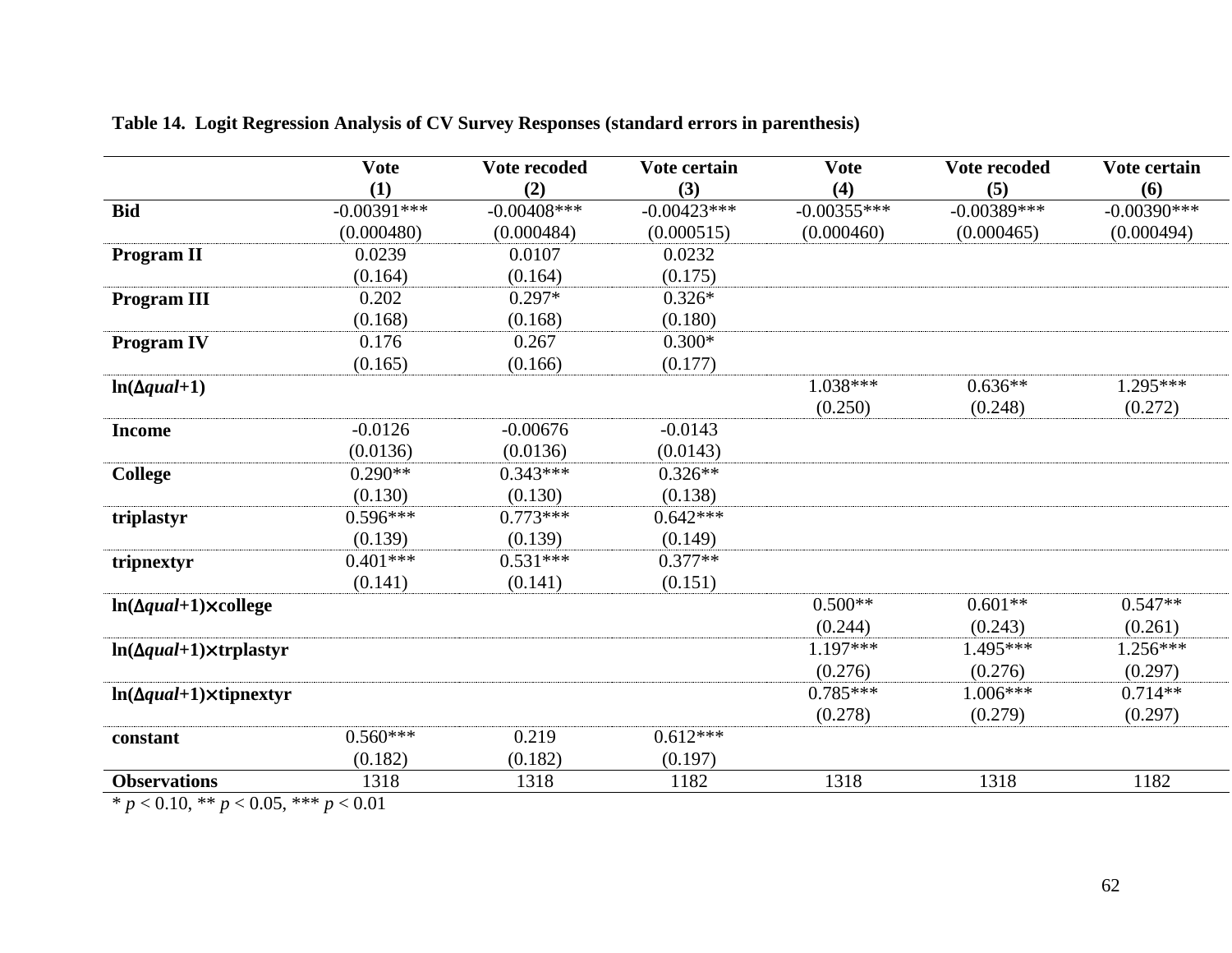**Table 14. Logit Regression Analysis of CV Survey Responses (standard errors in parenthesis)**

| | Vote (1) | Vote recoded (2) | Vote certain (3) | Vote (4) | Vote recoded (5) | Vote certain (6) |
|---|---|---|---|---|---|---|
| **Bid** | -0.00391*** | -0.00408*** | -0.00423*** | -0.00355*** | -0.00389*** | -0.00390*** |
| | (0.000480) | (0.000484) | (0.000515) | (0.000460) | (0.000465) | (0.000494) |
| **Program II** | 0.0239 | 0.0107 | 0.0232 | | | |
| | (0.164) | (0.164) | (0.175) | | | |
| **Program III** | 0.202 | 0.297* | 0.326* | | | |
| | (0.168) | (0.168) | (0.180) | | | |
| **Program IV** | 0.176 | 0.267 | 0.300* | | | |
| | (0.165) | (0.166) | (0.177) | | | |
| **ln(Δ*qual*+1)** | | | | 1.038*** | 0.636** | 1.295*** |
| | | | | (0.250) | (0.248) | (0.272) |
| **Income** | -0.0126 | -0.00676 | -0.0143 | | | |
| | (0.0136) | (0.0136) | (0.0143) | | | |
| **College** | 0.290** | 0.343*** | 0.326** | | | |
| | (0.130) | (0.130) | (0.138) | | | |
| **triplastyr** | 0.596*** | 0.773*** | 0.642*** | | | |
| | (0.139) | (0.139) | (0.149) | | | |
| **tripnextyr** | 0.401*** | 0.531*** | 0.377** | | | |
| | (0.141) | (0.141) | (0.151) | | | |
| **ln(Δ*qual*+1)×college** | | | | 0.500** | 0.601** | 0.547** |
| | | | | (0.244) | (0.243) | (0.261) |
| **ln(Δ*qual*+1)×trplastyr** | | | | 1.197*** | 1.495*** | 1.256*** |
| | | | | (0.276) | (0.276) | (0.297) |
| **ln(Δ*qual*+1)×tipnextyr** | | | | 0.785*** | 1.006*** | 0.714** |
| | | | | (0.278) | (0.279) | (0.297) |
| **constant** | 0.560*** | 0.219 | 0.612*** | | | |
| | (0.182) | (0.182) | (0.197) | | | |
| **Observations** | 1318 | 1318 | 1182 | 1318 | 1318 | 1182 |

\* $p < 0.10$, \*\* $p < 0.05$, \*\*\* $p < 0.01$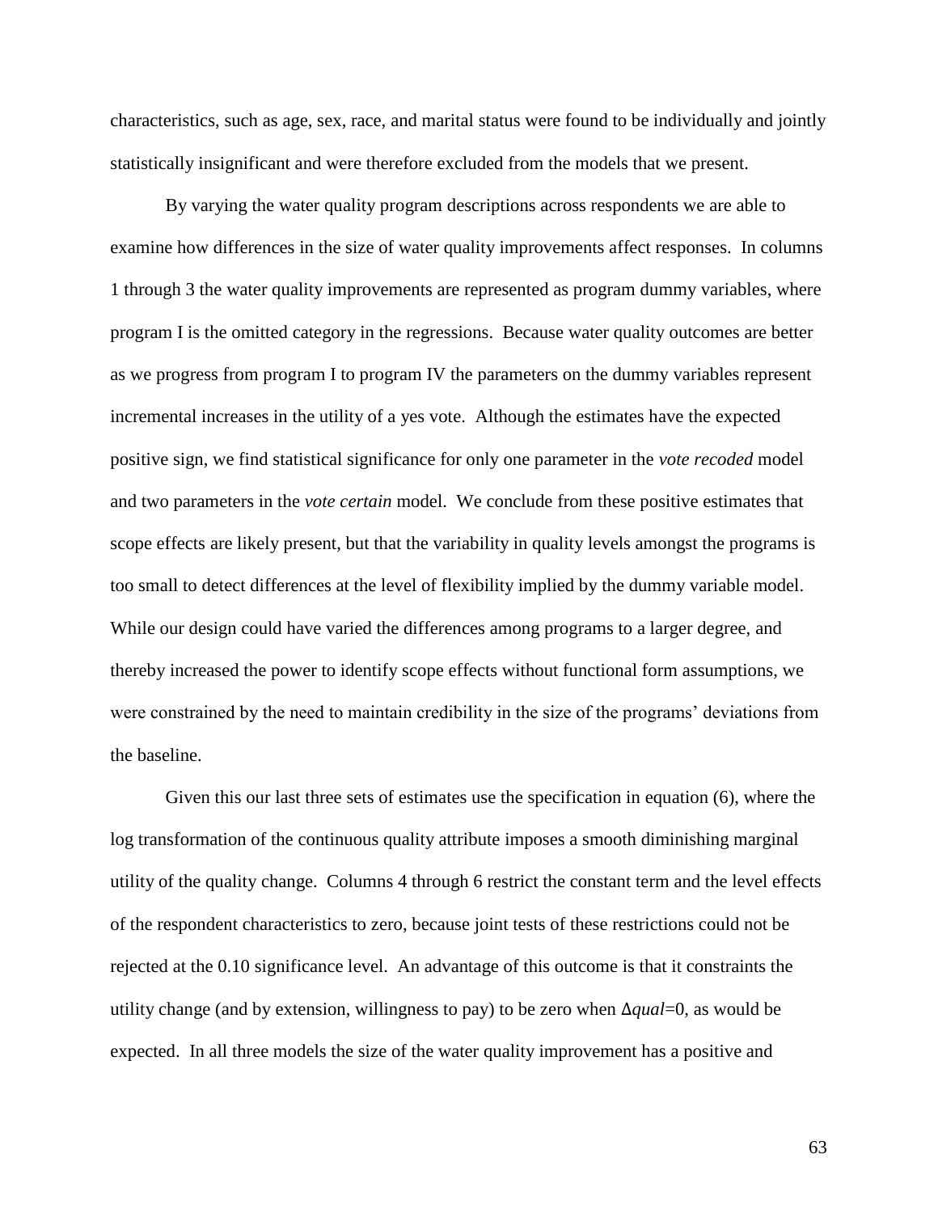characteristics, such as age, sex, race, and marital status were found to be individually and jointly statistically insignificant and were therefore excluded from the models that we present.

By varying the water quality program descriptions across respondents we are able to examine how differences in the size of water quality improvements affect responses. In columns 1 through 3 the water quality improvements are represented as program dummy variables, where program I is the omitted category in the regressions. Because water quality outcomes are better as we progress from program I to program IV the parameters on the dummy variables represent incremental increases in the utility of a yes vote. Although the estimates have the expected positive sign, we find statistical significance for only one parameter in the *vote recoded* model and two parameters in the *vote certain* model. We conclude from these positive estimates that scope effects are likely present, but that the variability in quality levels amongst the programs is too small to detect differences at the level of flexibility implied by the dummy variable model. While our design could have varied the differences among programs to a larger degree, and thereby increased the power to identify scope effects without functional form assumptions, we were constrained by the need to maintain credibility in the size of the programs' deviations from the baseline.

Given this our last three sets of estimates use the specification in equation (6), where the log transformation of the continuous quality attribute imposes a smooth diminishing marginal utility of the quality change. Columns 4 through 6 restrict the constant term and the level effects of the respondent characteristics to zero, because joint tests of these restrictions could not be rejected at the 0.10 significance level. An advantage of this outcome is that it constraints the utility change (and by extension, willingness to pay) to be zero when $\Delta qual=0$, as would be expected. In all three models the size of the water quality improvement has a positive and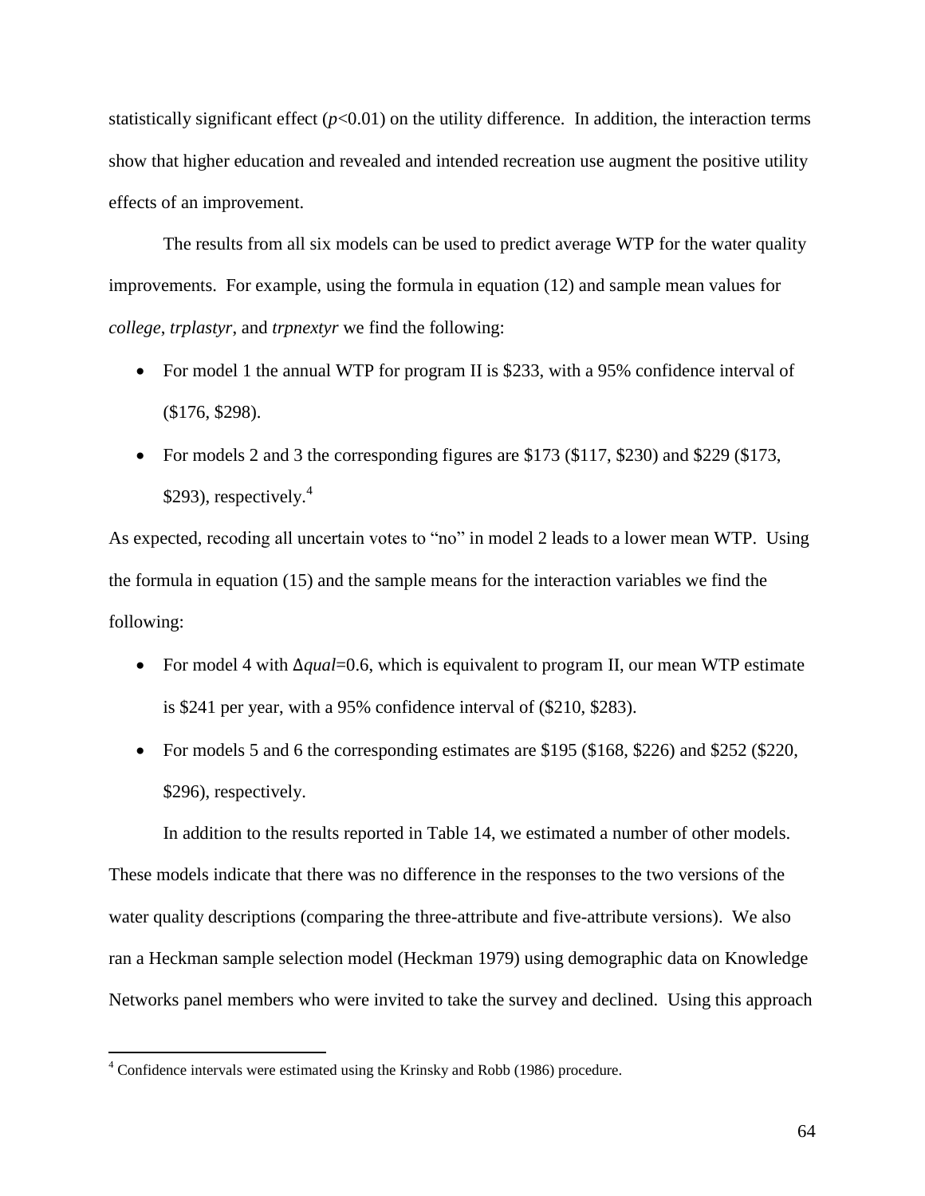statistically significant effect ($p$<0.01) on the utility difference. In addition, the interaction terms show that higher education and revealed and intended recreation use augment the positive utility effects of an improvement.

The results from all six models can be used to predict average WTP for the water quality improvements. For example, using the formula in equation (12) and sample mean values for *college*, *trplastyr*, and *trpnextyr* we find the following:

- For model 1 the annual WTP for program II is \$233, with a 95% confidence interval of (\$176, \$298).
- For models 2 and 3 the corresponding figures are \$173 (\$117, \$230) and \$229 (\$173, \$293), respectively.[4]

As expected, recoding all uncertain votes to "no" in model 2 leads to a lower mean WTP. Using the formula in equation (15) and the sample means for the interaction variables we find the following:

- For model 4 with $\Delta qual$=0.6, which is equivalent to program II, our mean WTP estimate is \$241 per year, with a 95% confidence interval of (\$210, \$283).
- For models 5 and 6 the corresponding estimates are \$195 (\$168, \$226) and \$252 (\$220, \$296), respectively.

In addition to the results reported in Table 14, we estimated a number of other models. These models indicate that there was no difference in the responses to the two versions of the water quality descriptions (comparing the three-attribute and five-attribute versions). We also ran a Heckman sample selection model (Heckman 1979) using demographic data on Knowledge Networks panel members who were invited to take the survey and declined. Using this approach

---

[4] Confidence intervals were estimated using the Krinsky and Robb (1986) procedure.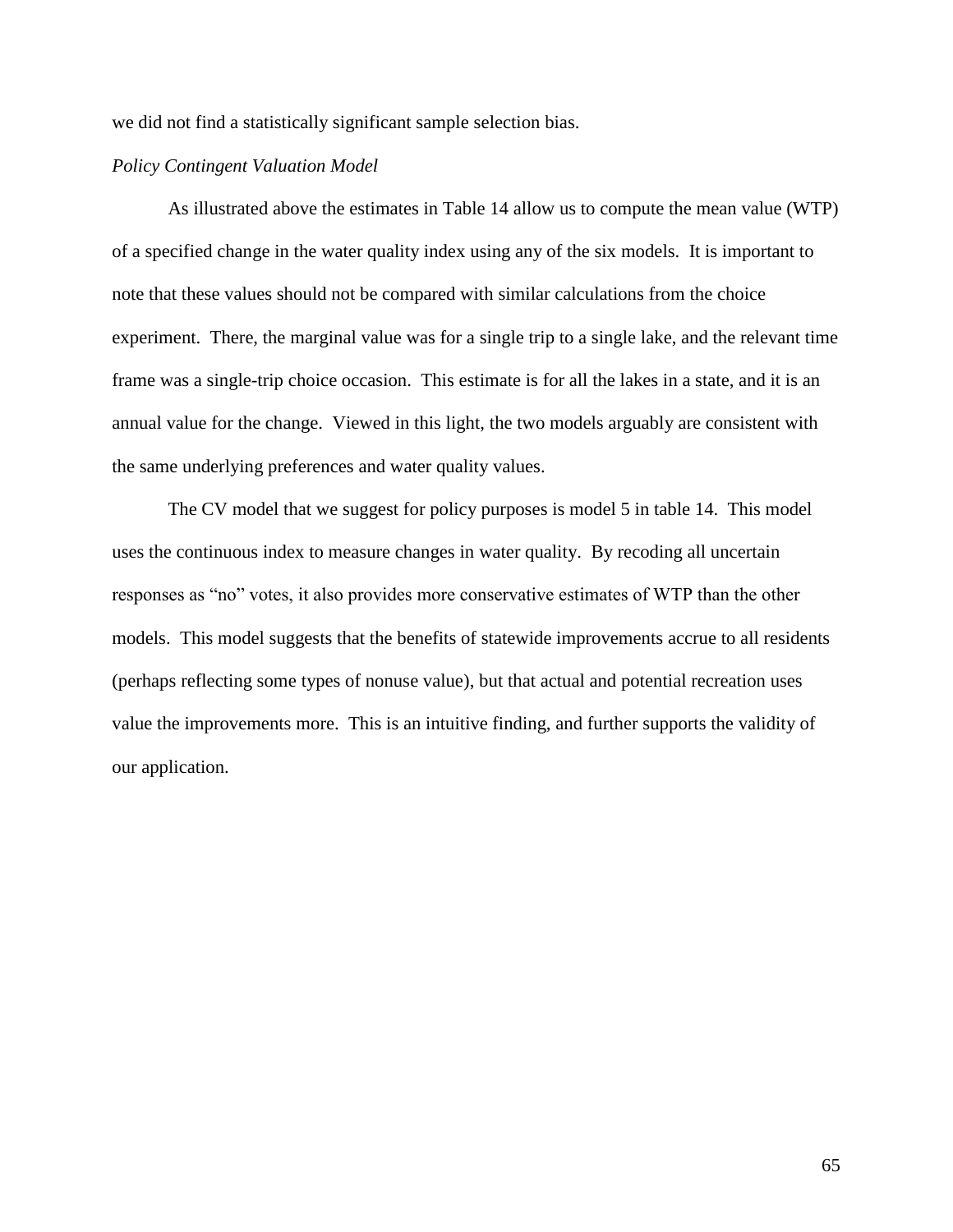we did not find a statistically significant sample selection bias.

*Policy Contingent Valuation Model*

As illustrated above the estimates in Table 14 allow us to compute the mean value (WTP) of a specified change in the water quality index using any of the six models. It is important to note that these values should not be compared with similar calculations from the choice experiment. There, the marginal value was for a single trip to a single lake, and the relevant time frame was a single-trip choice occasion. This estimate is for all the lakes in a state, and it is an annual value for the change. Viewed in this light, the two models arguably are consistent with the same underlying preferences and water quality values.

The CV model that we suggest for policy purposes is model 5 in table 14. This model uses the continuous index to measure changes in water quality. By recoding all uncertain responses as "no" votes, it also provides more conservative estimates of WTP than the other models. This model suggests that the benefits of statewide improvements accrue to all residents (perhaps reflecting some types of nonuse value), but that actual and potential recreation uses value the improvements more. This is an intuitive finding, and further supports the validity of our application.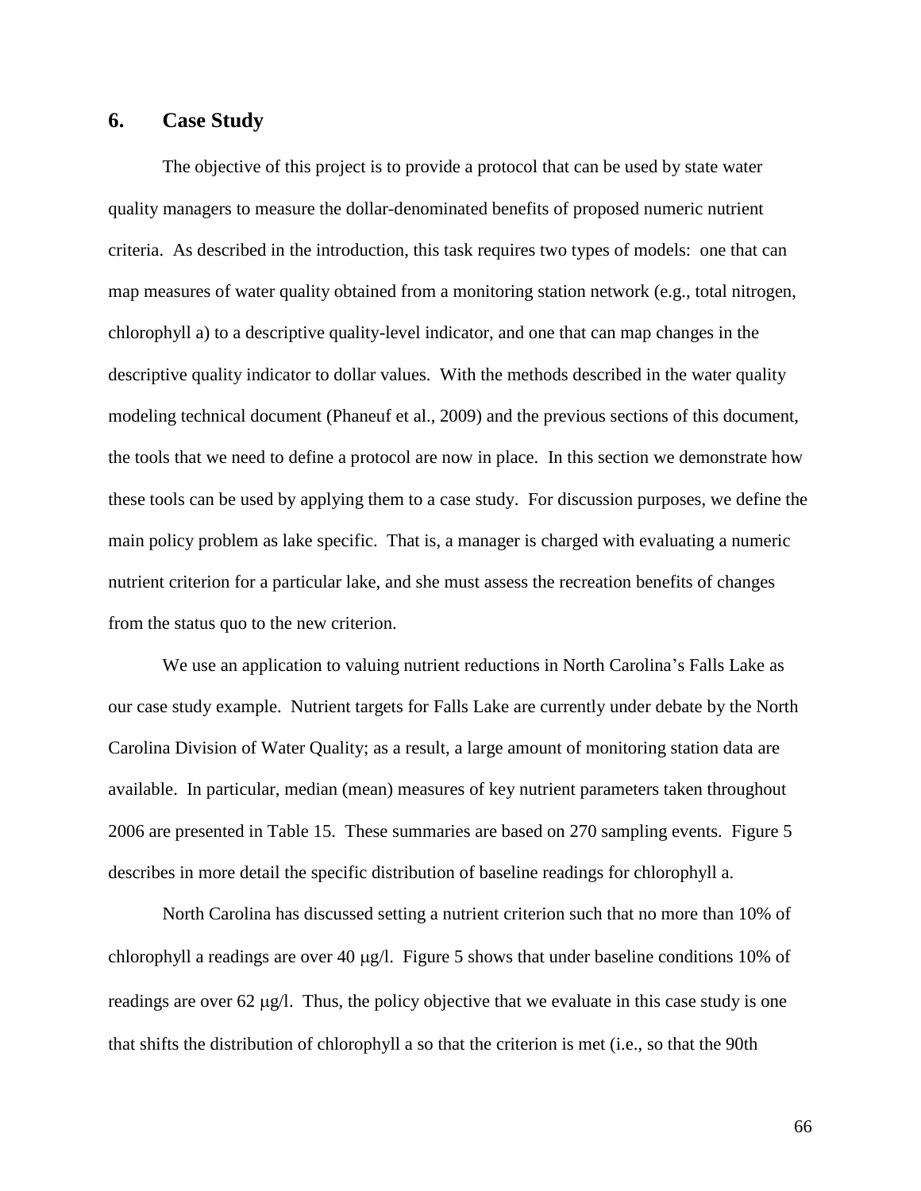## 6. Case Study

The objective of this project is to provide a protocol that can be used by state water quality managers to measure the dollar-denominated benefits of proposed numeric nutrient criteria. As described in the introduction, this task requires two types of models: one that can map measures of water quality obtained from a monitoring station network (e.g., total nitrogen, chlorophyll a) to a descriptive quality-level indicator, and one that can map changes in the descriptive quality indicator to dollar values. With the methods described in the water quality modeling technical document (Phaneuf et al., 2009) and the previous sections of this document, the tools that we need to define a protocol are now in place. In this section we demonstrate how these tools can be used by applying them to a case study. For discussion purposes, we define the main policy problem as lake specific. That is, a manager is charged with evaluating a numeric nutrient criterion for a particular lake, and she must assess the recreation benefits of changes from the status quo to the new criterion.

We use an application to valuing nutrient reductions in North Carolina's Falls Lake as our case study example. Nutrient targets for Falls Lake are currently under debate by the North Carolina Division of Water Quality; as a result, a large amount of monitoring station data are available. In particular, median (mean) measures of key nutrient parameters taken throughout 2006 are presented in Table 15. These summaries are based on 270 sampling events. Figure 5 describes in more detail the specific distribution of baseline readings for chlorophyll a.

North Carolina has discussed setting a nutrient criterion such that no more than 10% of chlorophyll a readings are over 40 μg/l. Figure 5 shows that under baseline conditions 10% of readings are over 62 μg/l. Thus, the policy objective that we evaluate in this case study is one that shifts the distribution of chlorophyll a so that the criterion is met (i.e., so that the 90th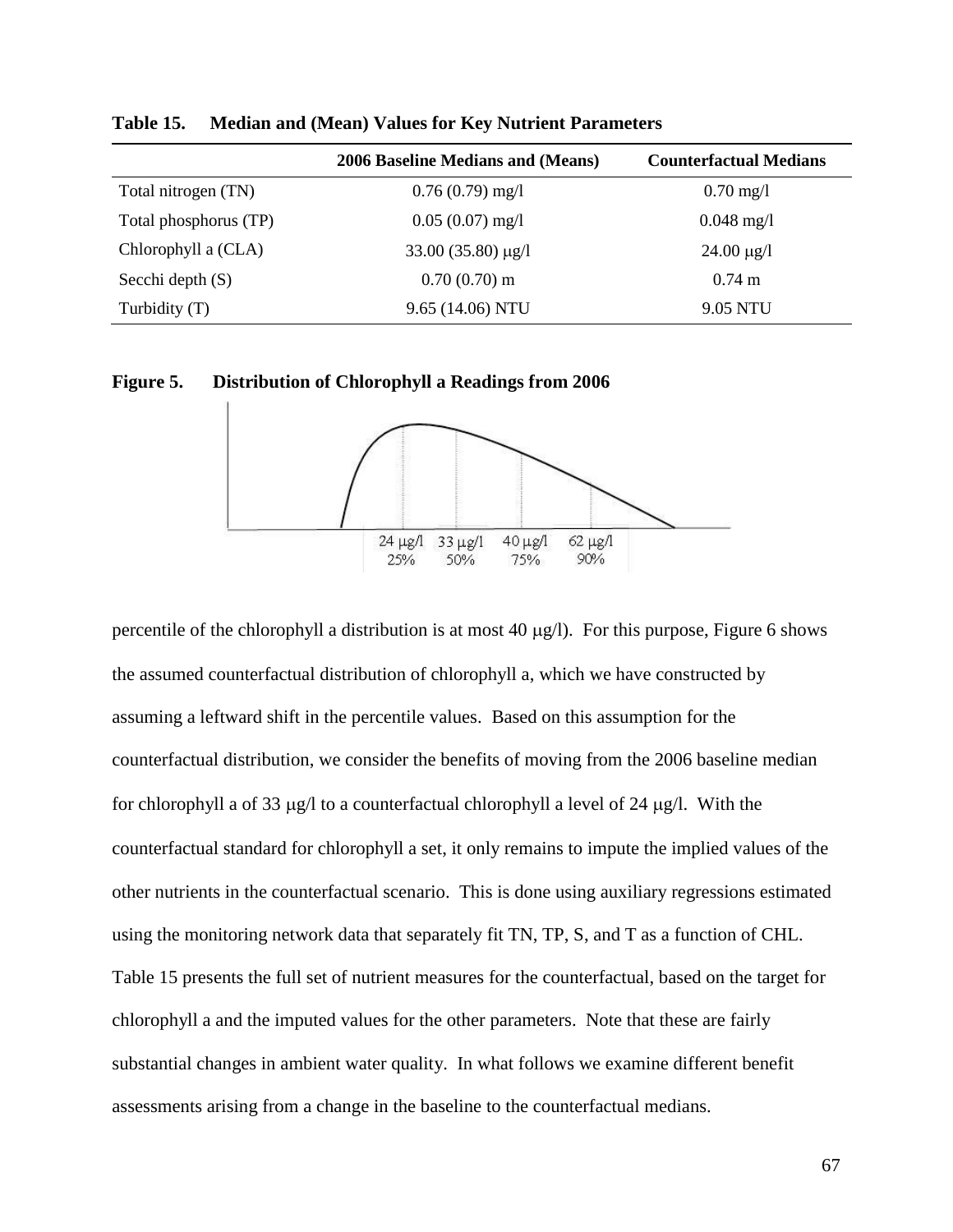**Table 15. Median and (Mean) Values for Key Nutrient Parameters**

| | 2006 Baseline Medians and (Means) | Counterfactual Medians |
|---|---|---|
| Total nitrogen (TN) | 0.76 (0.79) mg/l | 0.70 mg/l |
| Total phosphorus (TP) | 0.05 (0.07) mg/l | 0.048 mg/l |
| Chlorophyll a (CLA) | 33.00 (35.80) μg/l | 24.00 μg/l |
| Secchi depth (S) | 0.70 (0.70) m | 0.74 m |
| Turbidity (T) | 9.65 (14.06) NTU | 9.05 NTU |

**Figure 5. Distribution of Chlorophyll a Readings from 2006**

24 μg/l 25% | 33 μg/l 50% | 40 μg/l 75% | 62 μg/l 90%

percentile of the chlorophyll a distribution is at most 40 μg/l). For this purpose, Figure 6 shows the assumed counterfactual distribution of chlorophyll a, which we have constructed by assuming a leftward shift in the percentile values. Based on this assumption for the counterfactual distribution, we consider the benefits of moving from the 2006 baseline median for chlorophyll a of 33 μg/l to a counterfactual chlorophyll a level of 24 μg/l. With the counterfactual standard for chlorophyll a set, it only remains to impute the implied values of the other nutrients in the counterfactual scenario. This is done using auxiliary regressions estimated using the monitoring network data that separately fit TN, TP, S, and T as a function of CHL. Table 15 presents the full set of nutrient measures for the counterfactual, based on the target for chlorophyll a and the imputed values for the other parameters. Note that these are fairly substantial changes in ambient water quality. In what follows we examine different benefit assessments arising from a change in the baseline to the counterfactual medians.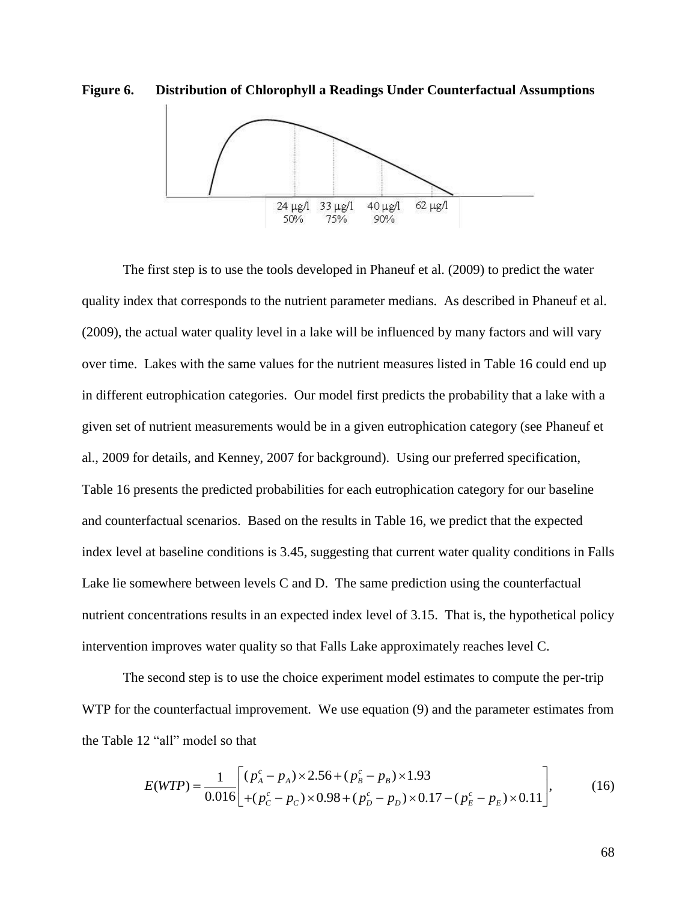**Figure 6. Distribution of Chlorophyll a Readings Under Counterfactual Assumptions**

The first step is to use the tools developed in Phaneuf et al. (2009) to predict the water quality index that corresponds to the nutrient parameter medians. As described in Phaneuf et al. (2009), the actual water quality level in a lake will be influenced by many factors and will vary over time. Lakes with the same values for the nutrient measures listed in Table 16 could end up in different eutrophication categories. Our model first predicts the probability that a lake with a given set of nutrient measurements would be in a given eutrophication category (see Phaneuf et al., 2009 for details, and Kenney, 2007 for background). Using our preferred specification, Table 16 presents the predicted probabilities for each eutrophication category for our baseline and counterfactual scenarios. Based on the results in Table 16, we predict that the expected index level at baseline conditions is 3.45, suggesting that current water quality conditions in Falls Lake lie somewhere between levels C and D. The same prediction using the counterfactual nutrient concentrations results in an expected index level of 3.15. That is, the hypothetical policy intervention improves water quality so that Falls Lake approximately reaches level C.

The second step is to use the choice experiment model estimates to compute the per-trip WTP for the counterfactual improvement. We use equation (9) and the parameter estimates from the Table 12 "all" model so that

$$E(WTP) = \frac{1}{0.016}\begin{bmatrix} (p_A^c - p_A)\times 2.56 + (p_B^c - p_B)\times 1.93 \\ +(p_C^c - p_C)\times 0.98 + (p_D^c - p_D)\times 0.17 - (p_E^c - p_E)\times 0.11 \end{bmatrix}, \qquad (16)$$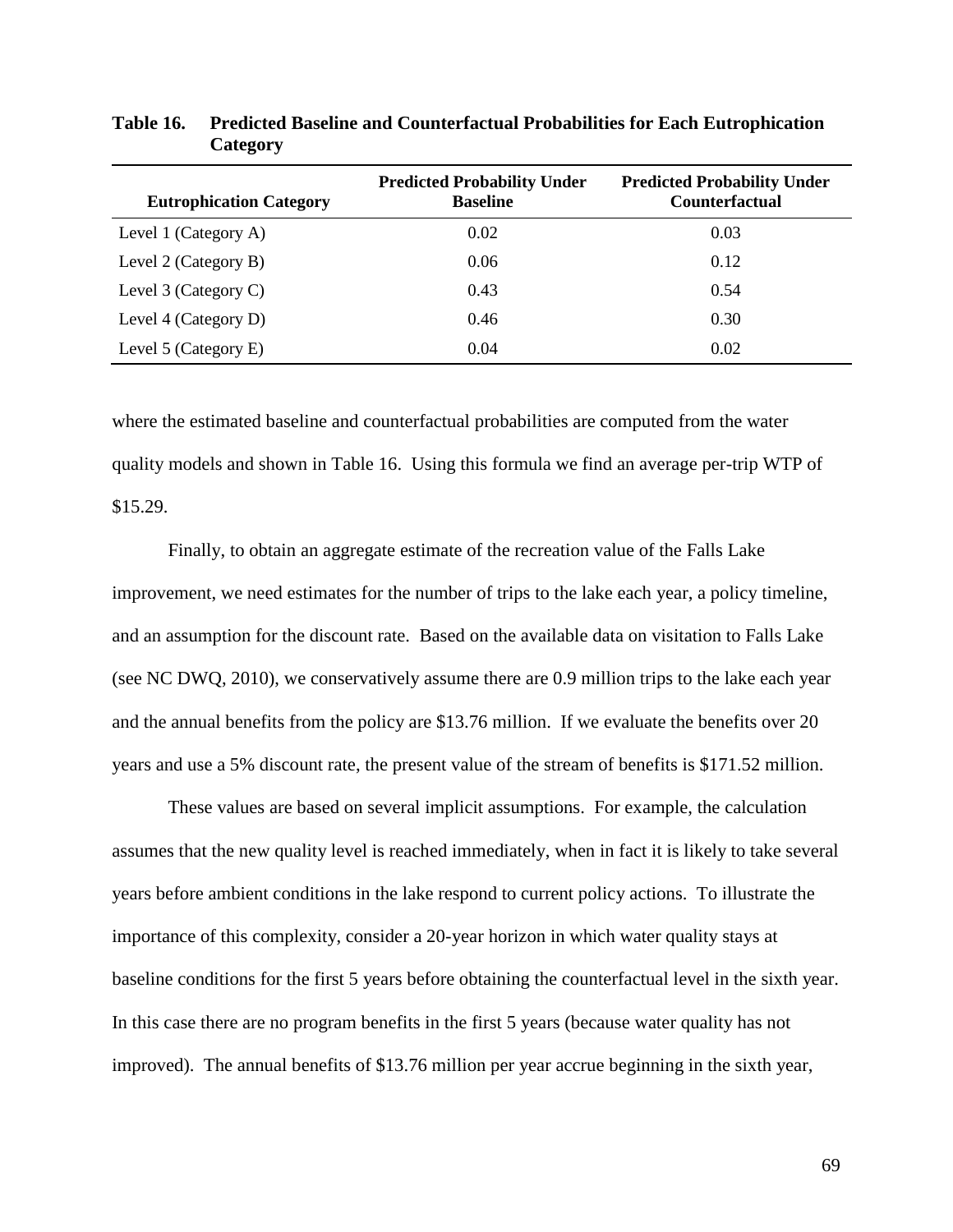**Table 16. Predicted Baseline and Counterfactual Probabilities for Each Eutrophication Category**

| Eutrophication Category | Predicted Probability Under Baseline | Predicted Probability Under Counterfactual |
|---|---|---|
| Level 1 (Category A) | 0.02 | 0.03 |
| Level 2 (Category B) | 0.06 | 0.12 |
| Level 3 (Category C) | 0.43 | 0.54 |
| Level 4 (Category D) | 0.46 | 0.30 |
| Level 5 (Category E) | 0.04 | 0.02 |

where the estimated baseline and counterfactual probabilities are computed from the water quality models and shown in Table 16. Using this formula we find an average per-trip WTP of $15.29.

Finally, to obtain an aggregate estimate of the recreation value of the Falls Lake improvement, we need estimates for the number of trips to the lake each year, a policy timeline, and an assumption for the discount rate. Based on the available data on visitation to Falls Lake (see NC DWQ, 2010), we conservatively assume there are 0.9 million trips to the lake each year and the annual benefits from the policy are $13.76 million. If we evaluate the benefits over 20 years and use a 5% discount rate, the present value of the stream of benefits is $171.52 million.

These values are based on several implicit assumptions. For example, the calculation assumes that the new quality level is reached immediately, when in fact it is likely to take several years before ambient conditions in the lake respond to current policy actions. To illustrate the importance of this complexity, consider a 20-year horizon in which water quality stays at baseline conditions for the first 5 years before obtaining the counterfactual level in the sixth year. In this case there are no program benefits in the first 5 years (because water quality has not improved). The annual benefits of $13.76 million per year accrue beginning in the sixth year,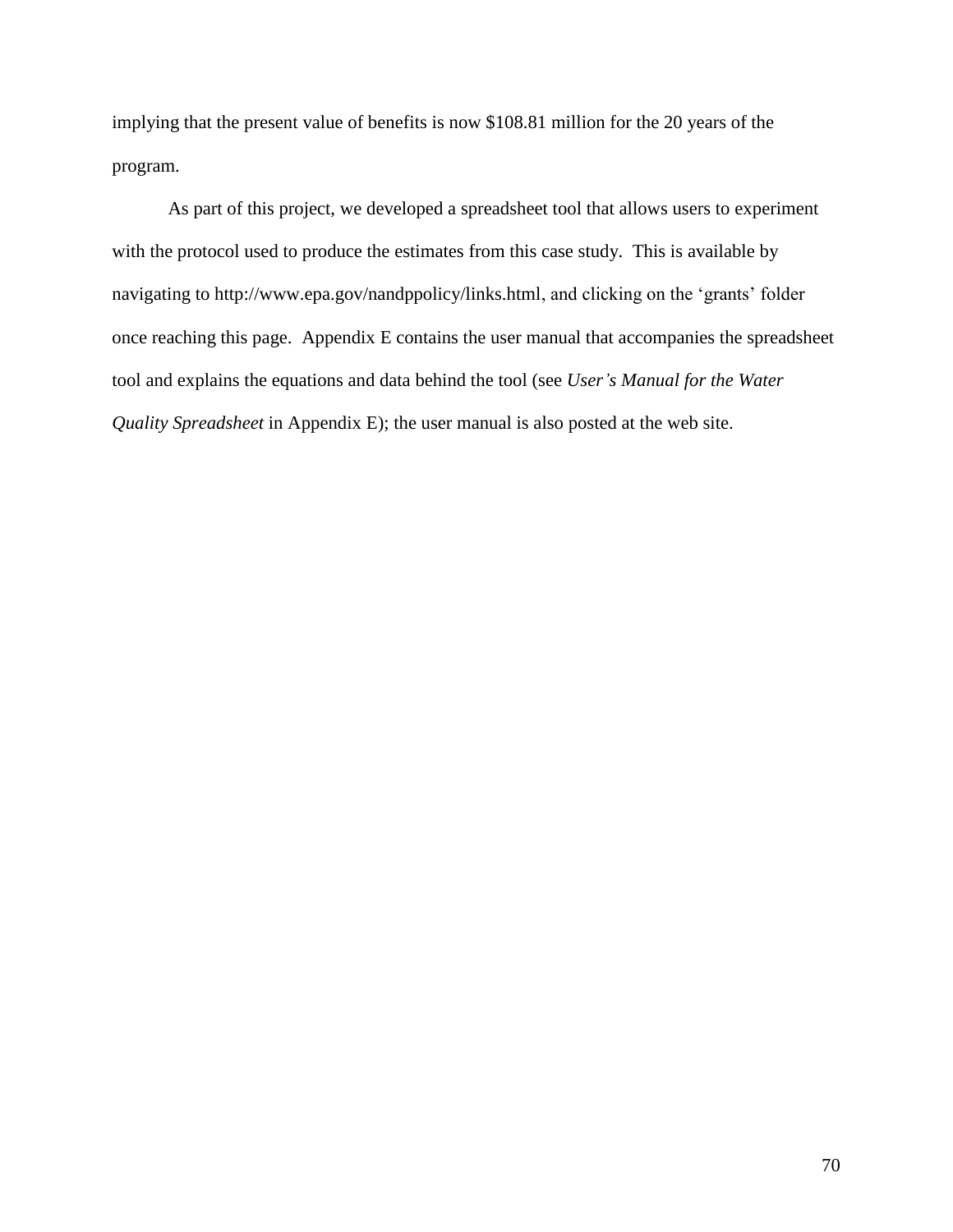implying that the present value of benefits is now $108.81 million for the 20 years of the program.

As part of this project, we developed a spreadsheet tool that allows users to experiment with the protocol used to produce the estimates from this case study. This is available by navigating to http://www.epa.gov/nandppolicy/links.html, and clicking on the ‘grants’ folder once reaching this page. Appendix E contains the user manual that accompanies the spreadsheet tool and explains the equations and data behind the tool (see *User’s Manual for the Water Quality Spreadsheet* in Appendix E); the user manual is also posted at the web site.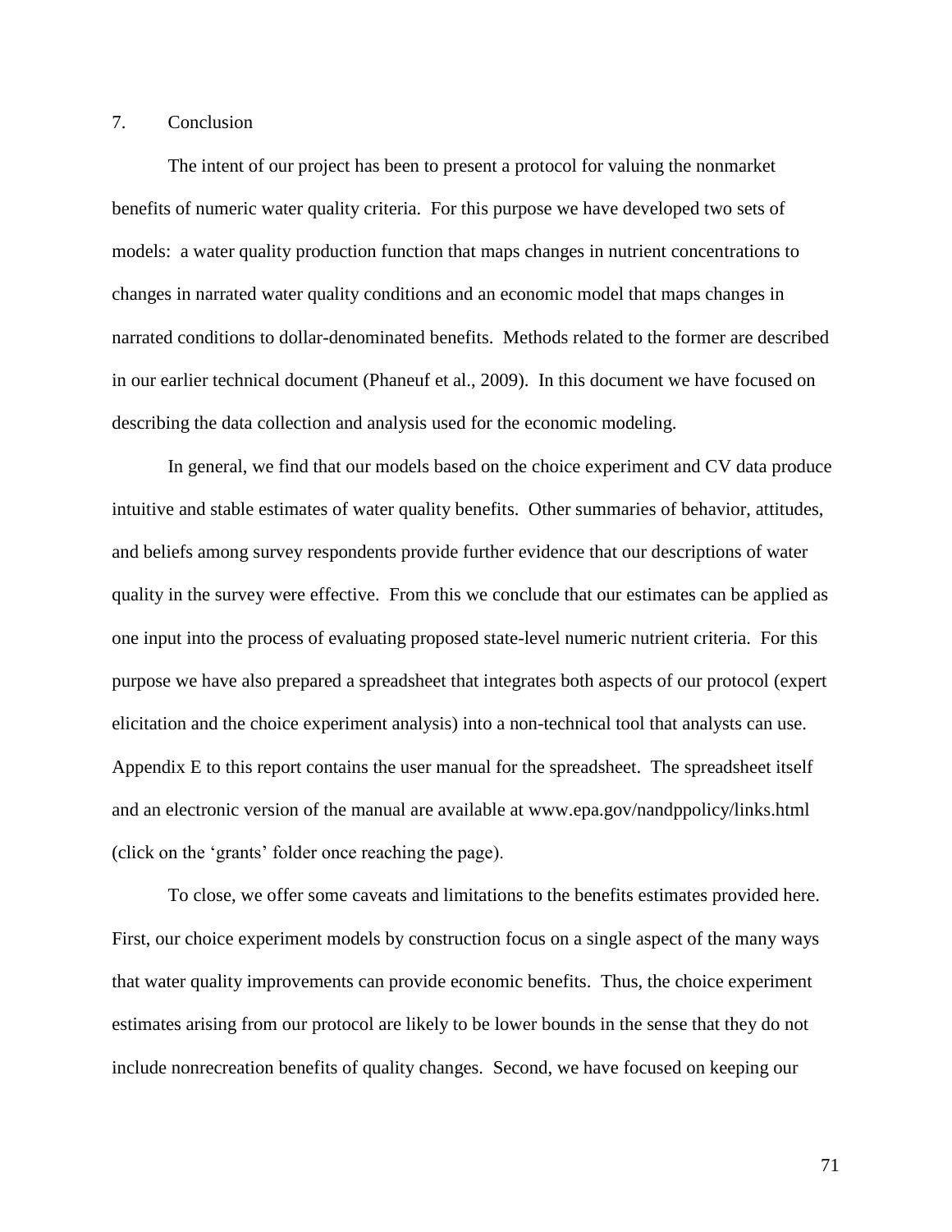## 7. Conclusion

The intent of our project has been to present a protocol for valuing the nonmarket benefits of numeric water quality criteria. For this purpose we have developed two sets of models: a water quality production function that maps changes in nutrient concentrations to changes in narrated water quality conditions and an economic model that maps changes in narrated conditions to dollar-denominated benefits. Methods related to the former are described in our earlier technical document (Phaneuf et al., 2009). In this document we have focused on describing the data collection and analysis used for the economic modeling.

In general, we find that our models based on the choice experiment and CV data produce intuitive and stable estimates of water quality benefits. Other summaries of behavior, attitudes, and beliefs among survey respondents provide further evidence that our descriptions of water quality in the survey were effective. From this we conclude that our estimates can be applied as one input into the process of evaluating proposed state-level numeric nutrient criteria. For this purpose we have also prepared a spreadsheet that integrates both aspects of our protocol (expert elicitation and the choice experiment analysis) into a non-technical tool that analysts can use. Appendix E to this report contains the user manual for the spreadsheet. The spreadsheet itself and an electronic version of the manual are available at www.epa.gov/nandppolicy/links.html (click on the 'grants' folder once reaching the page).

To close, we offer some caveats and limitations to the benefits estimates provided here. First, our choice experiment models by construction focus on a single aspect of the many ways that water quality improvements can provide economic benefits. Thus, the choice experiment estimates arising from our protocol are likely to be lower bounds in the sense that they do not include nonrecreation benefits of quality changes. Second, we have focused on keeping our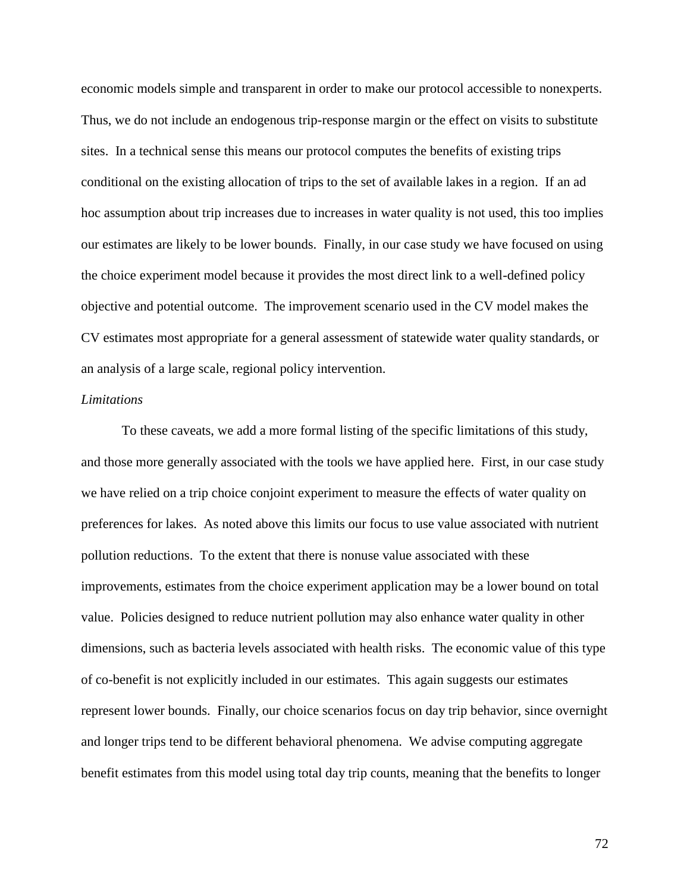economic models simple and transparent in order to make our protocol accessible to nonexperts. Thus, we do not include an endogenous trip-response margin or the effect on visits to substitute sites. In a technical sense this means our protocol computes the benefits of existing trips conditional on the existing allocation of trips to the set of available lakes in a region. If an ad hoc assumption about trip increases due to increases in water quality is not used, this too implies our estimates are likely to be lower bounds. Finally, in our case study we have focused on using the choice experiment model because it provides the most direct link to a well-defined policy objective and potential outcome. The improvement scenario used in the CV model makes the CV estimates most appropriate for a general assessment of statewide water quality standards, or an analysis of a large scale, regional policy intervention.

*Limitations*

To these caveats, we add a more formal listing of the specific limitations of this study, and those more generally associated with the tools we have applied here. First, in our case study we have relied on a trip choice conjoint experiment to measure the effects of water quality on preferences for lakes. As noted above this limits our focus to use value associated with nutrient pollution reductions. To the extent that there is nonuse value associated with these improvements, estimates from the choice experiment application may be a lower bound on total value. Policies designed to reduce nutrient pollution may also enhance water quality in other dimensions, such as bacteria levels associated with health risks. The economic value of this type of co-benefit is not explicitly included in our estimates. This again suggests our estimates represent lower bounds. Finally, our choice scenarios focus on day trip behavior, since overnight and longer trips tend to be different behavioral phenomena. We advise computing aggregate benefit estimates from this model using total day trip counts, meaning that the benefits to longer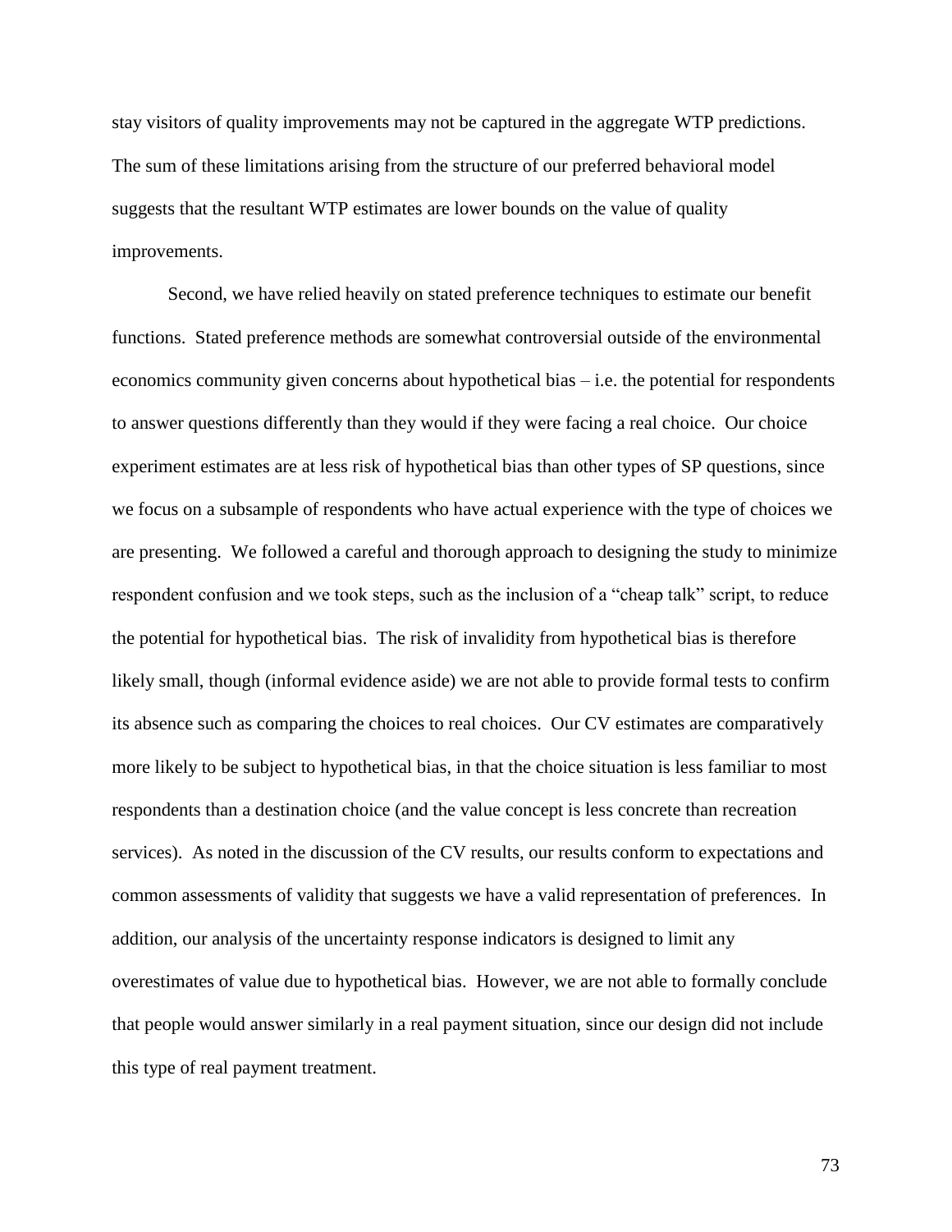stay visitors of quality improvements may not be captured in the aggregate WTP predictions. The sum of these limitations arising from the structure of our preferred behavioral model suggests that the resultant WTP estimates are lower bounds on the value of quality improvements.

Second, we have relied heavily on stated preference techniques to estimate our benefit functions. Stated preference methods are somewhat controversial outside of the environmental economics community given concerns about hypothetical bias – i.e. the potential for respondents to answer questions differently than they would if they were facing a real choice. Our choice experiment estimates are at less risk of hypothetical bias than other types of SP questions, since we focus on a subsample of respondents who have actual experience with the type of choices we are presenting. We followed a careful and thorough approach to designing the study to minimize respondent confusion and we took steps, such as the inclusion of a "cheap talk" script, to reduce the potential for hypothetical bias. The risk of invalidity from hypothetical bias is therefore likely small, though (informal evidence aside) we are not able to provide formal tests to confirm its absence such as comparing the choices to real choices. Our CV estimates are comparatively more likely to be subject to hypothetical bias, in that the choice situation is less familiar to most respondents than a destination choice (and the value concept is less concrete than recreation services). As noted in the discussion of the CV results, our results conform to expectations and common assessments of validity that suggests we have a valid representation of preferences. In addition, our analysis of the uncertainty response indicators is designed to limit any overestimates of value due to hypothetical bias. However, we are not able to formally conclude that people would answer similarly in a real payment situation, since our design did not include this type of real payment treatment.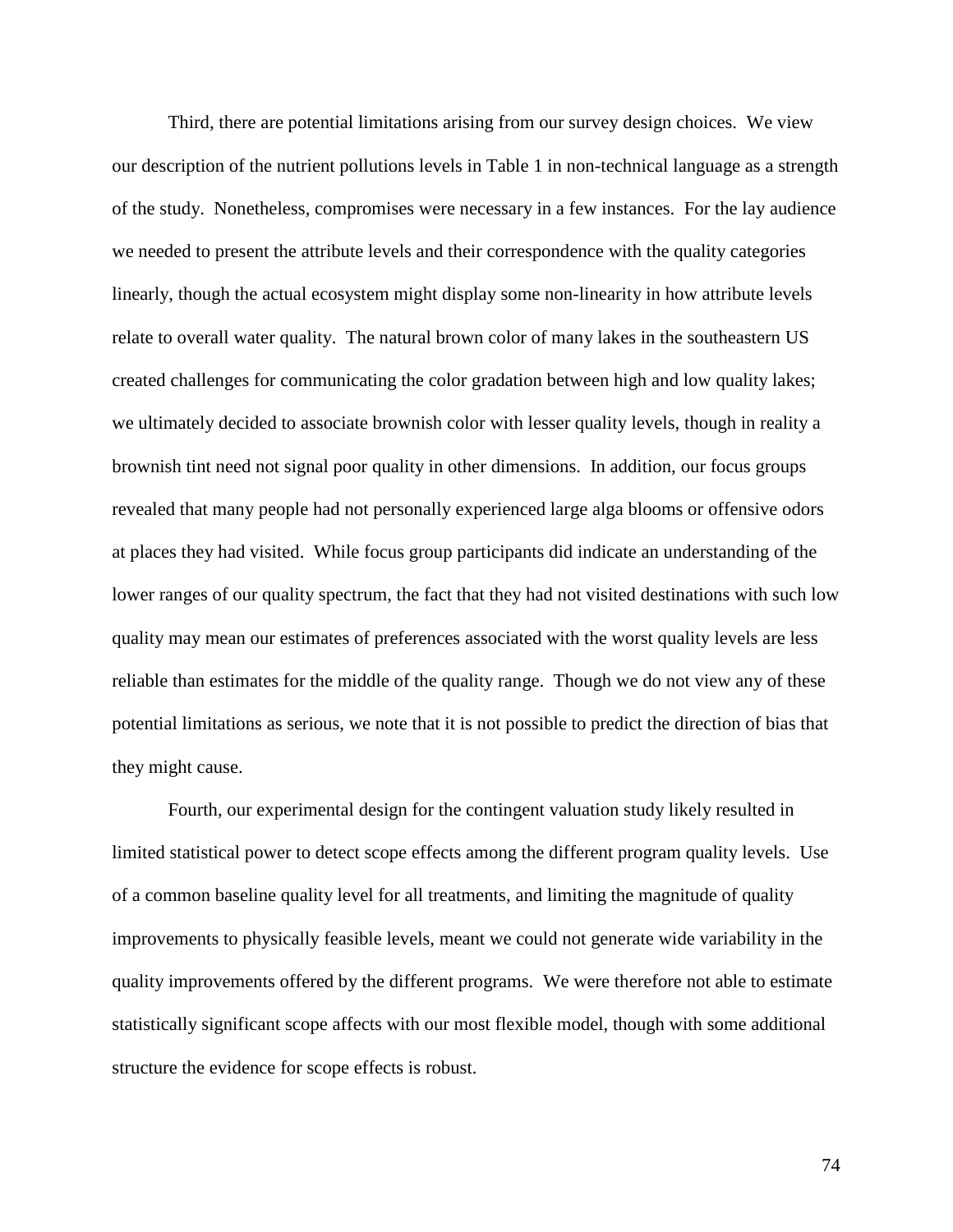Third, there are potential limitations arising from our survey design choices. We view our description of the nutrient pollutions levels in Table 1 in non-technical language as a strength of the study. Nonetheless, compromises were necessary in a few instances. For the lay audience we needed to present the attribute levels and their correspondence with the quality categories linearly, though the actual ecosystem might display some non-linearity in how attribute levels relate to overall water quality. The natural brown color of many lakes in the southeastern US created challenges for communicating the color gradation between high and low quality lakes; we ultimately decided to associate brownish color with lesser quality levels, though in reality a brownish tint need not signal poor quality in other dimensions. In addition, our focus groups revealed that many people had not personally experienced large alga blooms or offensive odors at places they had visited. While focus group participants did indicate an understanding of the lower ranges of our quality spectrum, the fact that they had not visited destinations with such low quality may mean our estimates of preferences associated with the worst quality levels are less reliable than estimates for the middle of the quality range. Though we do not view any of these potential limitations as serious, we note that it is not possible to predict the direction of bias that they might cause.

Fourth, our experimental design for the contingent valuation study likely resulted in limited statistical power to detect scope effects among the different program quality levels. Use of a common baseline quality level for all treatments, and limiting the magnitude of quality improvements to physically feasible levels, meant we could not generate wide variability in the quality improvements offered by the different programs. We were therefore not able to estimate statistically significant scope affects with our most flexible model, though with some additional structure the evidence for scope effects is robust.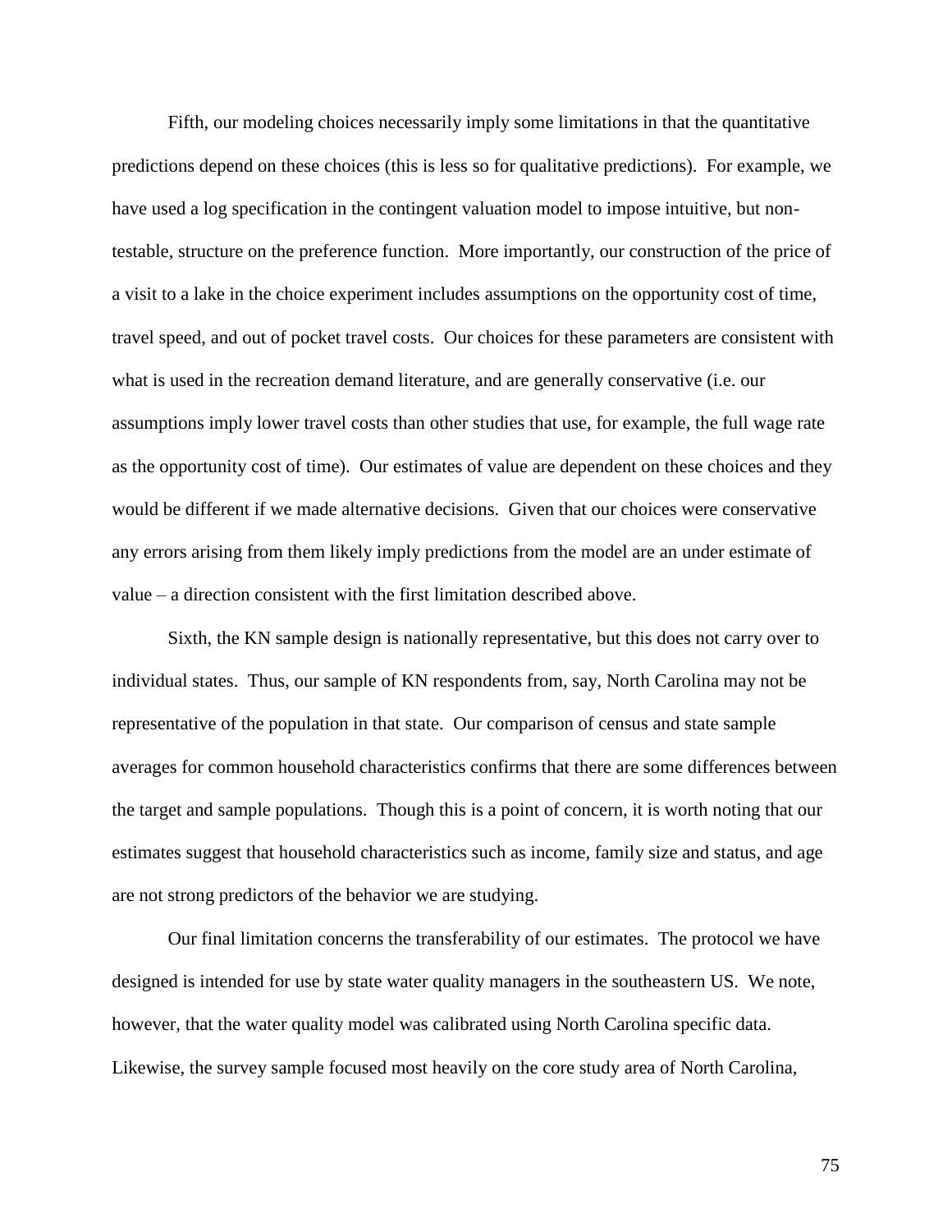Fifth, our modeling choices necessarily imply some limitations in that the quantitative predictions depend on these choices (this is less so for qualitative predictions). For example, we have used a log specification in the contingent valuation model to impose intuitive, but non-testable, structure on the preference function. More importantly, our construction of the price of a visit to a lake in the choice experiment includes assumptions on the opportunity cost of time, travel speed, and out of pocket travel costs. Our choices for these parameters are consistent with what is used in the recreation demand literature, and are generally conservative (i.e. our assumptions imply lower travel costs than other studies that use, for example, the full wage rate as the opportunity cost of time). Our estimates of value are dependent on these choices and they would be different if we made alternative decisions. Given that our choices were conservative any errors arising from them likely imply predictions from the model are an under estimate of value – a direction consistent with the first limitation described above.

Sixth, the KN sample design is nationally representative, but this does not carry over to individual states. Thus, our sample of KN respondents from, say, North Carolina may not be representative of the population in that state. Our comparison of census and state sample averages for common household characteristics confirms that there are some differences between the target and sample populations. Though this is a point of concern, it is worth noting that our estimates suggest that household characteristics such as income, family size and status, and age are not strong predictors of the behavior we are studying.

Our final limitation concerns the transferability of our estimates. The protocol we have designed is intended for use by state water quality managers in the southeastern US. We note, however, that the water quality model was calibrated using North Carolina specific data. Likewise, the survey sample focused most heavily on the core study area of North Carolina,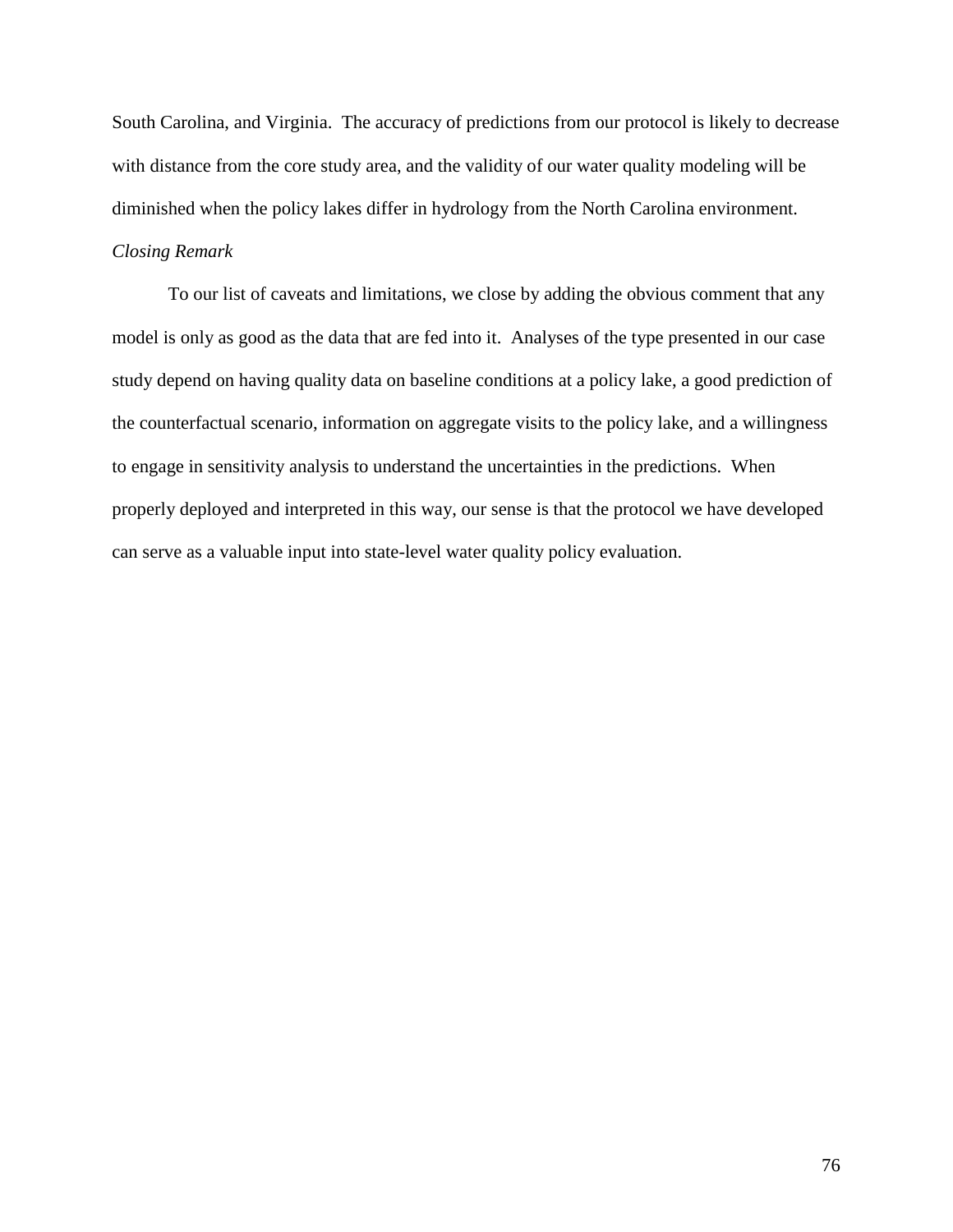South Carolina, and Virginia. The accuracy of predictions from our protocol is likely to decrease with distance from the core study area, and the validity of our water quality modeling will be diminished when the policy lakes differ in hydrology from the North Carolina environment.

*Closing Remark*

To our list of caveats and limitations, we close by adding the obvious comment that any model is only as good as the data that are fed into it. Analyses of the type presented in our case study depend on having quality data on baseline conditions at a policy lake, a good prediction of the counterfactual scenario, information on aggregate visits to the policy lake, and a willingness to engage in sensitivity analysis to understand the uncertainties in the predictions. When properly deployed and interpreted in this way, our sense is that the protocol we have developed can serve as a valuable input into state-level water quality policy evaluation.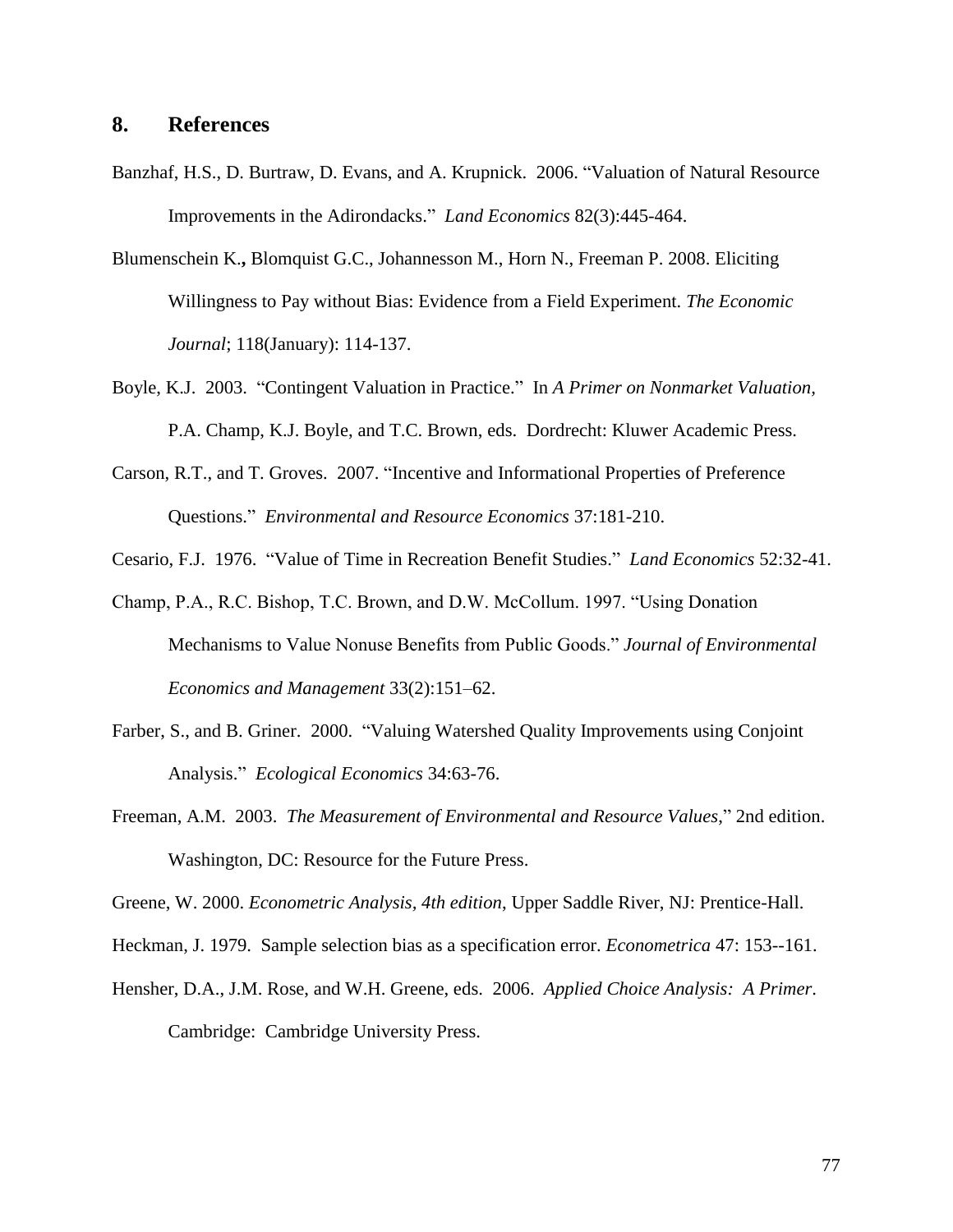## 8. References

Banzhaf, H.S., D. Burtraw, D. Evans, and A. Krupnick. 2006. "Valuation of Natural Resource Improvements in the Adirondacks." *Land Economics* 82(3):445-464.

Blumenschein K.**,** Blomquist G.C., Johannesson M., Horn N., Freeman P. 2008. Eliciting Willingness to Pay without Bias: Evidence from a Field Experiment. *The Economic Journal*; 118(January): 114-137.

Boyle, K.J. 2003. "Contingent Valuation in Practice." In *A Primer on Nonmarket Valuation,* P.A. Champ, K.J. Boyle, and T.C. Brown, eds. Dordrecht: Kluwer Academic Press.

Carson, R.T., and T. Groves. 2007. "Incentive and Informational Properties of Preference Questions." *Environmental and Resource Economics* 37:181-210.

Cesario, F.J. 1976. "Value of Time in Recreation Benefit Studies." *Land Economics* 52:32-41.

Champ, P.A., R.C. Bishop, T.C. Brown, and D.W. McCollum. 1997. "Using Donation Mechanisms to Value Nonuse Benefits from Public Goods." *Journal of Environmental Economics and Management* 33(2):151–62.

Farber, S., and B. Griner. 2000. "Valuing Watershed Quality Improvements using Conjoint Analysis." *Ecological Economics* 34:63-76.

Freeman, A.M. 2003. *The Measurement of Environmental and Resource Values*," 2nd edition. Washington, DC: Resource for the Future Press.

Greene, W. 2000. *Econometric Analysis, 4th edition*, Upper Saddle River, NJ: Prentice-Hall.

Heckman, J. 1979. Sample selection bias as a specification error. *Econometrica* 47: 153--161.

Hensher, D.A., J.M. Rose, and W.H. Greene, eds. 2006. *Applied Choice Analysis: A Primer*. Cambridge: Cambridge University Press.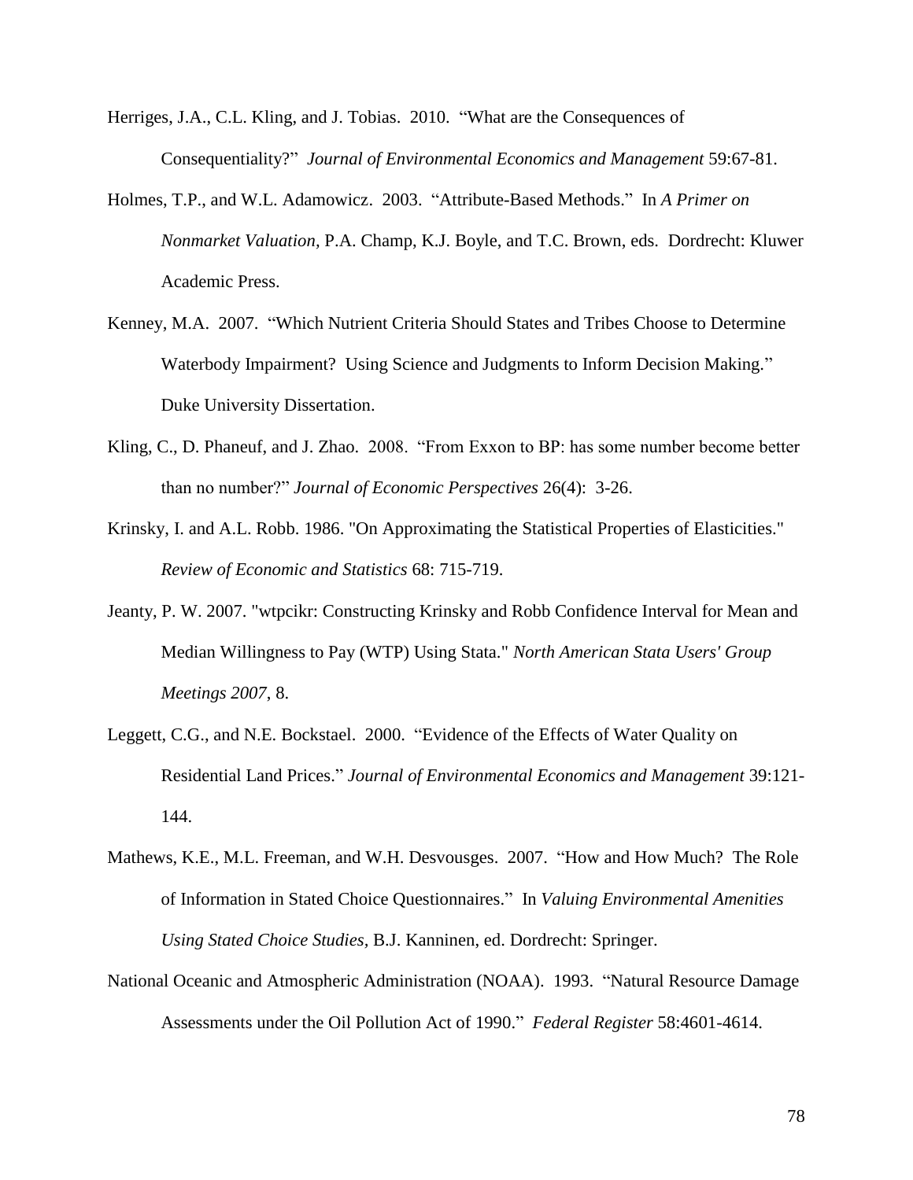Herriges, J.A., C.L. Kling, and J. Tobias. 2010. "What are the Consequences of Consequentiality?" *Journal of Environmental Economics and Management* 59:67-81.

Holmes, T.P., and W.L. Adamowicz. 2003. "Attribute-Based Methods." In *A Primer on Nonmarket Valuation*, P.A. Champ, K.J. Boyle, and T.C. Brown, eds. Dordrecht: Kluwer Academic Press.

Kenney, M.A. 2007. "Which Nutrient Criteria Should States and Tribes Choose to Determine Waterbody Impairment? Using Science and Judgments to Inform Decision Making." Duke University Dissertation.

Kling, C., D. Phaneuf, and J. Zhao. 2008. "From Exxon to BP: has some number become better than no number?" *Journal of Economic Perspectives* 26(4): 3-26.

Krinsky, I. and A.L. Robb. 1986. "On Approximating the Statistical Properties of Elasticities." *Review of Economic and Statistics* 68: 715-719.

Jeanty, P. W. 2007. "wtpcikr: Constructing Krinsky and Robb Confidence Interval for Mean and Median Willingness to Pay (WTP) Using Stata." *North American Stata Users' Group Meetings 2007*, 8.

Leggett, C.G., and N.E. Bockstael. 2000. "Evidence of the Effects of Water Quality on Residential Land Prices." *Journal of Environmental Economics and Management* 39:121-144.

Mathews, K.E., M.L. Freeman, and W.H. Desvousges. 2007. "How and How Much? The Role of Information in Stated Choice Questionnaires." In *Valuing Environmental Amenities Using Stated Choice Studies*, B.J. Kanninen, ed. Dordrecht: Springer.

National Oceanic and Atmospheric Administration (NOAA). 1993. "Natural Resource Damage Assessments under the Oil Pollution Act of 1990." *Federal Register* 58:4601-4614.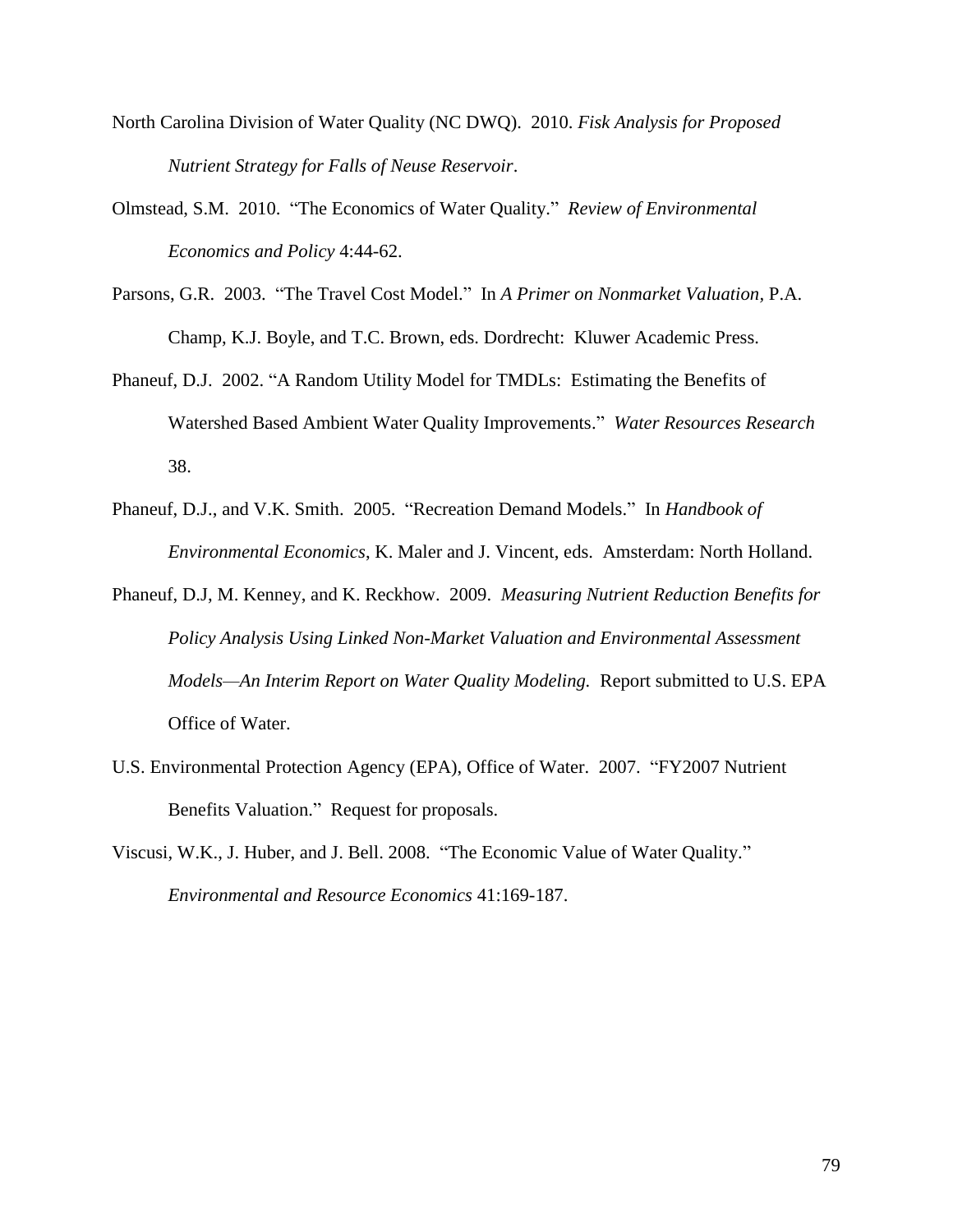North Carolina Division of Water Quality (NC DWQ). 2010. *Fisk Analysis for Proposed Nutrient Strategy for Falls of Neuse Reservoir*.

Olmstead, S.M. 2010. "The Economics of Water Quality." *Review of Environmental Economics and Policy* 4:44-62.

Parsons, G.R. 2003. "The Travel Cost Model." In *A Primer on Nonmarket Valuation*, P.A. Champ, K.J. Boyle, and T.C. Brown, eds. Dordrecht: Kluwer Academic Press.

Phaneuf, D.J. 2002. "A Random Utility Model for TMDLs: Estimating the Benefits of Watershed Based Ambient Water Quality Improvements." *Water Resources Research* 38.

Phaneuf, D.J., and V.K. Smith. 2005. "Recreation Demand Models." In *Handbook of Environmental Economics*, K. Maler and J. Vincent, eds. Amsterdam: North Holland.

Phaneuf, D.J, M. Kenney, and K. Reckhow. 2009. *Measuring Nutrient Reduction Benefits for Policy Analysis Using Linked Non-Market Valuation and Environmental Assessment Models—An Interim Report on Water Quality Modeling.* Report submitted to U.S. EPA Office of Water.

U.S. Environmental Protection Agency (EPA), Office of Water. 2007. "FY2007 Nutrient Benefits Valuation." Request for proposals.

Viscusi, W.K., J. Huber, and J. Bell. 2008. "The Economic Value of Water Quality." *Environmental and Resource Economics* 41:169-187.